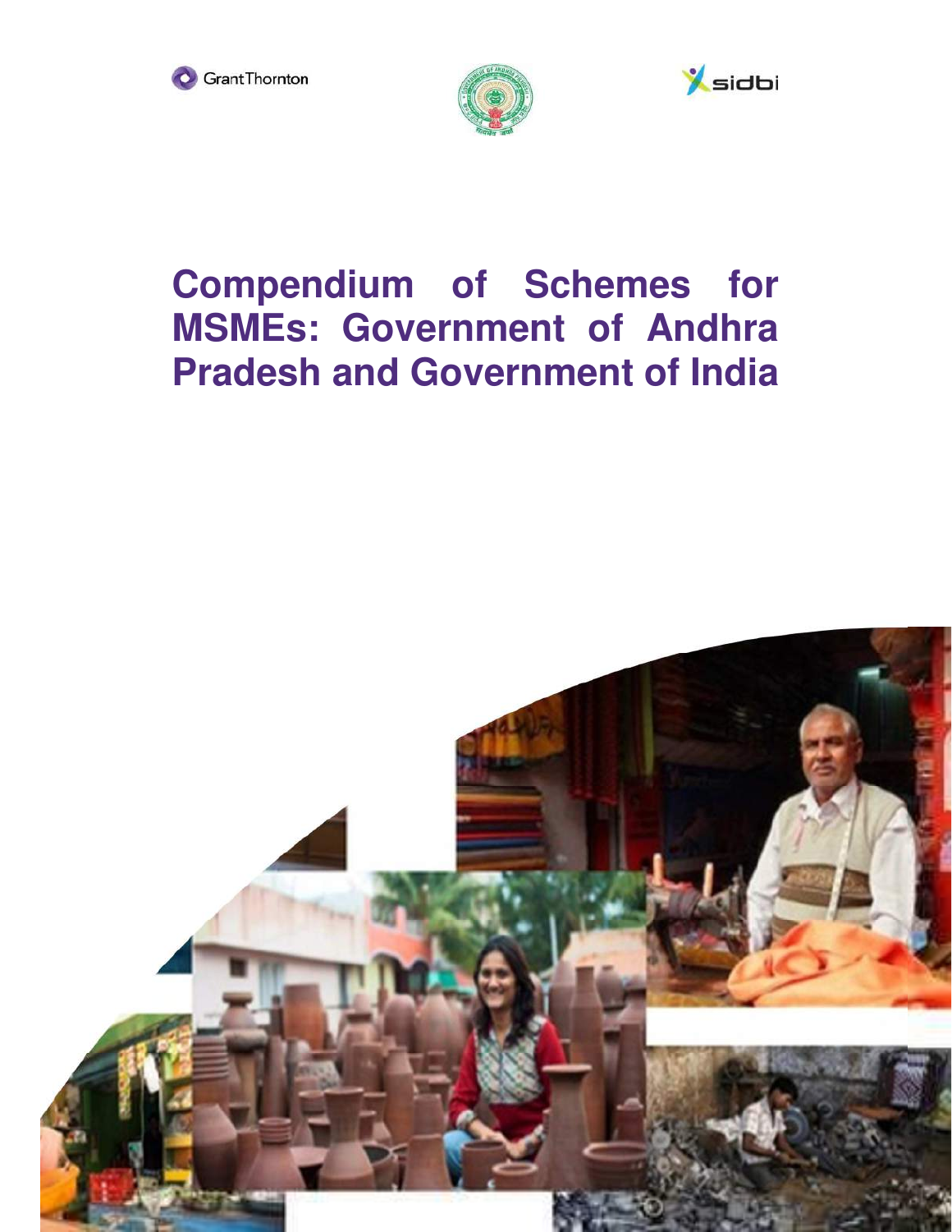GrantThornton

sidbi

# Compendium of Schemes for MSMEs: Government of Andhra Pradesh and Government of India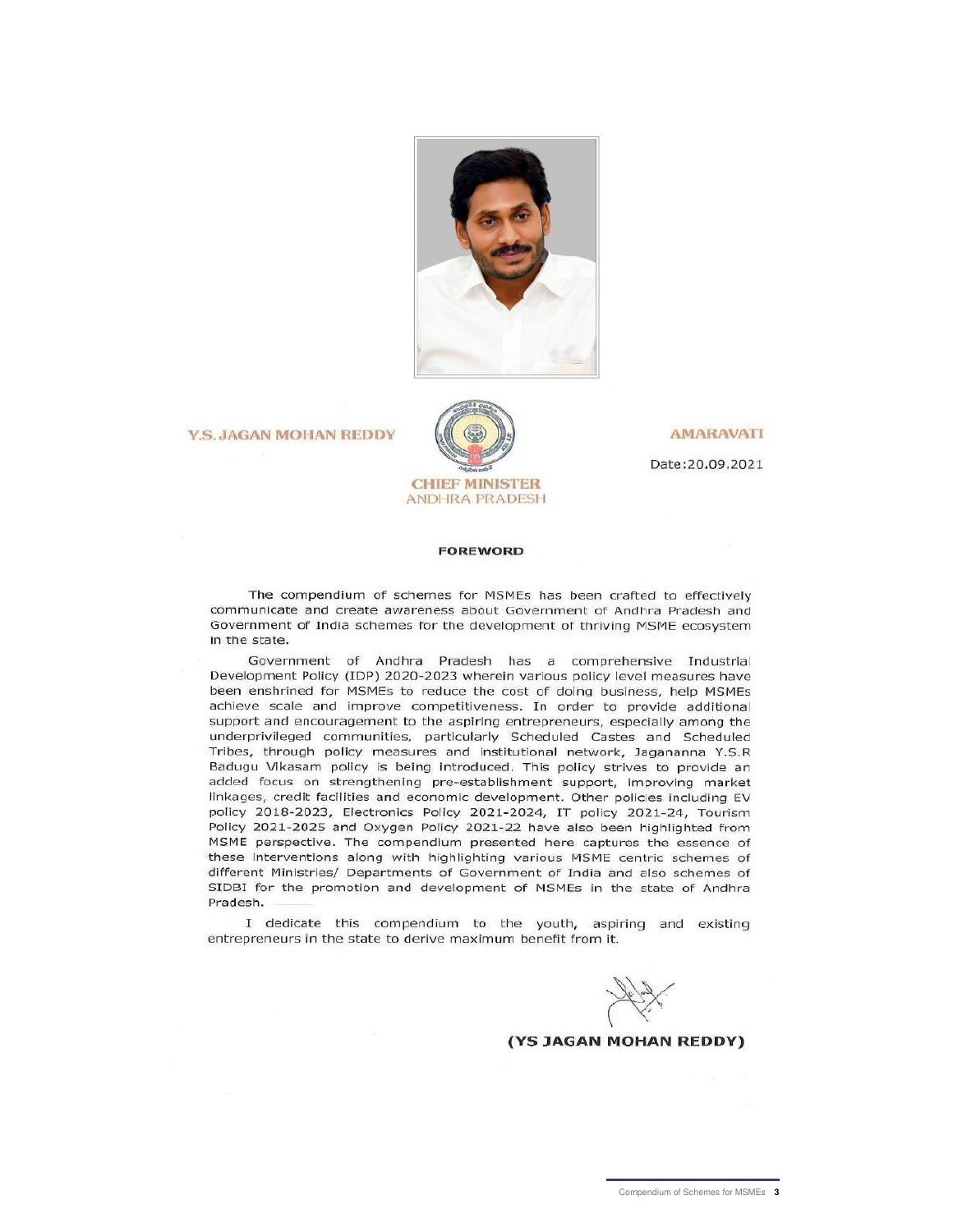Y.S. JAGAN MOHAN REDDY

CHIEF MINISTER
ANDHRA PRADESH

AMARAVATI

Date:20.09.2021

## FOREWORD

The compendium of schemes for MSMEs has been crafted to effectively communicate and create awareness about Government of Andhra Pradesh and Government of India schemes for the development of thriving MSME ecosystem in the state.

Government of Andhra Pradesh has a comprehensive Industrial Development Policy (IDP) 2020-2023 wherein various policy level measures have been enshrined for MSMEs to reduce the cost of doing business, help MSMEs achieve scale and improve competitiveness. In order to provide additional support and encouragement to the aspiring entrepreneurs, especially among the underprivileged communities, particularly Scheduled Castes and Scheduled Tribes, through policy measures and institutional network, Jagananna Y.S.R Badugu Vikasam policy is being introduced. This policy strives to provide an added focus on strengthening pre-establishment support, improving market linkages, credit facilities and economic development. Other policies including EV policy 2018-2023, Electronics Policy 2021-2024, IT policy 2021-24, Tourism Policy 2021-2025 and Oxygen Policy 2021-22 have also been highlighted from MSME perspective. The compendium presented here captures the essence of these interventions along with highlighting various MSME centric schemes of different Ministries/ Departments of Government of India and also schemes of SIDBI for the promotion and development of MSMEs in the state of Andhra Pradesh.

I dedicate this compendium to the youth, aspiring and existing entrepreneurs in the state to derive maximum benefit from it.

**(YS JAGAN MOHAN REDDY)**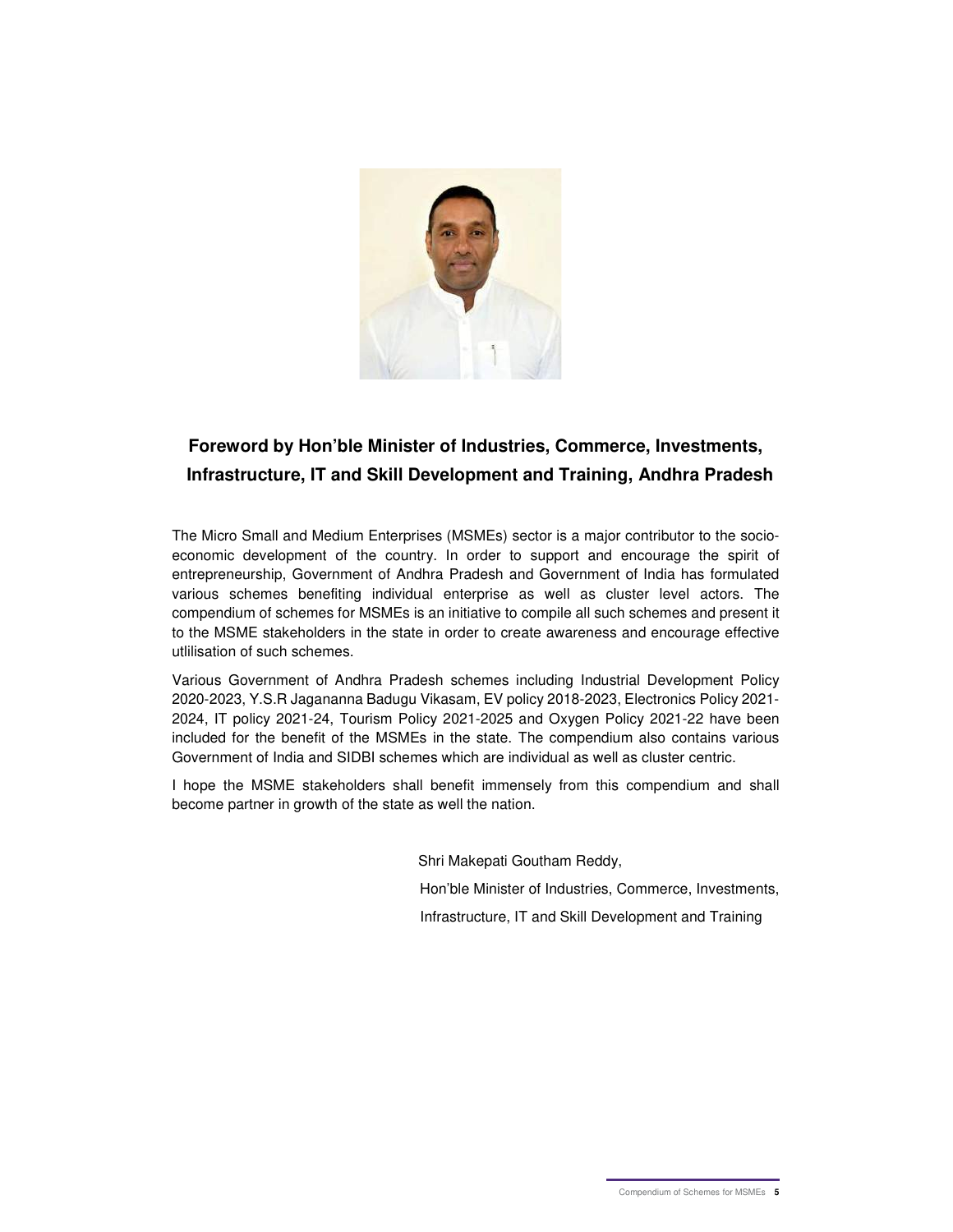## Foreword by Hon'ble Minister of Industries, Commerce, Investments, Infrastructure, IT and Skill Development and Training, Andhra Pradesh

The Micro Small and Medium Enterprises (MSMEs) sector is a major contributor to the socio-economic development of the country. In order to support and encourage the spirit of entrepreneurship, Government of Andhra Pradesh and Government of India has formulated various schemes benefiting individual enterprise as well as cluster level actors. The compendium of schemes for MSMEs is an initiative to compile all such schemes and present it to the MSME stakeholders in the state in order to create awareness and encourage effective utlilisation of such schemes.

Various Government of Andhra Pradesh schemes including Industrial Development Policy 2020-2023, Y.S.R Jaganna Badugu Vikasam, EV policy 2018-2023, Electronics Policy 2021-2024, IT policy 2021-24, Tourism Policy 2021-2025 and Oxygen Policy 2021-22 have been included for the benefit of the MSMEs in the state. The compendium also contains various Government of India and SIDBI schemes which are individual as well as cluster centric.

I hope the MSME stakeholders shall benefit immensely from this compendium and shall become partner in growth of the state as well the nation.

Shri Makepati Goutham Reddy,

Hon'ble Minister of Industries, Commerce, Investments,

Infrastructure, IT and Skill Development and Training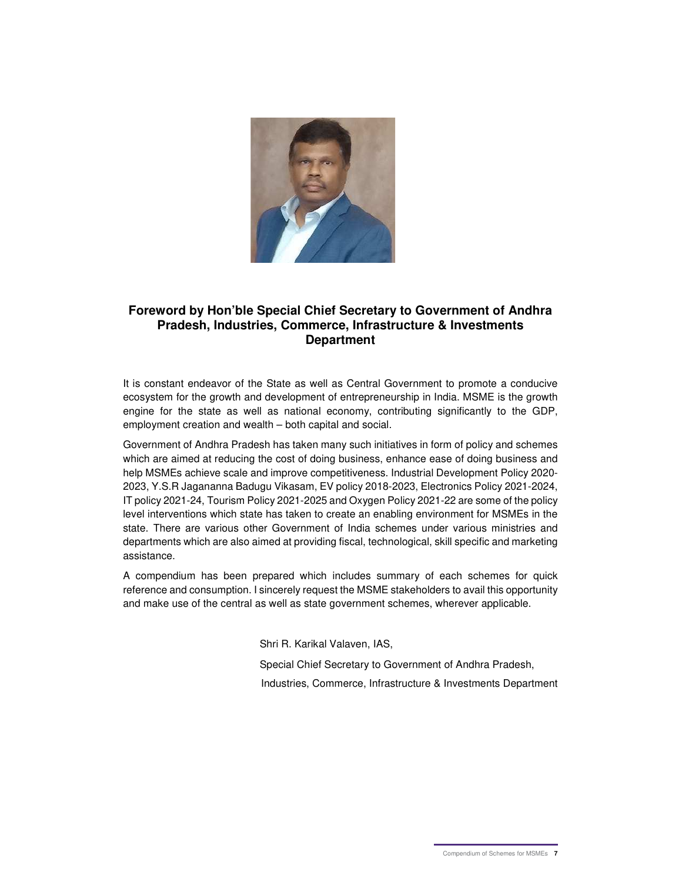## Foreword by Hon'ble Special Chief Secretary to Government of Andhra Pradesh, Industries, Commerce, Infrastructure & Investments Department

It is constant endeavor of the State as well as Central Government to promote a conducive ecosystem for the growth and development of entrepreneurship in India. MSME is the growth engine for the state as well as national economy, contributing significantly to the GDP, employment creation and wealth – both capital and social.

Government of Andhra Pradesh has taken many such initiatives in form of policy and schemes which are aimed at reducing the cost of doing business, enhance ease of doing business and help MSMEs achieve scale and improve competitiveness. Industrial Development Policy 2020-2023, Y.S.R Jagananna Badugu Vikasam, EV policy 2018-2023, Electronics Policy 2021-2024, IT policy 2021-24, Tourism Policy 2021-2025 and Oxygen Policy 2021-22 are some of the policy level interventions which state has taken to create an enabling environment for MSMEs in the state. There are various other Government of India schemes under various ministries and departments which are also aimed at providing fiscal, technological, skill specific and marketing assistance.

A compendium has been prepared which includes summary of each schemes for quick reference and consumption. I sincerely request the MSME stakeholders to avail this opportunity and make use of the central as well as state government schemes, wherever applicable.

Shri R. Karikal Valaven, IAS,

Special Chief Secretary to Government of Andhra Pradesh,

Industries, Commerce, Infrastructure & Investments Department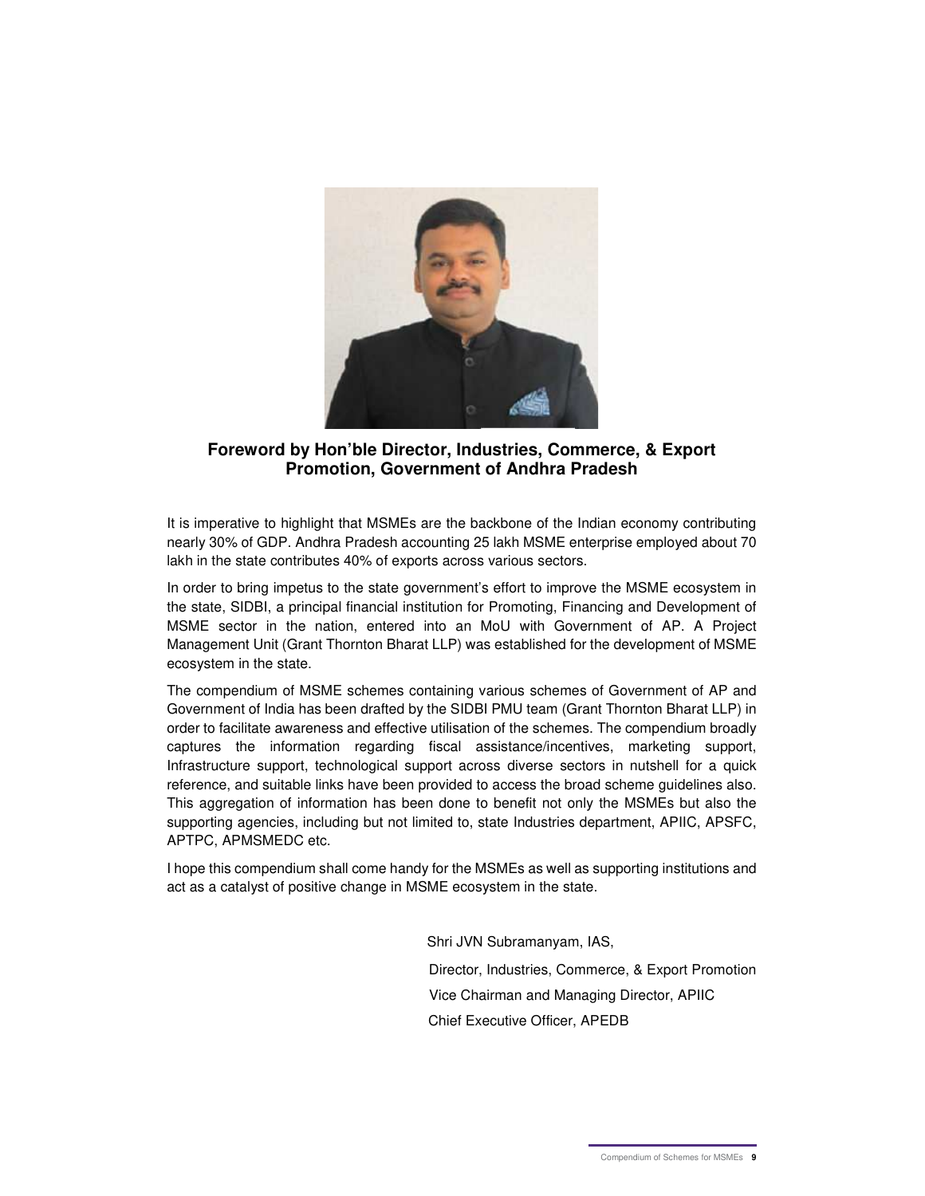## Foreword by Hon'ble Director, Industries, Commerce, & Export Promotion, Government of Andhra Pradesh

It is imperative to highlight that MSMEs are the backbone of the Indian economy contributing nearly 30% of GDP. Andhra Pradesh accounting 25 lakh MSME enterprise employed about 70 lakh in the state contributes 40% of exports across various sectors.

In order to bring impetus to the state government's effort to improve the MSME ecosystem in the state, SIDBI, a principal financial institution for Promoting, Financing and Development of MSME sector in the nation, entered into an MoU with Government of AP. A Project Management Unit (Grant Thornton Bharat LLP) was established for the development of MSME ecosystem in the state.

The compendium of MSME schemes containing various schemes of Government of AP and Government of India has been drafted by the SIDBI PMU team (Grant Thornton Bharat LLP) in order to facilitate awareness and effective utilisation of the schemes. The compendium broadly captures the information regarding fiscal assistance/incentives, marketing support, Infrastructure support, technological support across diverse sectors in nutshell for a quick reference, and suitable links have been provided to access the broad scheme guidelines also. This aggregation of information has been done to benefit not only the MSMEs but also the supporting agencies, including but not limited to, state Industries department, APIIC, APSFC, APTPC, APMSMEDC etc.

I hope this compendium shall come handy for the MSMEs as well as supporting institutions and act as a catalyst of positive change in MSME ecosystem in the state.

Shri JVN Subramanyam, IAS,

Director, Industries, Commerce, & Export Promotion

Vice Chairman and Managing Director, APIIC

Chief Executive Officer, APEDB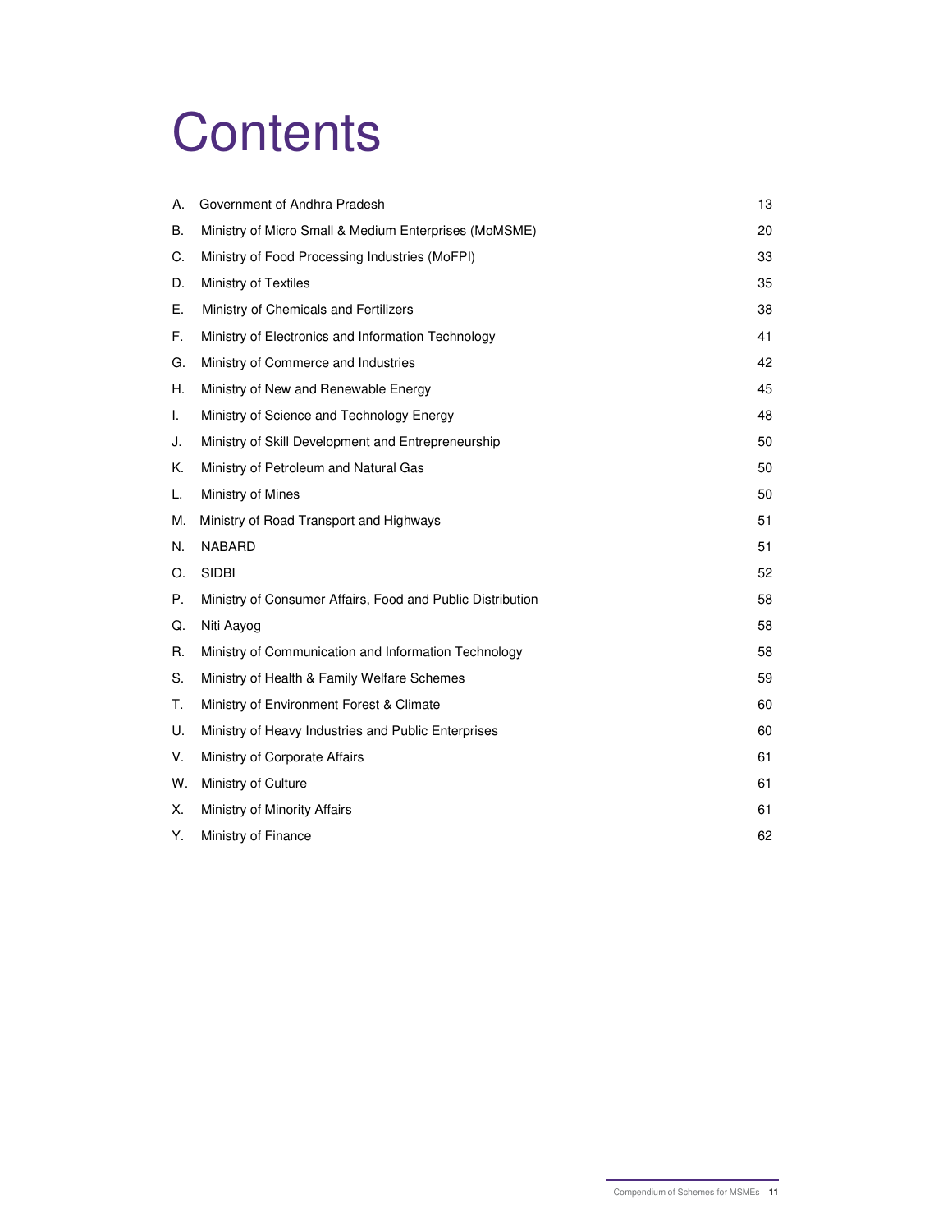# Contents

| | | |
|---|---|---|
| A. | Government of Andhra Pradesh | 13 |
| B. | Ministry of Micro Small & Medium Enterprises (MoMSME) | 20 |
| C. | Ministry of Food Processing Industries (MoFPI) | 33 |
| D. | Ministry of Textiles | 35 |
| E. | Ministry of Chemicals and Fertilizers | 38 |
| F. | Ministry of Electronics and Information Technology | 41 |
| G. | Ministry of Commerce and Industries | 42 |
| H. | Ministry of New and Renewable Energy | 45 |
| I. | Ministry of Science and Technology Energy | 48 |
| J. | Ministry of Skill Development and Entrepreneurship | 50 |
| K. | Ministry of Petroleum and Natural Gas | 50 |
| L. | Ministry of Mines | 50 |
| M. | Ministry of Road Transport and Highways | 51 |
| N. | NABARD | 51 |
| O. | SIDBI | 52 |
| P. | Ministry of Consumer Affairs, Food and Public Distribution | 58 |
| Q. | Niti Aayog | 58 |
| R. | Ministry of Communication and Information Technology | 58 |
| S. | Ministry of Health & Family Welfare Schemes | 59 |
| T. | Ministry of Environment Forest & Climate | 60 |
| U. | Ministry of Heavy Industries and Public Enterprises | 60 |
| V. | Ministry of Corporate Affairs | 61 |
| W. | Ministry of Culture | 61 |
| X. | Ministry of Minority Affairs | 61 |
| Y. | Ministry of Finance | 62 |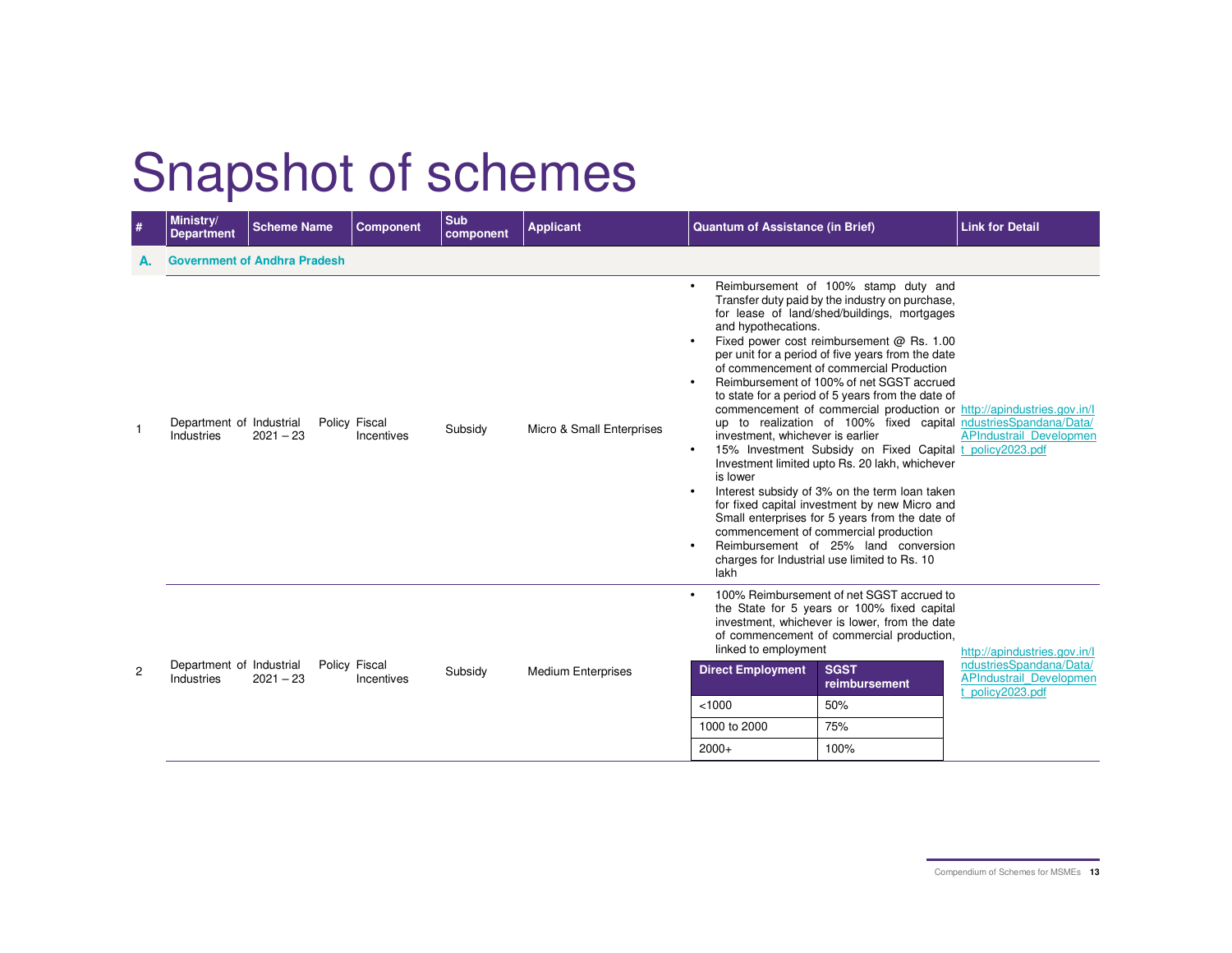# Snapshot of schemes

| # | Ministry/ Department | Scheme Name | Component | Sub component | Applicant | Quantum of Assistance (in Brief) | Link for Detail |
|---|---|---|---|---|---|---|---|
| **A.** | **Government of Andhra Pradesh** | | | | | | |
| 1 | Department of Industries | Industrial Policy 2021 – 23 | Fiscal Incentives | Subsidy | Micro & Small Enterprises | • Reimbursement of 100% stamp duty and Transfer duty paid by the industry on purchase, for lease of land/shed/buildings, mortgages and hypothecations.<br>• Fixed power cost reimbursement @ Rs. 1.00 per unit for a period of five years from the date of commencement of commercial Production<br>• Reimbursement of 100% of net SGST accrued to state for a period of 5 years from the date of commencement of commercial production or up to realization of 100% fixed capital investment, whichever is earlier<br>• 15% Investment Subsidy on Fixed Capital Investment limited upto Rs. 20 lakh, whichever is lower<br>• Interest subsidy of 3% on the term loan taken for fixed capital investment by new Micro and Small enterprises for 5 years from the date of commencement of commercial production<br>• Reimbursement of 25% land conversion charges for Industrial use limited to Rs. 10 lakh | http://apindustries.gov.in/IndustriesSpandana/Data/APIndustrail_Development_policy2023.pdf |
| 2 | Department of Industries | Industrial Policy 2021 – 23 | Fiscal Incentives | Subsidy | Medium Enterprises | • 100% Reimbursement of net SGST accrued to the State for 5 years or 100% fixed capital investment, whichever is lower, from the date of commencement of commercial production, linked to employment<br><br>**Direct Employment** – **SGST reimbursement**<br><1000 – 50%<br>1000 to 2000 – 75%<br>2000+ – 100% | http://apindustries.gov.in/IndustriesSpandana/Data/APIndustrail_Development_policy2023.pdf |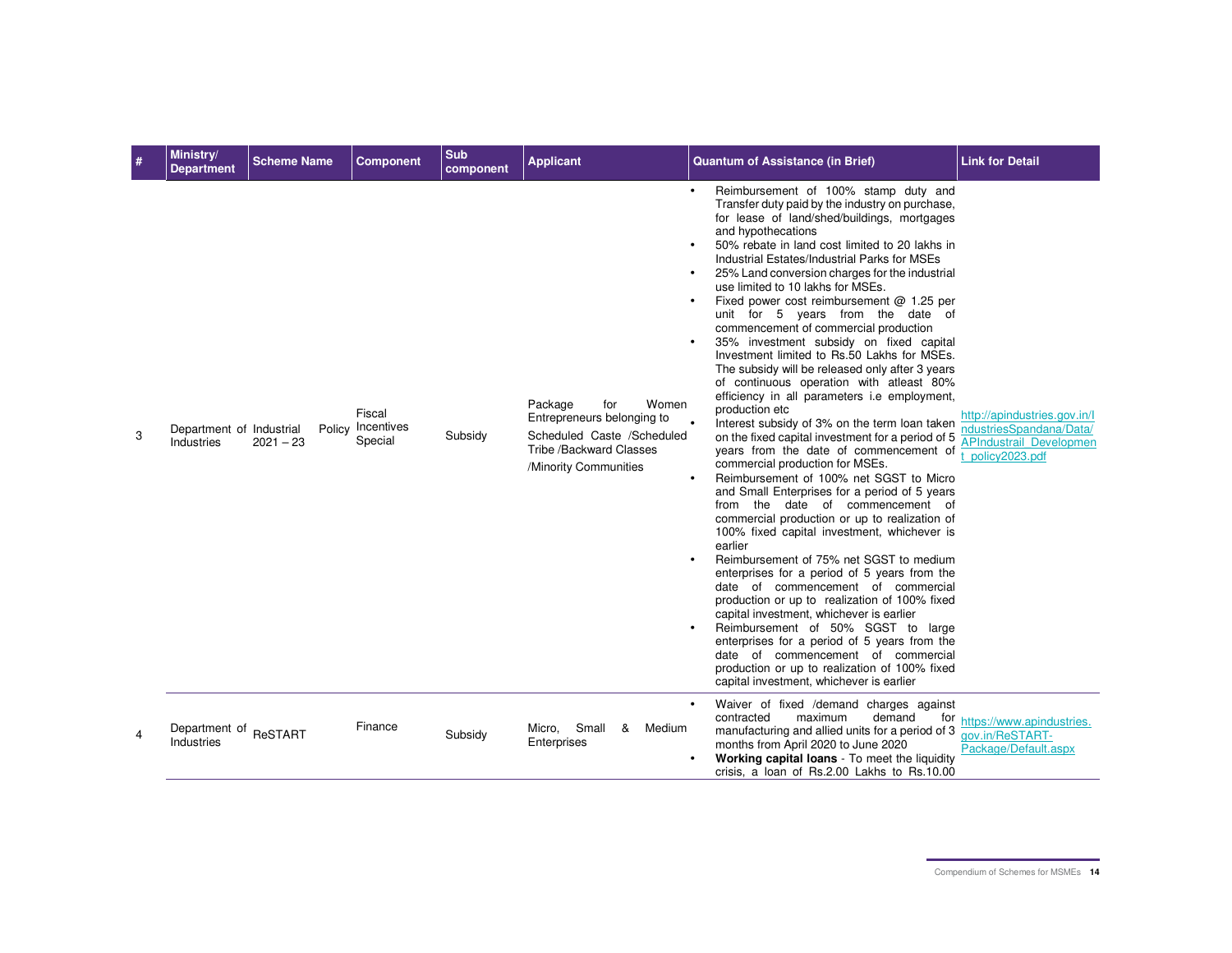| # | Ministry/ Department | Scheme Name | Component | Sub component | Applicant | Quantum of Assistance (in Brief) | Link for Detail |
|---|---|---|---|---|---|---|---|
| 3 | Department of Industries | Industrial Policy 2021 – 23 | Fiscal Incentives Special | Subsidy | Package for Women Entrepreneurs belonging to Scheduled Caste /Scheduled Tribe /Backward Classes /Minority Communities | • Reimbursement of 100% stamp duty and Transfer duty paid by the industry on purchase, for lease of land/shed/buildings, mortgages and hypothecations<br>• 50% rebate in land cost limited to 20 lakhs in Industrial Estates/Industrial Parks for MSEs<br>• 25% Land conversion charges for the industrial use limited to 10 lakhs for MSEs.<br>• Fixed power cost reimbursement @ 1.25 per unit for 5 years from the date of commencement of commercial production<br>• 35% investment subsidy on fixed capital Investment limited to Rs.50 Lakhs for MSEs. The subsidy will be released only after 3 years of continuous operation with atleast 80% efficiency in all parameters i.e employment, production etc<br>• Interest subsidy of 3% on the term loan taken on the fixed capital investment for a period of 5 years from the date of commencement of commercial production for MSEs.<br>• Reimbursement of 100% net SGST to Micro and Small Enterprises for a period of 5 years from the date of commencement of commercial production or up to realization of 100% fixed capital investment, whichever is earlier<br>• Reimbursement of 75% net SGST to medium enterprises for a period of 5 years from the date of commencement of commercial production or up to realization of 100% fixed capital investment, whichever is earlier<br>• Reimbursement of 50% SGST to large enterprises for a period of 5 years from the date of commencement of commercial production or up to realization of 100% fixed capital investment, whichever is earlier | http://apindustries.gov.in/IndustriesSpandana/Data/APIndustrail_Development_policy2023.pdf |
| 4 | Department of Industries | ReSTART | Finance | Subsidy | Micro, Small & Medium Enterprises | • Waiver of fixed /demand charges against contracted maximum demand for manufacturing and allied units for a period of 3 months from April 2020 to June 2020<br>• **Working capital loans** - To meet the liquidity crisis, a loan of Rs.2.00 Lakhs to Rs.10.00 | https://www.apindustries.gov.in/ReSTART-Package/Default.aspx |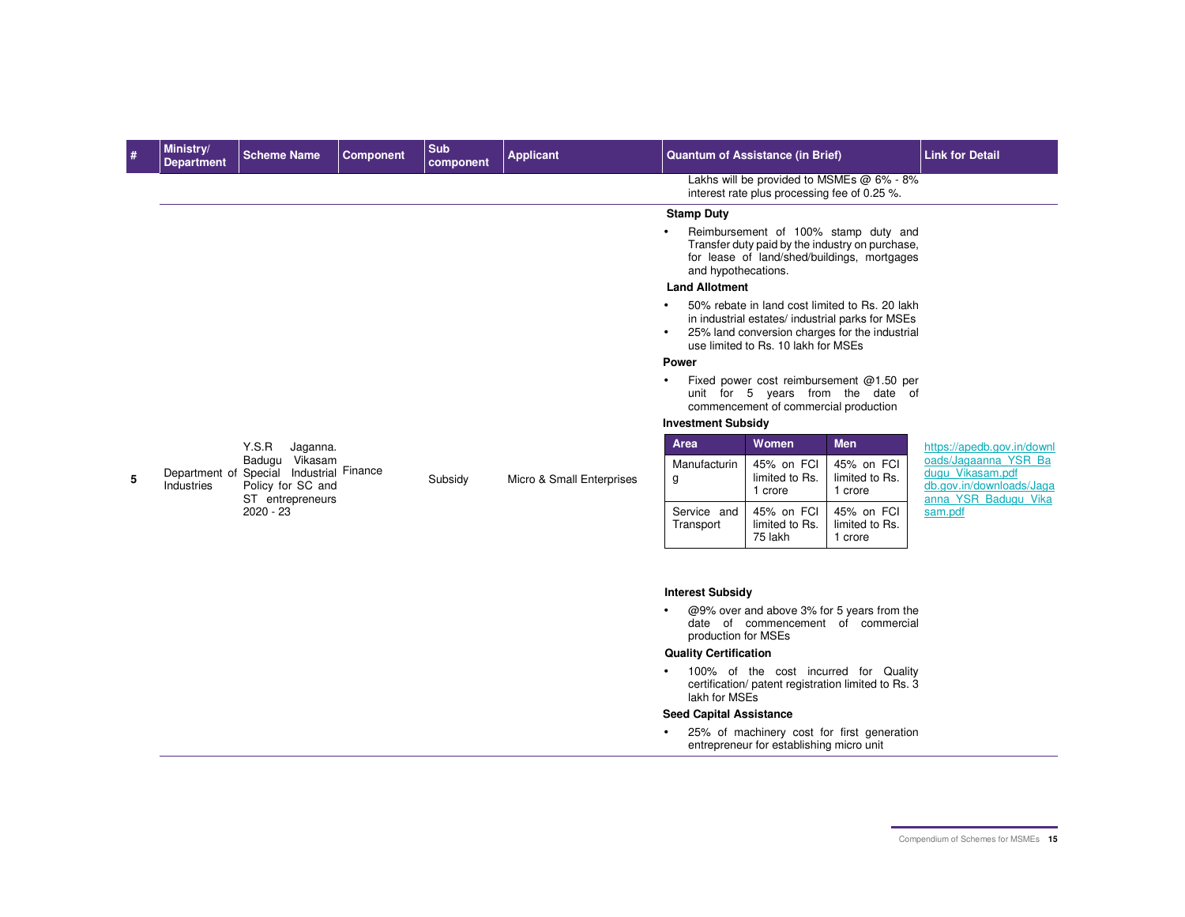| # | Ministry/ Department | Scheme Name | Component | Sub component | Applicant | Quantum of Assistance (in Brief) | Link for Detail |
|---|---|---|---|---|---|---|---|
| | | | | | | Lakhs will be provided to MSMEs @ 6% - 8% interest rate plus processing fee of 0.25 %. | |
| 5 | Department of Industries | Y.S.R Jaganna. Badugu Vikasam Special Industrial Policy for SC and ST entrepreneurs 2020 - 23 | Finance | Subsidy | Micro & Small Enterprises | **Stamp Duty**<br>• Reimbursement of 100% stamp duty and Transfer duty paid by the industry on purchase, for lease of land/shed/buildings, mortgages and hypothecations.<br>**Land Allotment**<br>• 50% rebate in land cost limited to Rs. 20 lakh in industrial estates/ industrial parks for MSEs<br>• 25% land conversion charges for the industrial use limited to Rs. 10 lakh for MSEs<br>**Power**<br>• Fixed power cost reimbursement @1.50 per unit for 5 years from the date of commencement of commercial production<br>**Investment Subsidy**<br>Area / Women / Men:<br>Manufacturing — Women: 45% on FCI limited to Rs. 1 crore; Men: 45% on FCI limited to Rs. 1 crore<br>Service and Transport — Women: 45% on FCI limited to Rs. 75 lakh; Men: 45% on FCI limited to Rs. 1 crore<br>**Interest Subsidy**<br>• @9% over and above 3% for 5 years from the date of commencement of commercial production for MSEs<br>**Quality Certification**<br>• 100% of the cost incurred for Quality certification/ patent registration limited to Rs. 3 lakh for MSEs<br>**Seed Capital Assistance**<br>• 25% of machinery cost for first generation entrepreneur for establishing micro unit | https://apedb.gov.in/downloads/Jagaanna_YSR_Badugu_Vikasam.pdf db.gov.in/downloads/Jagaanna_YSR_Badugu_Vikasam.pdf |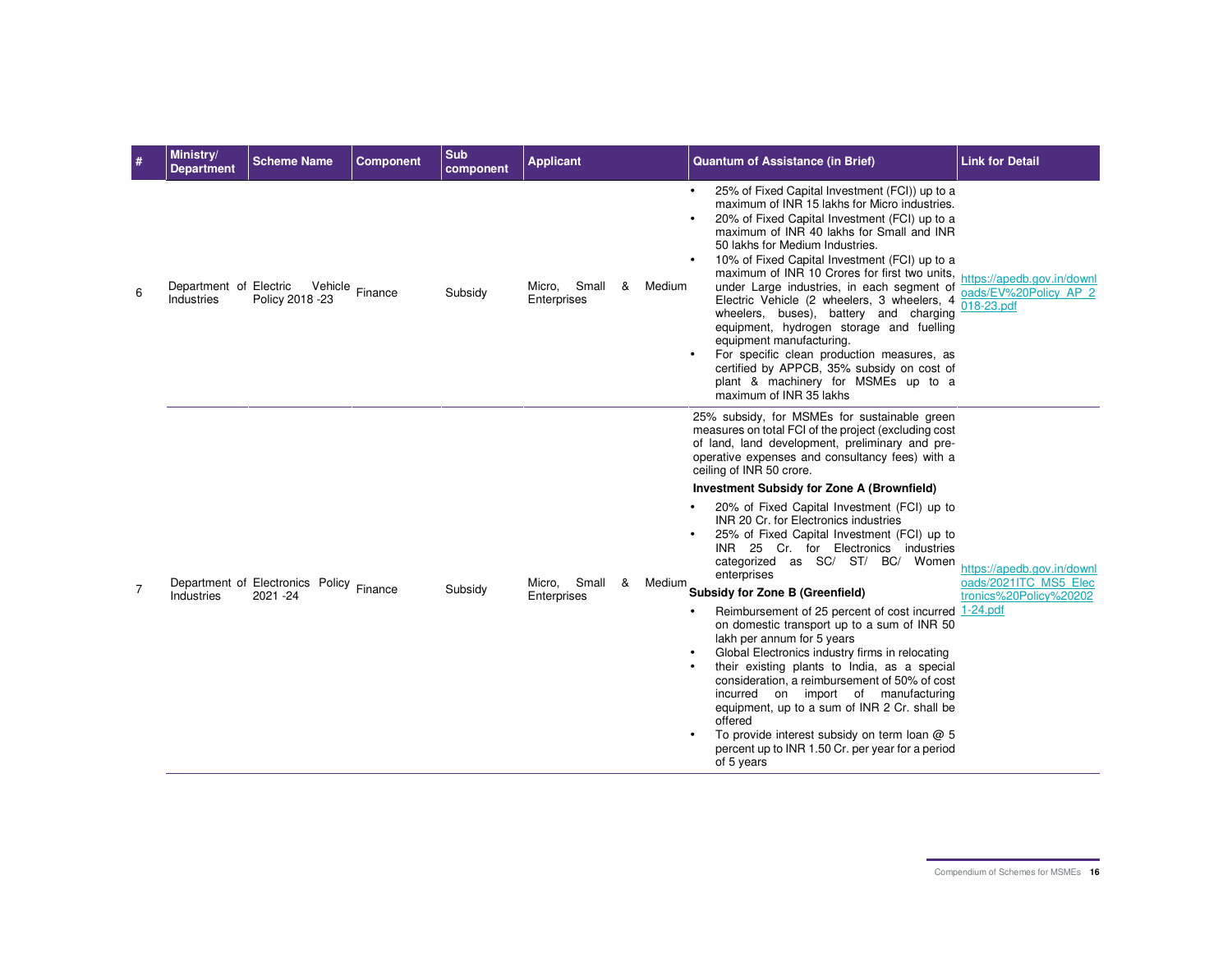| # | Ministry/ Department | Scheme Name | Component | Sub component | Applicant | Quantum of Assistance (in Brief) | Link for Detail |
|---|---|---|---|---|---|---|---|
| 6 | Department of Industries | Electric Vehicle Policy 2018 -23 | Finance | Subsidy | Micro, Small & Medium Enterprises | • 25% of Fixed Capital Investment (FCI)) up to a maximum of INR 15 lakhs for Micro industries.<br>• 20% of Fixed Capital Investment (FCI) up to a maximum of INR 40 lakhs for Small and INR 50 lakhs for Medium Industries.<br>• 10% of Fixed Capital Investment (FCI) up to a maximum of INR 10 Crores for first two units, under Large industries, in each segment of Electric Vehicle (2 wheelers, 3 wheelers, 4 wheelers, buses), battery and charging equipment, hydrogen storage and fuelling equipment manufacturing.<br>• For specific clean production measures, as certified by APPCB, 35% subsidy on cost of plant & machinery for MSMEs up to a maximum of INR 35 lakhs | https://apedb.gov.in/downloads/EV%20Policy_AP_2018-23.pdf |
| 7 | Department of Industries | Electronics Policy 2021 -24 | Finance | Subsidy | Micro, Small & Medium Enterprises | 25% subsidy, for MSMEs for sustainable green measures on total FCI of the project (excluding cost of land, land development, preliminary and pre-operative expenses and consultancy fees) with a ceiling of INR 50 crore.<br>**Investment Subsidy for Zone A (Brownfield)**<br>• 20% of Fixed Capital Investment (FCI) up to INR 20 Cr. for Electronics industries<br>• 25% of Fixed Capital Investment (FCI) up to INR 25 Cr. for Electronics industries categorized as SC/ ST/ BC/ Women enterprises<br>**Subsidy for Zone B (Greenfield)**<br>• Reimbursement of 25 percent of cost incurred on domestic transport up to a sum of INR 50 lakh per annum for 5 years<br>• Global Electronics industry firms in relocating<br>• their existing plants to India, as a special consideration, a reimbursement of 50% of cost incurred on import of manufacturing equipment, up to a sum of INR 2 Cr. shall be offered<br>• To provide interest subsidy on term loan @ 5 percent up to INR 1.50 Cr. per year for a period of 5 years | https://apedb.gov.in/downloads/2021ITC_MS5_Electronics%20Policy%202021-24.pdf |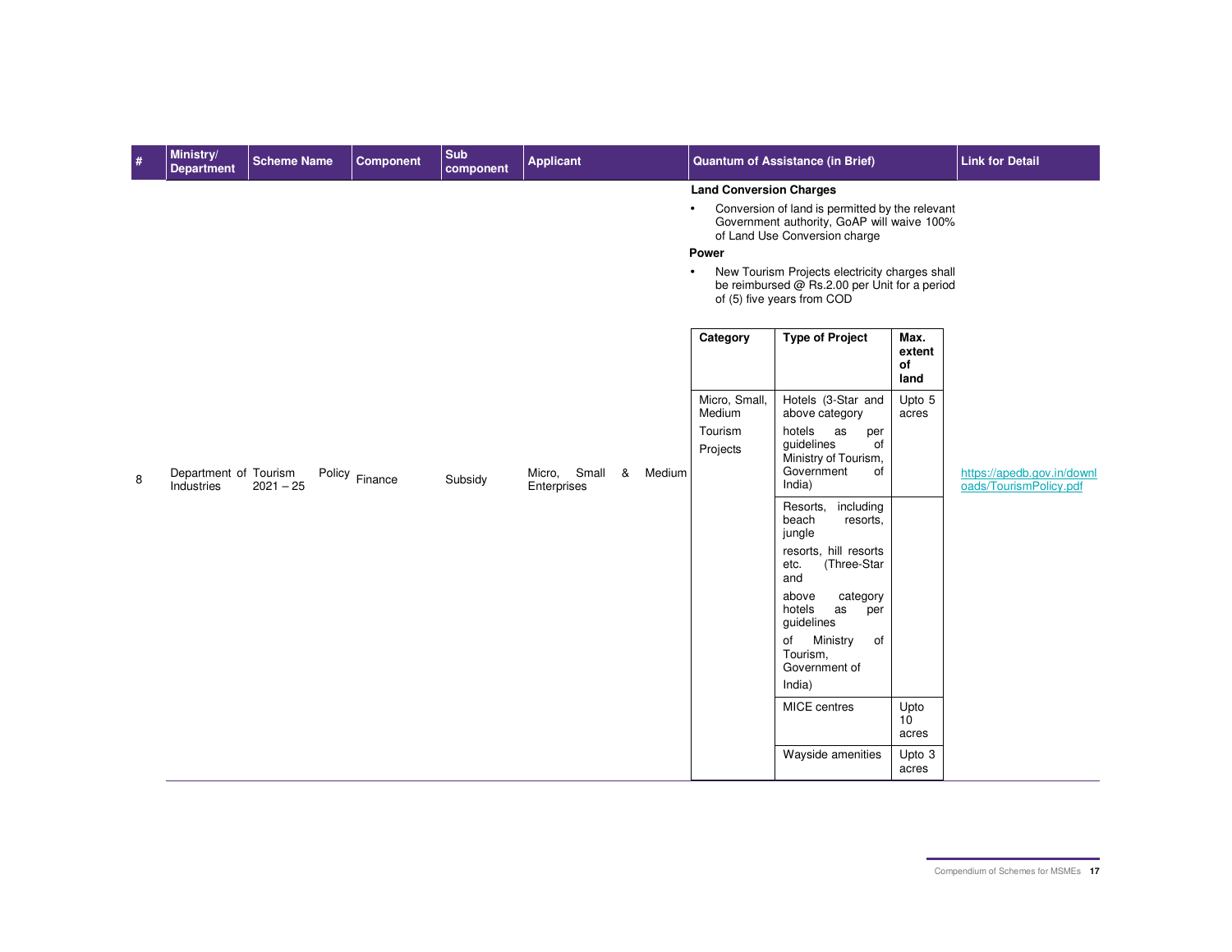| # | Ministry/ Department | Scheme Name | Component | Sub component | Applicant | Quantum of Assistance (in Brief) | Link for Detail |
|---|---|---|---|---|---|---|---|
| 8 | Department of Industries | Tourism Policy 2021 – 25 | Finance | Subsidy | Micro, Small & Medium Enterprises | **Land Conversion Charges**<br>• Conversion of land is permitted by the relevant Government authority, GoAP will waive 100% of Land Use Conversion charge<br>**Power**<br>• New Tourism Projects electricity charges shall be reimbursed @ Rs.2.00 per Unit for a period of (5) five years from COD<br><br>**Category** / **Type of Project** / **Max. extent of land**:<br>Micro, Small, Medium Tourism Projects:<br>– Hotels (3-Star and above category hotels as per guidelines of Ministry of Tourism, Government of India); Resorts, including beach resorts, jungle resorts, hill resorts etc. (Three-Star and above category hotels as per guidelines of Ministry of Tourism, Government of India) – Upto 5 acres<br>– MICE centres – Upto 10 acres<br>– Wayside amenities – Upto 3 acres | https://apedb.gov.in/downloads/TourismPolicy.pdf |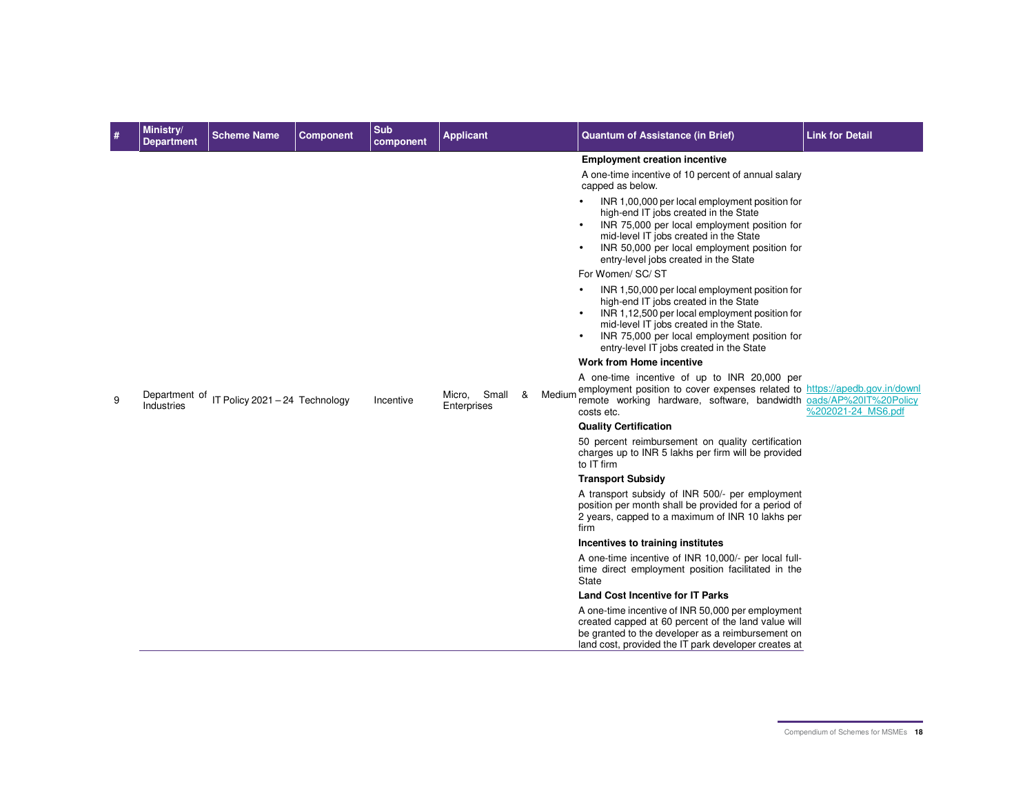| # | Ministry/ Department | Scheme Name | Component | Sub component | Applicant | Quantum of Assistance (in Brief) | Link for Detail |
|---|---|---|---|---|---|---|---|
| 9 | Department of Industries | IT Policy 2021 – 24 | Technology | Incentive | Micro, Small & Medium Enterprises | **Employment creation incentive**<br>A one-time incentive of 10 percent of annual salary capped as below.<br>• INR 1,00,000 per local employment position for high-end IT jobs created in the State<br>• INR 75,000 per local employment position for mid-level IT jobs created in the State<br>• INR 50,000 per local employment position for entry-level jobs created in the State<br>For Women/ SC/ ST<br>• INR 1,50,000 per local employment position for high-end IT jobs created in the State<br>• INR 1,12,500 per local employment position for mid-level IT jobs created in the State.<br>• INR 75,000 per local employment position for entry-level IT jobs created in the State<br>**Work from Home incentive**<br>A one-time incentive of up to INR 20,000 per employment position to cover expenses related to remote working hardware, software, bandwidth costs etc.<br>**Quality Certification**<br>50 percent reimbursement on quality certification charges up to INR 5 lakhs per firm will be provided to IT firm<br>**Transport Subsidy**<br>A transport subsidy of INR 500/- per employment position per month shall be provided for a period of 2 years, capped to a maximum of INR 10 lakhs per firm<br>**Incentives to training institutes**<br>A one-time incentive of INR 10,000/- per local full-time direct employment position facilitated in the State<br>**Land Cost Incentive for IT Parks**<br>A one-time incentive of INR 50,000 per employment created capped at 60 percent of the land value will be granted to the developer as a reimbursement on land cost, provided the IT park developer creates at | https://apedb.gov.in/downloads/AP%20IT%20Policy%202021-24_MS6.pdf |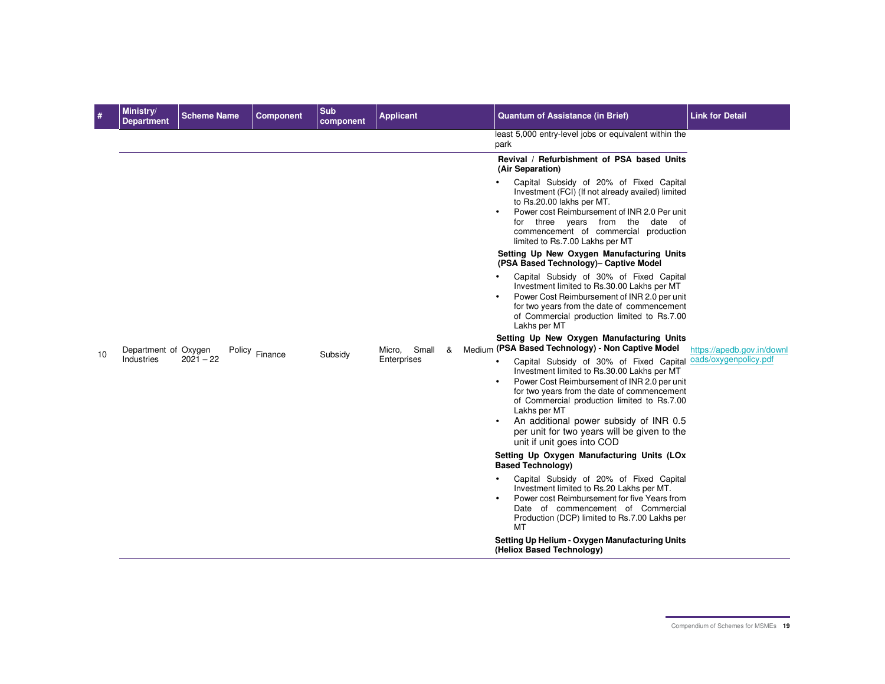| # | Ministry/ Department | Scheme Name | Component | Sub component | Applicant | Quantum of Assistance (in Brief) | Link for Detail |
|---|---|---|---|---|---|---|---|
| | | | | | | least 5,000 entry-level jobs or equivalent within the park | |
| 10 | Department of Industries | Oxygen Policy 2021 – 22 | Finance | Subsidy | Micro, Small & Medium Enterprises | **Revival / Refurbishment of PSA based Units (Air Separation)**<br>• Capital Subsidy of 20% of Fixed Capital Investment (FCI) (If not already availed) limited to Rs.20.00 lakhs per MT.<br>• Power cost Reimbursement of INR 2.0 Per unit for three years from the date of commencement of commercial production limited to Rs.7.00 Lakhs per MT<br>**Setting Up New Oxygen Manufacturing Units (PSA Based Technology)– Captive Model**<br>• Capital Subsidy of 30% of Fixed Capital Investment limited to Rs.30.00 Lakhs per MT<br>• Power Cost Reimbursement of INR 2.0 per unit for two years from the date of commencement of Commercial production limited to Rs.7.00 Lakhs per MT<br>**Setting Up New Oxygen Manufacturing Units (PSA Based Technology) - Non Captive Model**<br>• Capital Subsidy of 30% of Fixed Capital Investment limited to Rs.30.00 Lakhs per MT<br>• Power Cost Reimbursement of INR 2.0 per unit for two years from the date of commencement of Commercial production limited to Rs.7.00 Lakhs per MT<br>• An additional power subsidy of INR 0.5 per unit for two years will be given to the unit if unit goes into COD<br>**Setting Up Oxygen Manufacturing Units (LOx Based Technology)**<br>• Capital Subsidy of 20% of Fixed Capital Investment limited to Rs.20 Lakhs per MT.<br>• Power cost Reimbursement for five Years from Date of commencement of Commercial Production (DCP) limited to Rs.7.00 Lakhs per MT<br>**Setting Up Helium - Oxygen Manufacturing Units (Heliox Based Technology)** | https://apedb.gov.in/downloads/oxygenpolicy.pdf |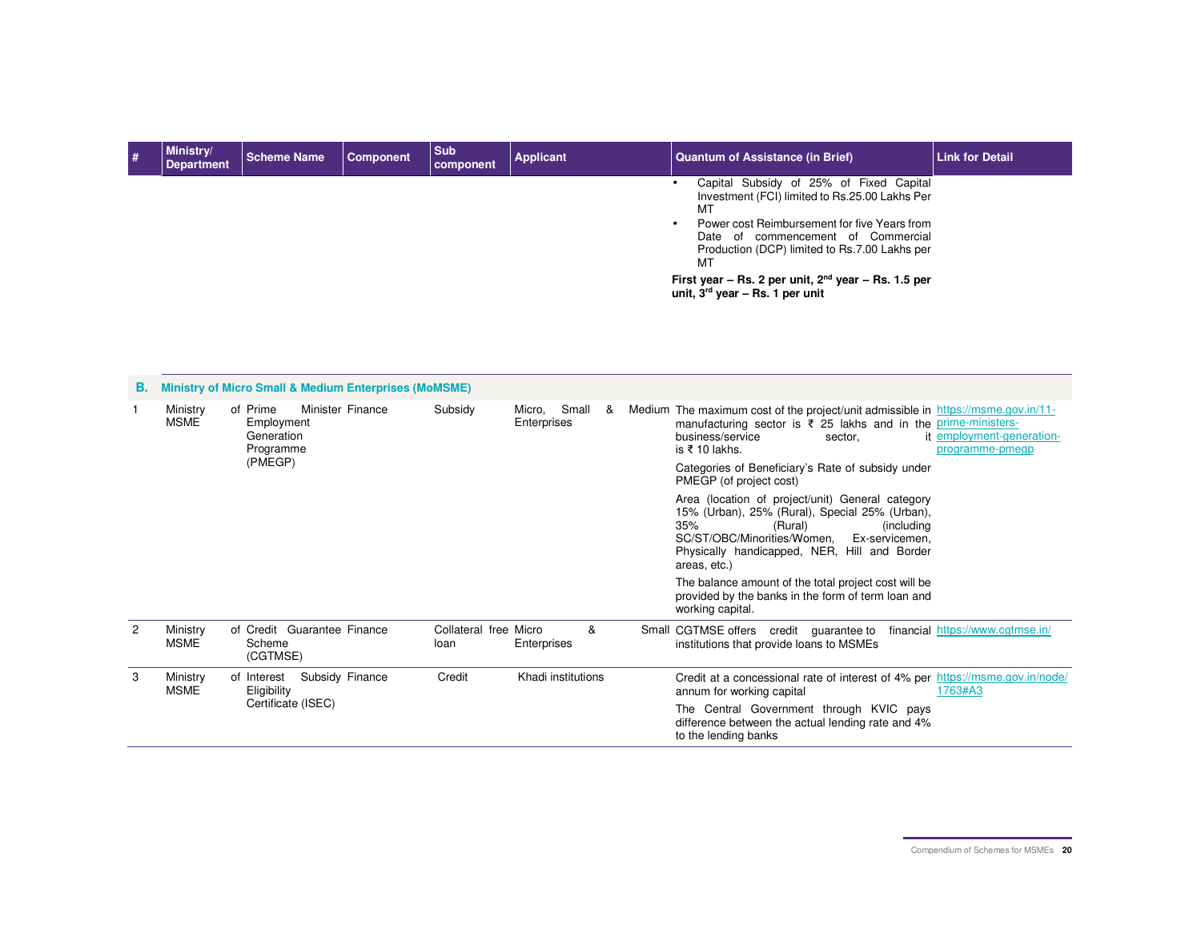| # | Ministry/ Department | Scheme Name | Component | Sub component | Applicant | Quantum of Assistance (in Brief) | Link for Detail |
|---|---|---|---|---|---|---|---|
| | | | | | | • Capital Subsidy of 25% of Fixed Capital Investment (FCI) limited to Rs.25.00 Lakhs Per MT<br>• Power cost Reimbursement for five Years from Date of commencement of Commercial Production (DCP) limited to Rs.7.00 Lakhs per MT<br>**First year – Rs. 2 per unit, 2nd year – Rs. 1.5 per unit, 3rd year – Rs. 1 per unit** | |
| **B.** | **Ministry of Micro Small & Medium Enterprises (MoMSME)** | | | | | | |
| 1 | Ministry of MSME | Prime Minister Employment Generation Programme (PMEGP) | Finance | Subsidy | Micro, Small & Medium Enterprises | The maximum cost of the project/unit admissible in manufacturing sector is ₹ 25 lakhs and in the business/service sector, it is ₹ 10 lakhs.<br>Categories of Beneficiary's Rate of subsidy under PMEGP (of project cost)<br>Area (location of project/unit) General category 15% (Urban), 25% (Rural), Special 25% (Urban), 35% (Rural) (including SC/ST/OBC/Minorities/Women, Ex-servicemen, Physically handicapped, NER, Hill and Border areas, etc.)<br>The balance amount of the total project cost will be provided by the banks in the form of term loan and working capital. | https://msme.gov.in/11-prime-ministers-employment-generation-programme-pmegp |
| 2 | Ministry of MSME | Credit Guarantee Scheme (CGTMSE) | Finance | Collateral free loan | Micro & Small Enterprises | CGTMSE offers credit guarantee to financial institutions that provide loans to MSMEs | https://www.cgtmse.in/ |
| 3 | Ministry of MSME | Interest Subsidy Eligibility Certificate (ISEC) | Finance | Credit | Khadi institutions | Credit at a concessional rate of interest of 4% per annum for working capital<br>The Central Government through KVIC pays difference between the actual lending rate and 4% to the lending banks | https://msme.gov.in/node/1763#A3 |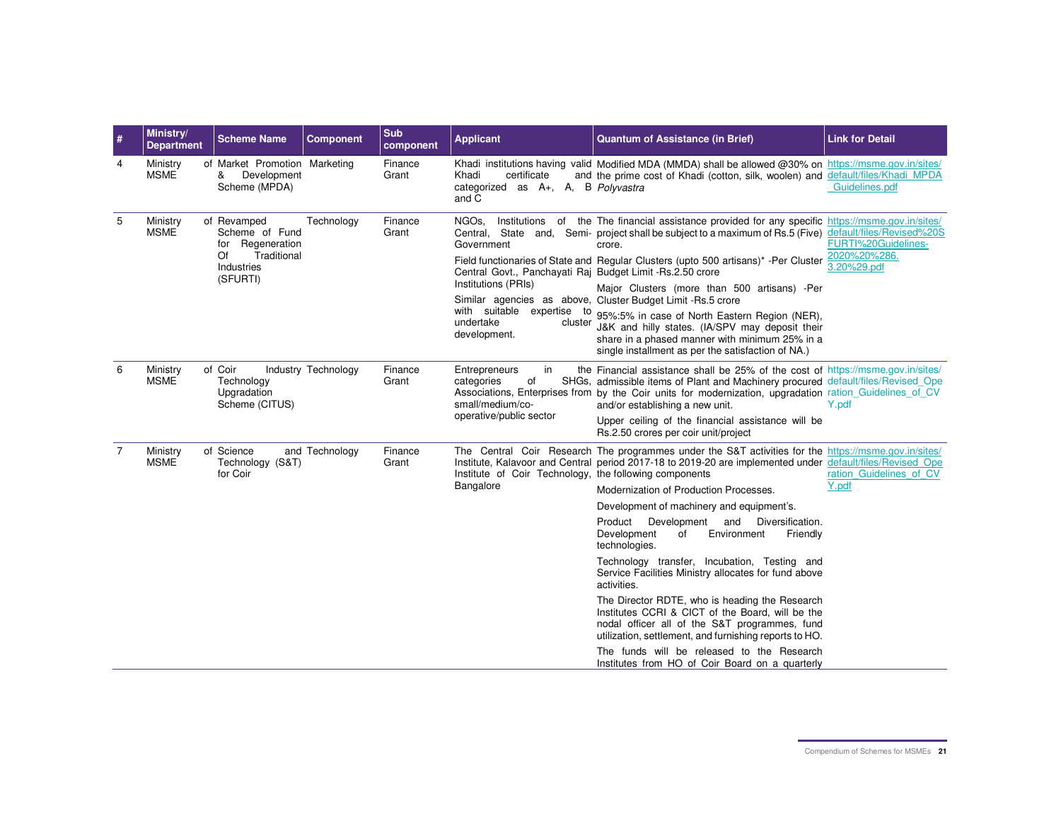| # | Ministry/ Department | Scheme Name | Component | Sub component | Applicant | Quantum of Assistance (in Brief) | Link for Detail |
|---|---|---|---|---|---|---|---|
| 4 | Ministry of MSME | Market Promotion & Development Scheme (MPDA) | Marketing | Finance Grant | Khadi institutions having valid Khadi certificate and categorized as A+, A, B and C | Modified MDA (MMDA) shall be allowed @30% on the prime cost of Khadi (cotton, silk, woolen) and *Polyvastra* | https://msme.gov.in/sites/default/files/Khadi_MPDA_Guidelines.pdf |
| 5 | Ministry of MSME | Revamped Scheme of Fund for Regeneration Of Traditional Industries (SFURTI) | Technology | Finance Grant | NGOs, Institutions of the Central, State and, Semi-Government<br><br>Field functionaries of State and Central Govt., Panchayati Raj Institutions (PRIs)<br><br>Similar agencies as above, with suitable expertise to undertake cluster development. | The financial assistance provided for any specific project shall be subject to a maximum of Rs.5 (Five) crore.<br><br>Regular Clusters (upto 500 artisans)* -Per Cluster Budget Limit -Rs.2.50 crore<br><br>Major Clusters (more than 500 artisans) -Per Cluster Budget Limit -Rs.5 crore<br><br>95%:5% in case of North Eastern Region (NER), J&K and hilly states. (IA/SPV may deposit their share in a phased manner with minimum 25% in a single installment as per the satisfaction of NA.) | https://msme.gov.in/sites/default/files/Revised%20SFURTI%20Guidelines-2020%20%286.3.20%29.pdf |
| 6 | Ministry of MSME | Coir Industry Technology Upgradation Scheme (CITUS) | Technology | Finance Grant | Entrepreneurs in the categories of SHGs, Associations, Enterprises from small/medium/co-operative/public sector | Financial assistance shall be 25% of the cost of admissible items of Plant and Machinery procured by the Coir units for modernization, upgradation and/or establishing a new unit.<br><br>Upper ceiling of the financial assistance will be Rs.2.50 crores per coir unit/project | https://msme.gov.in/sites/default/files/Revised_Operation_Guidelines_of_CVY.pdf |
| 7 | Ministry of MSME | Science and Technology (S&T) for Coir | Technology | Finance Grant | The Central Coir Research Institute, Kalavoor and Central Institute of Coir Technology, Bangalore | The programmes under the S&T activities for the period 2017-18 to 2019-20 are implemented under the following components<br><br>Modernization of Production Processes.<br><br>Development of machinery and equipment's.<br><br>Product Development and Diversification. Development of Environment Friendly technologies.<br><br>Technology transfer, Incubation, Testing and Service Facilities Ministry allocates for fund above activities.<br><br>The Director RDTE, who is heading the Research Institutes CCRI & CICT of the Board, will be the nodal officer all of the S&T programmes, fund utilization, settlement, and furnishing reports to HO.<br><br>The funds will be released to the Research Institutes from HO of Coir Board on a quarterly | https://msme.gov.in/sites/default/files/Revised_Operation_Guidelines_of_CVY.pdf |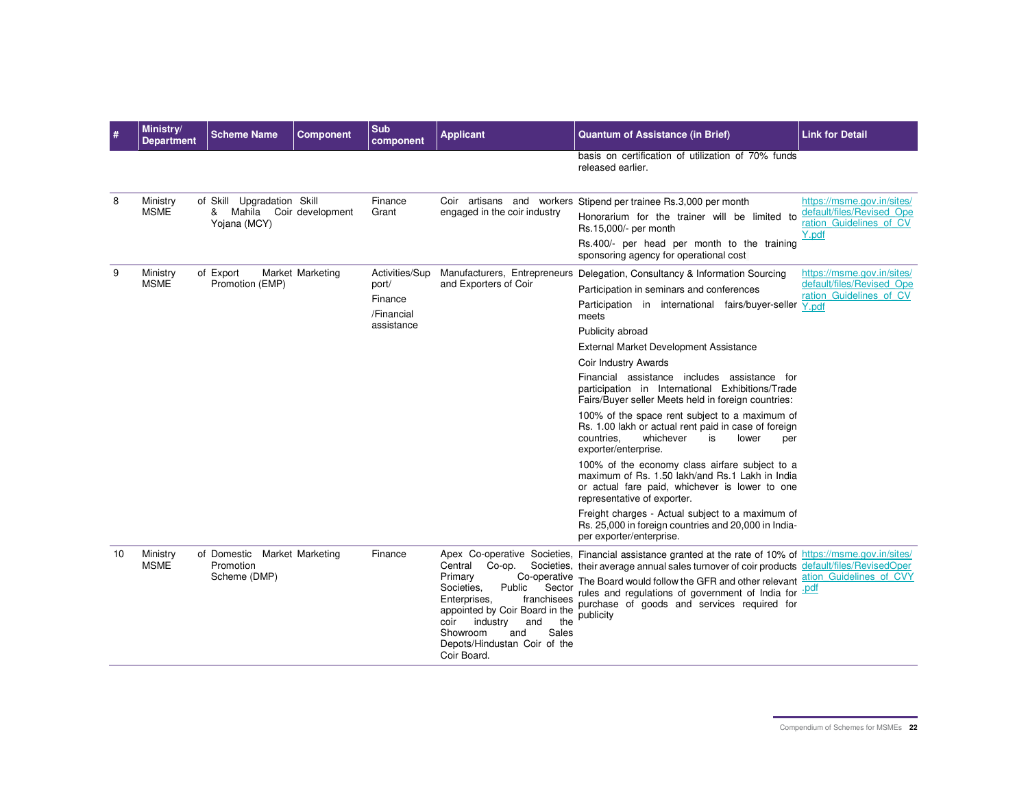| # | Ministry/ Department | Scheme Name | Component | Sub component | Applicant | Quantum of Assistance (in Brief) | Link for Detail |
|---|---|---|---|---|---|---|---|
| | | | | | | basis on certification of utilization of 70% funds released earlier. | |
| 8 | Ministry of MSME | Skill Upgradation & Mahila Coir Yojana (MCY) | Skill development | Finance Grant | Coir artisans and workers engaged in the coir industry | Stipend per trainee Rs.3,000 per month<br>Honorarium for the trainer will be limited to Rs.15,000/- per month<br>Rs.400/- per head per month to the training sponsoring agency for operational cost | https://msme.gov.in/sites/default/files/Revised_Operation_Guidelines_of_CVY.pdf |
| 9 | Ministry of MSME | Export Market Promotion (EMP) | Marketing | Activities/Support/<br>Finance<br>/Financial assistance | Manufacturers, Entrepreneurs and Exporters of Coir | Delegation, Consultancy & Information Sourcing<br>Participation in seminars and conferences<br>Participation in international fairs/buyer-seller meets<br>Publicity abroad<br>External Market Development Assistance<br>Coir Industry Awards<br>Financial assistance includes assistance for participation in International Exhibitions/Trade Fairs/Buyer seller Meets held in foreign countries:<br>100% of the space rent subject to a maximum of Rs. 1.00 lakh or actual rent paid in case of foreign countries, whichever is lower per exporter/enterprise.<br>100% of the economy class airfare subject to a maximum of Rs. 1.50 lakh/and Rs.1 Lakh in India or actual fare paid, whichever is lower to one representative of exporter.<br>Freight charges - Actual subject to a maximum of Rs. 25,000 in foreign countries and 20,000 in India-per exporter/enterprise. | https://msme.gov.in/sites/default/files/Revised_Operation_Guidelines_of_CVY.pdf |
| 10 | Ministry of MSME | Domestic Market Promotion Scheme (DMP) | Marketing | Finance | Apex Co-operative Societies, Central Co-op. Societies, Primary Co-operative Societies, Public Sector Enterprises, franchisees appointed by Coir Board in the coir industry and the Showroom and Sales Depots/Hindustan Coir of the Coir Board. | Financial assistance granted at the rate of 10% of their average annual sales turnover of coir products<br>The Board would follow the GFR and other relevant rules and regulations of government of India for purchase of goods and services required for publicity | https://msme.gov.in/sites/default/files/RevisedOperation_Guidelines_of_CVY.pdf |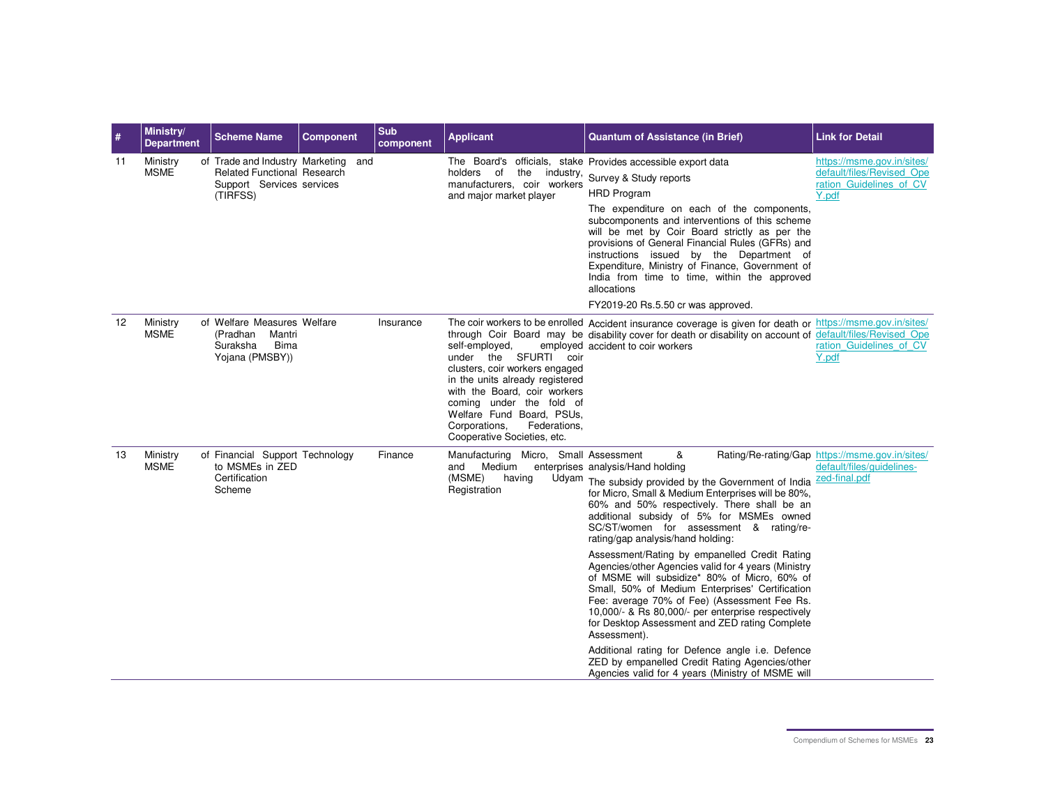| # | Ministry/ Department | Scheme Name | Component | Sub component | Applicant | Quantum of Assistance (in Brief) | Link for Detail |
|---|---|---|---|---|---|---|---|
| 11 | Ministry of MSME | Trade and Industry Related Functional Support Services (TIRFSS) | Marketing and Research services | | The Board's officials, stake holders of the industry, manufacturers, coir workers and major market player | Provides accessible export data<br>Survey & Study reports<br>HRD Program<br>The expenditure on each of the components, subcomponents and interventions of this scheme will be met by Coir Board strictly as per the provisions of General Financial Rules (GFRs) and instructions issued by the Department of Expenditure, Ministry of Finance, Government of India from time to time, within the approved allocations<br>FY2019-20 Rs.5.50 cr was approved. | https://msme.gov.in/sites/default/files/Revised_Operation_Guidelines_of_CVY.pdf |
| 12 | Ministry of MSME | Welfare Measures (Pradhan Mantri Suraksha Bima Yojana (PMSBY)) | Welfare | Insurance | The coir workers to be enrolled through Coir Board may be self-employed, employed under the SFURTI coir clusters, coir workers engaged in the units already registered with the Board, coir workers coming under the fold of Welfare Fund Board, PSUs, Corporations, Federations, Cooperative Societies, etc. | Accident insurance coverage is given for death or disability cover for death or disability on account of accident to coir workers | https://msme.gov.in/sites/default/files/Revised_Operation_Guidelines_of_CVY.pdf |
| 13 | Ministry of MSME | Financial Support to MSMEs in ZED Certification Scheme | Technology | Finance | Manufacturing Micro, Small and Medium enterprises (MSME) having Udyam Registration | Assessment & Rating/Re-rating/Gap analysis/Hand holding<br>The subsidy provided by the Government of India for Micro, Small & Medium Enterprises will be 80%, 60% and 50% respectively. There shall be an additional subsidy of 5% for MSMEs owned SC/ST/women for assessment & rating/re-rating/gap analysis/hand holding:<br>Assessment/Rating by empanelled Credit Rating Agencies/other Agencies valid for 4 years (Ministry of MSME will subsidize* 80% of Micro, 60% of Small, 50% of Medium Enterprises' Certification Fee: average 70% of Fee) (Assessment Fee Rs. 10,000/- & Rs 80,000/- per enterprise respectively for Desktop Assessment and ZED rating Complete Assessment).<br>Additional rating for Defence angle i.e. Defence ZED by empanelled Credit Rating Agencies/other Agencies valid for 4 years (Ministry of MSME will | https://msme.gov.in/sites/default/files/guidelines-zed-final.pdf |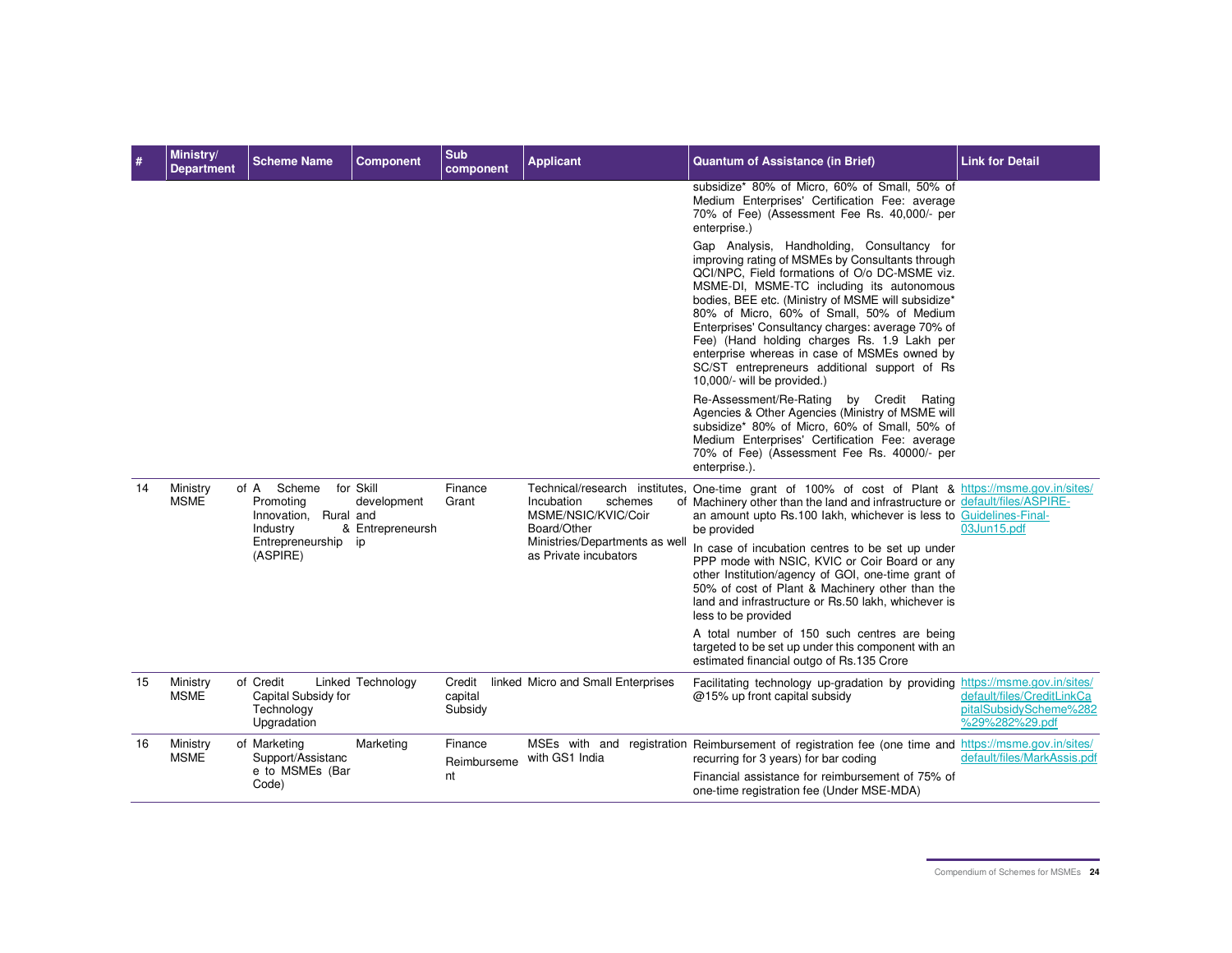| # | Ministry/ Department | Scheme Name | Component | Sub component | Applicant | Quantum of Assistance (in Brief) | Link for Detail |
|---|---|---|---|---|---|---|---|
| | | | | | | subsidize* 80% of Micro, 60% of Small, 50% of Medium Enterprises' Certification Fee: average 70% of Fee) (Assessment Fee Rs. 40,000/- per enterprise.)<br><br>Gap Analysis, Handholding, Consultancy for improving rating of MSMEs by Consultants through QCI/NPC, Field formations of O/o DC-MSME viz. MSME-DI, MSME-TC including its autonomous bodies, BEE etc. (Ministry of MSME will subsidize* 80% of Micro, 60% of Small, 50% of Medium Enterprises' Consultancy charges: average 70% of Fee) (Hand holding charges Rs. 1.9 Lakh per enterprise whereas in case of MSMEs owned by SC/ST entrepreneurs additional support of Rs 10,000/- will be provided.)<br><br>Re-Assessment/Re-Rating by Credit Rating Agencies & Other Agencies (Ministry of MSME will subsidize* 80% of Micro, 60% of Small, 50% of Medium Enterprises' Certification Fee: average 70% of Fee) (Assessment Fee Rs. 40000/- per enterprise.). | |
| 14 | Ministry of MSME | A Scheme for Promoting Innovation, Rural Industry & Entrepreneurship (ASPIRE) | Skill development and Entrepreneurship | Finance Grant | Technical/research institutes, Incubation schemes of MSME/NSIC/KVIC/Coir Board/Other Ministries/Departments as well as Private incubators | One-time grant of 100% of cost of Plant & Machinery other than the land and infrastructure or an amount upto Rs.100 lakh, whichever is less to be provided<br><br>In case of incubation centres to be set up under PPP mode with NSIC, KVIC or Coir Board or any other Institution/agency of GOI, one-time grant of 50% of cost of Plant & Machinery other than the land and infrastructure or Rs.50 lakh, whichever is less to be provided<br><br>A total number of 150 such centres are being targeted to be set up under this component with an estimated financial outgo of Rs.135 Crore | https://msme.gov.in/sites/default/files/ASPIRE-Guidelines-Final-03Jun15.pdf |
| 15 | Ministry of MSME | Credit Linked Capital Subsidy for Technology Upgradation | Technology | Credit linked capital Subsidy | Micro and Small Enterprises | Facilitating technology up-gradation by providing @15% up front capital subsidy | https://msme.gov.in/sites/default/files/CreditLinkCapitalSubsidyScheme%282%29%282%29.pdf |
| 16 | Ministry of MSME | Marketing Support/Assistance to MSMEs (Bar Code) | Marketing | Finance Reimbursement | MSEs with and registration with GS1 India | Reimbursement of registration fee (one time and recurring for 3 years) for bar coding<br><br>Financial assistance for reimbursement of 75% of one-time registration fee (Under MSE-MDA) | https://msme.gov.in/sites/default/files/MarkAssis.pdf |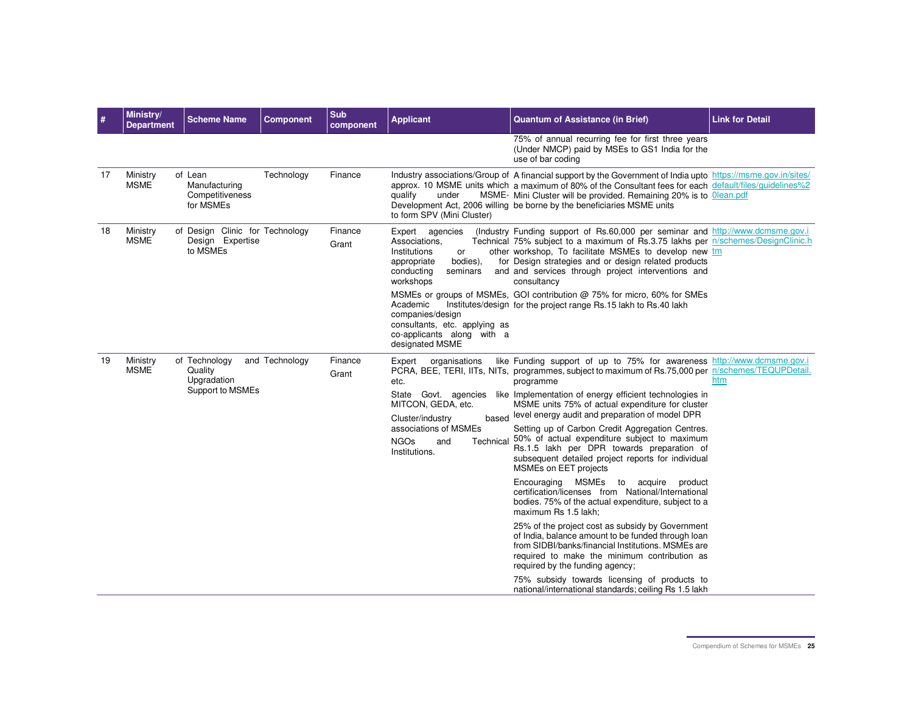| # | Ministry/ Department | Scheme Name | Component | Sub component | Applicant | Quantum of Assistance (in Brief) | Link for Detail |
|---|---|---|---|---|---|---|---|
| | | | | | | 75% of annual recurring fee for first three years (Under NMCP) paid by MSEs to GS1 India for the use of bar coding | |
| 17 | Ministry of MSME | Lean Manufacturing Competitiveness for MSMEs | Technology | Finance | Industry associations/Group of approx. 10 MSME units which qualify under MSME-Development Act, 2006 willing to form SPV (Mini Cluster) | A financial support by the Government of India upto a maximum of 80% of the Consultant fees for each Mini Cluster will be provided. Remaining 20% is to be borne by the beneficiaries MSME units | https://msme.gov.in/sites/default/files/guidelines%20lean.pdf |
| 18 | Ministry of MSME | Design Clinic for Design Expertise to MSMEs | Technology | Finance<br>Grant | Expert agencies (Industry Associations, Technical Institutions or other appropriate bodies), for conducting seminars and workshops | Funding support of Rs.60,000 per seminar and 75% subject to a maximum of Rs.3.75 lakhs per workshop, To facilitate MSMEs to develop new Design strategies and or design related products and services through project interventions and consultancy | http://www.dcmsme.gov.in/schemes/DesignClinic.htm |
| | | | | | MSMEs or groups of MSMEs, Academic Institutes/design companies/design consultants, etc. applying as co-applicants along with a designated MSME | GOI contribution @ 75% for micro, 60% for SMEs for the project range Rs.15 lakh to Rs.40 lakh | |
| 19 | Ministry of MSME | Technology and Quality Upgradation Support to MSMEs | Technology | Finance<br>Grant | Expert organisations like PCRA, BEE, TERI, IITs, NITs, etc. | Funding support of up to 75% for awareness programmes, subject to maximum of Rs.75,000 per programme | http://www.dcmsme.gov.in/schemes/TEQUPDetail.htm |
| | | | | | State Govt. agencies like MITCON, GEDA, etc.<br>Cluster/industry based associations of MSMEs<br>NGOs and Technical Institutions. | Implementation of energy efficient technologies in MSME units 75% of actual expenditure for cluster level energy audit and preparation of model DPR<br>Setting up of Carbon Credit Aggregation Centres. 50% of actual expenditure subject to maximum Rs.1.5 lakh per DPR towards preparation of subsequent detailed project reports for individual MSMEs on EET projects<br>Encouraging MSMEs to acquire product certification/licenses from National/International bodies. 75% of the actual expenditure, subject to a maximum Rs 1.5 lakh;<br>25% of the project cost as subsidy by Government of India, balance amount to be funded through loan from SIDBI/banks/financial Institutions. MSMEs are required to make the minimum contribution as required by the funding agency;<br>75% subsidy towards licensing of products to national/international standards; ceiling Rs 1.5 lakh | |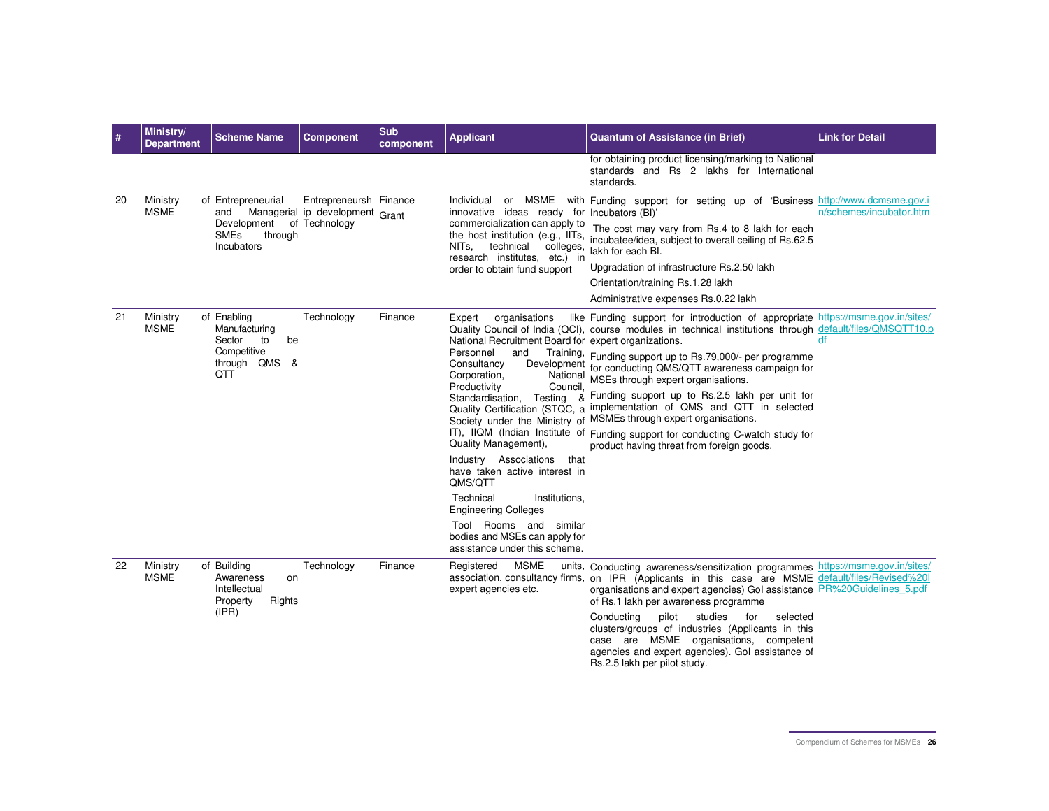| # | Ministry/ Department | Scheme Name | Component | Sub component | Applicant | Quantum of Assistance (in Brief) | Link for Detail |
|---|---|---|---|---|---|---|---|
| | | | | | | for obtaining product licensing/marking to National standards and Rs 2 lakhs for International standards. | |
| 20 | Ministry of MSME | Entrepreneurial and Managerial Development of SMEs through Incubators | Entrepreneurship development of Technology | Finance Grant | Individual or MSME with innovative ideas ready for commercialization can apply to the host institution (e.g., IITs, NITs, technical colleges, research institutes, etc.) in order to obtain fund support | Funding support for setting up of 'Business Incubators (BI)'<br>The cost may vary from Rs.4 to 8 lakh for each incubatee/idea, subject to overall ceiling of Rs.62.5 lakh for each BI.<br>Upgradation of infrastructure Rs.2.50 lakh<br>Orientation/training Rs.1.28 lakh<br>Administrative expenses Rs.0.22 lakh | http://www.dcmsme.gov.in/schemes/incubator.htm |
| 21 | Ministry of MSME | Enabling Manufacturing Sector to be Competitive through QMS & QTT | Technology | Finance | Expert organisations like Quality Council of India (QCI), National Recruitment Board for Personnel and Training, Consultancy Development Corporation, National Productivity Council, Standardisation, Testing & Quality Certification (STQC, a Society under the Ministry of IT), IIQM (Indian Institute of Quality Management),<br>Industry Associations that have taken active interest in QMS/QTT<br>Technical Institutions, Engineering Colleges<br>Tool Rooms and similar bodies and MSEs can apply for assistance under this scheme. | Funding support for introduction of appropriate course modules in technical institutions through expert organizations.<br>Funding support up to Rs.79,000/- per programme for conducting QMS/QTT awareness campaign for MSEs through expert organisations.<br>Funding support up to Rs.2.5 lakh per unit for implementation of QMS and QTT in selected MSMEs through expert organisations.<br>Funding support for conducting C-watch study for product having threat from foreign goods. | https://msme.gov.in/sites/default/files/QMSQTT10.pdf |
| 22 | Ministry of MSME | Building Awareness on Intellectual Property Rights (IPR) | Technology | Finance | Registered MSME units, association, consultancy firms, expert agencies etc. | Conducting awareness/sensitization programmes on IPR (Applicants in this case are MSME organisations and expert agencies) GoI assistance of Rs.1 lakh per awareness programme<br>Conducting pilot studies for selected clusters/groups of industries (Applicants in this case are MSME organisations, competent agencies and expert agencies). GoI assistance of Rs.2.5 lakh per pilot study. | https://msme.gov.in/sites/default/files/Revised%20IPR%20Guidelines_5.pdf |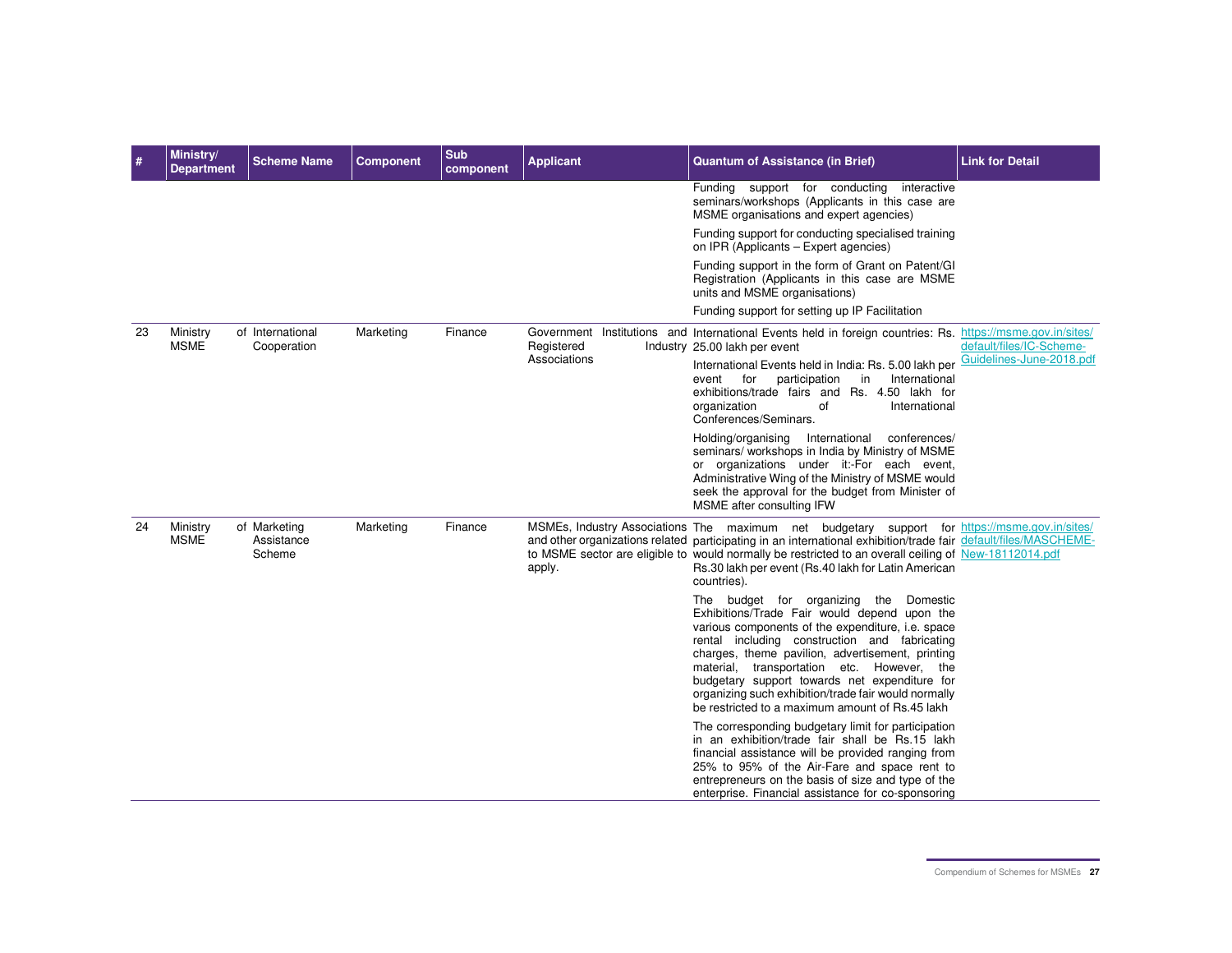| # | Ministry/ Department | Scheme Name | Component | Sub component | Applicant | Quantum of Assistance (in Brief) | Link for Detail |
|---|---|---|---|---|---|---|---|
| | | | | | | Funding support for conducting interactive seminars/workshops (Applicants in this case are MSME organisations and expert agencies)<br><br>Funding support for conducting specialised training on IPR (Applicants – Expert agencies)<br><br>Funding support in the form of Grant on Patent/GI Registration (Applicants in this case are MSME units and MSME organisations)<br><br>Funding support for setting up IP Facilitation | |
| 23 | Ministry of MSME | International Cooperation | Marketing | Finance | Government Institutions and Registered Industry Associations | International Events held in foreign countries: Rs. 25.00 lakh per event<br><br>International Events held in India: Rs. 5.00 lakh per event for participation in International exhibitions/trade fairs and Rs. 4.50 lakh for organization of International Conferences/Seminars.<br><br>Holding/organising International conferences/ seminars/ workshops in India by Ministry of MSME or organizations under it:-For each event, Administrative Wing of the Ministry of MSME would seek the approval for the budget from Minister of MSME after consulting IFW | https://msme.gov.in/sites/default/files/IC-Scheme-Guidelines-June-2018.pdf |
| 24 | Ministry of MSME | Marketing Assistance Scheme | Marketing | Finance | MSMEs, Industry Associations and other organizations related to MSME sector are eligible to apply. | The maximum net budgetary support for participating in an international exhibition/trade fair would normally be restricted to an overall ceiling of Rs.30 lakh per event (Rs.40 lakh for Latin American countries).<br><br>The budget for organizing the Domestic Exhibitions/Trade Fair would depend upon the various components of the expenditure, i.e. space rental including construction and fabricating charges, theme pavilion, advertisement, printing material, transportation etc. However, the budgetary support towards net expenditure for organizing such exhibition/trade fair would normally be restricted to a maximum amount of Rs.45 lakh<br><br>The corresponding budgetary limit for participation in an exhibition/trade fair shall be Rs.15 lakh financial assistance will be provided ranging from 25% to 95% of the Air-Fare and space rent to entrepreneurs on the basis of size and type of the enterprise. Financial assistance for co-sponsoring | https://msme.gov.in/sites/default/files/MASCHEME-New-18112014.pdf |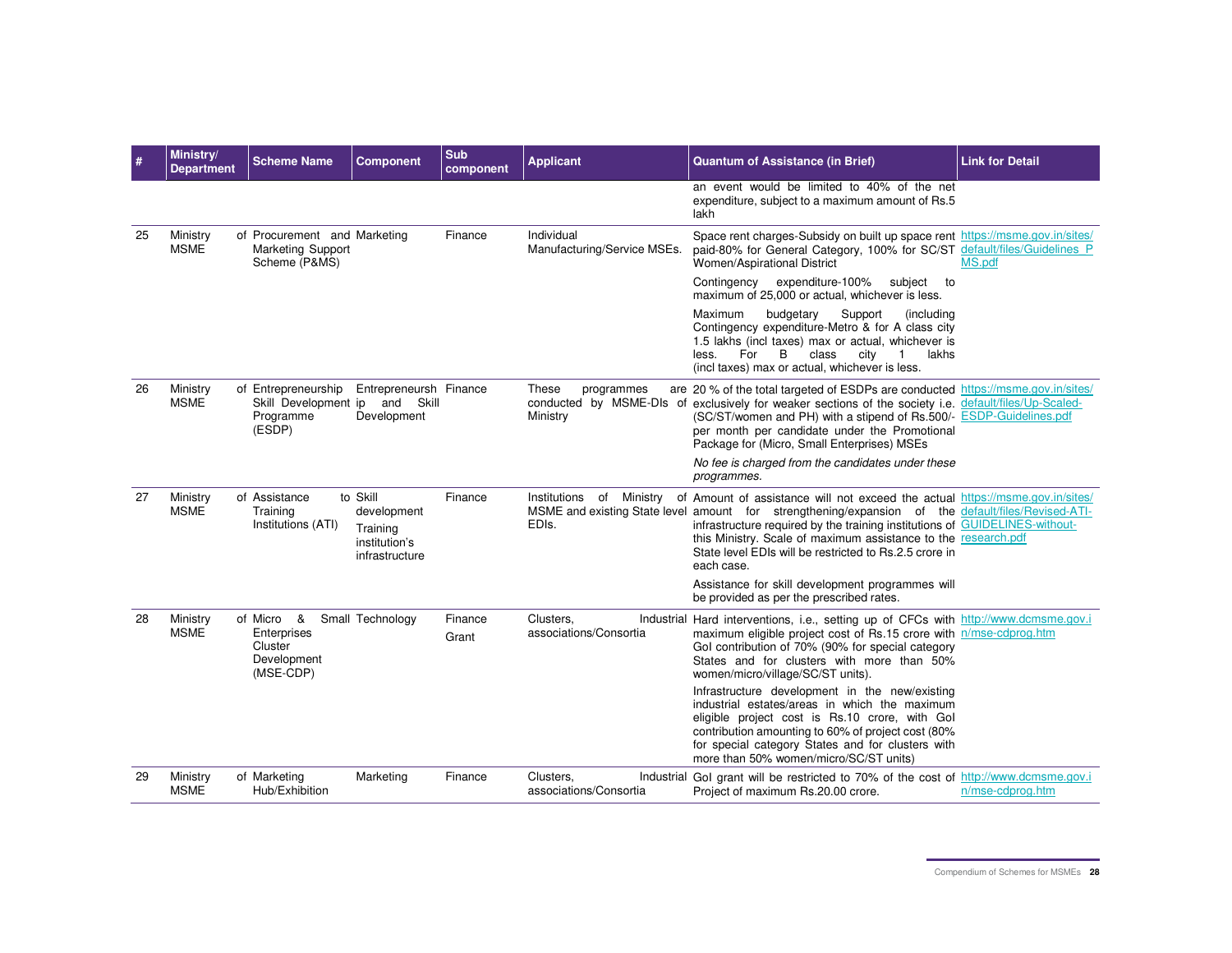| # | Ministry/ Department | Scheme Name | Component | Sub component | Applicant | Quantum of Assistance (in Brief) | Link for Detail |
|---|---|---|---|---|---|---|---|
| | | | | | | an event would be limited to 40% of the net expenditure, subject to a maximum amount of Rs.5 lakh | |
| 25 | Ministry of MSME | Procurement and Marketing Support Scheme (P&MS) | Marketing | Finance | Individual Manufacturing/Service MSEs. | Space rent charges-Subsidy on built up space rent paid-80% for General Category, 100% for SC/ST Women/Aspirational District<br><br>Contingency expenditure-100% subject to maximum of 25,000 or actual, whichever is less.<br><br>Maximum budgetary Support (including Contingency expenditure-Metro & for A class city 1.5 lakhs (incl taxes) max or actual, whichever is less. For B class city 1 lakhs (incl taxes) max or actual, whichever is less. | https://msme.gov.in/sites/default/files/Guidelines_PMS.pdf |
| 26 | Ministry of MSME | Entrepreneurship Skill Development Programme (ESDP) | Entrepreneurship and Skill Development | Finance | These programmes are conducted by MSME-DIs of Ministry | 20 % of the total targeted of ESDPs are conducted exclusively for weaker sections of the society i.e. (SC/ST/women and PH) with a stipend of Rs.500/- per month per candidate under the Promotional Package for (Micro, Small Enterprises) MSEs<br><br>*No fee is charged from the candidates under these programmes.* | https://msme.gov.in/sites/default/files/Up-Scaled-ESDP-Guidelines.pdf |
| 27 | Ministry of MSME | Assistance to Training Institutions (ATI) | Skill development Training institution's infrastructure | Finance | Institutions of Ministry of MSME and existing State level EDIs. | Amount of assistance will not exceed the actual amount for strengthening/expansion of the infrastructure required by the training institutions of this Ministry. Scale of maximum assistance to the State level EDIs will be restricted to Rs.2.5 crore in each case.<br><br>Assistance for skill development programmes will be provided as per the prescribed rates. | https://msme.gov.in/sites/default/files/Revised-ATI-GUIDELINES-without-research.pdf |
| 28 | Ministry of MSME | Micro & Small Enterprises Cluster Development (MSE-CDP) | Technology | Finance Grant | Clusters, Industrial associations/Consortia | Hard interventions, i.e., setting up of CFCs with maximum eligible project cost of Rs.15 crore with GoI contribution of 70% (90% for special category States and for clusters with more than 50% women/micro/village/SC/ST units).<br><br>Infrastructure development in the new/existing industrial estates/areas in which the maximum eligible project cost is Rs.10 crore, with GoI contribution amounting to 60% of project cost (80% for special category States and for clusters with more than 50% women/micro/SC/ST units) | http://www.dcmsme.gov.in/mse-cdprog.htm |
| 29 | Ministry of MSME | Marketing Hub/Exhibition | Marketing | Finance | Clusters, Industrial associations/Consortia | GoI grant will be restricted to 70% of the cost of Project of maximum Rs.20.00 crore. | http://www.dcmsme.gov.in/mse-cdprog.htm |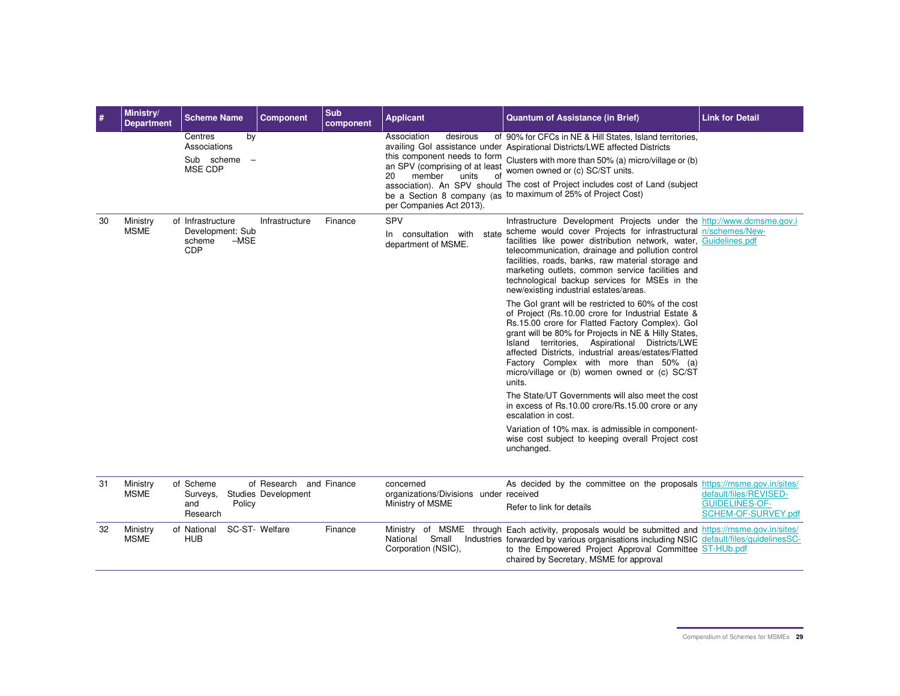| # | Ministry/ Department | Scheme Name | Component | Sub component | Applicant | Quantum of Assistance (in Brief) | Link for Detail |
|---|---|---|---|---|---|---|---|
| | | Centres by Associations<br><br>Sub scheme – MSE CDP | | | Association desirous of availing GoI assistance under this component needs to form an SPV (comprising of at least 20 member units of association). An SPV should be a Section 8 company (as per Companies Act 2013). | 90% for CFCs in NE & Hill States, Island territories, Aspirational Districts/LWE affected Districts<br><br>Clusters with more than 50% (a) micro/village or (b) women owned or (c) SC/ST units.<br><br>The cost of Project includes cost of Land (subject to maximum of 25% of Project Cost) | |
| 30 | Ministry of MSME | Infrastructure Development: Sub scheme –MSE CDP | Infrastructure | Finance | SPV<br><br>In consultation with state department of MSME. | Infrastructure Development Projects under the scheme would cover Projects for infrastructural facilities like power distribution network, water, telecommunication, drainage and pollution control facilities, roads, banks, raw material storage and marketing outlets, common service facilities and technological backup services for MSEs in the new/existing industrial estates/areas.<br><br>The GoI grant will be restricted to 60% of the cost of Project (Rs.10.00 crore for Industrial Estate & Rs.15.00 crore for Flatted Factory Complex). GoI grant will be 80% for Projects in NE & Hilly States, Island territories, Aspirational Districts/LWE affected Districts, industrial areas/estates/Flatted Factory Complex with more than 50% (a) micro/village or (b) women owned or (c) SC/ST units.<br><br>The State/UT Governments will also meet the cost in excess of Rs.10.00 crore/Rs.15.00 crore or any escalation in cost.<br><br>Variation of 10% max. is admissible in component-wise cost subject to keeping overall Project cost unchanged. | http://www.dcmsme.gov.in/schemes/New-Guidelines.pdf |
| 31 | Ministry of MSME | Scheme of Surveys, Studies and Policy Research | Research and Development | Finance | concerned organizations/Divisions under Ministry of MSME | As decided by the committee on the proposals received<br><br>Refer to link for details | https://msme.gov.in/sites/default/files/REVISED-GUIDELINES-OF-SCHEM-OF-SURVEY.pdf |
| 32 | Ministry of MSME | National SC-ST-HUB | Welfare | Finance | Ministry of MSME through National Small Industries Corporation (NSIC), | Each activity, proposals would be submitted and forwarded by various organisations including NSIC to the Empowered Project Approval Committee chaired by Secretary, MSME for approval | https://msme.gov.in/sites/default/files/guidelinesSC-ST-HUb.pdf |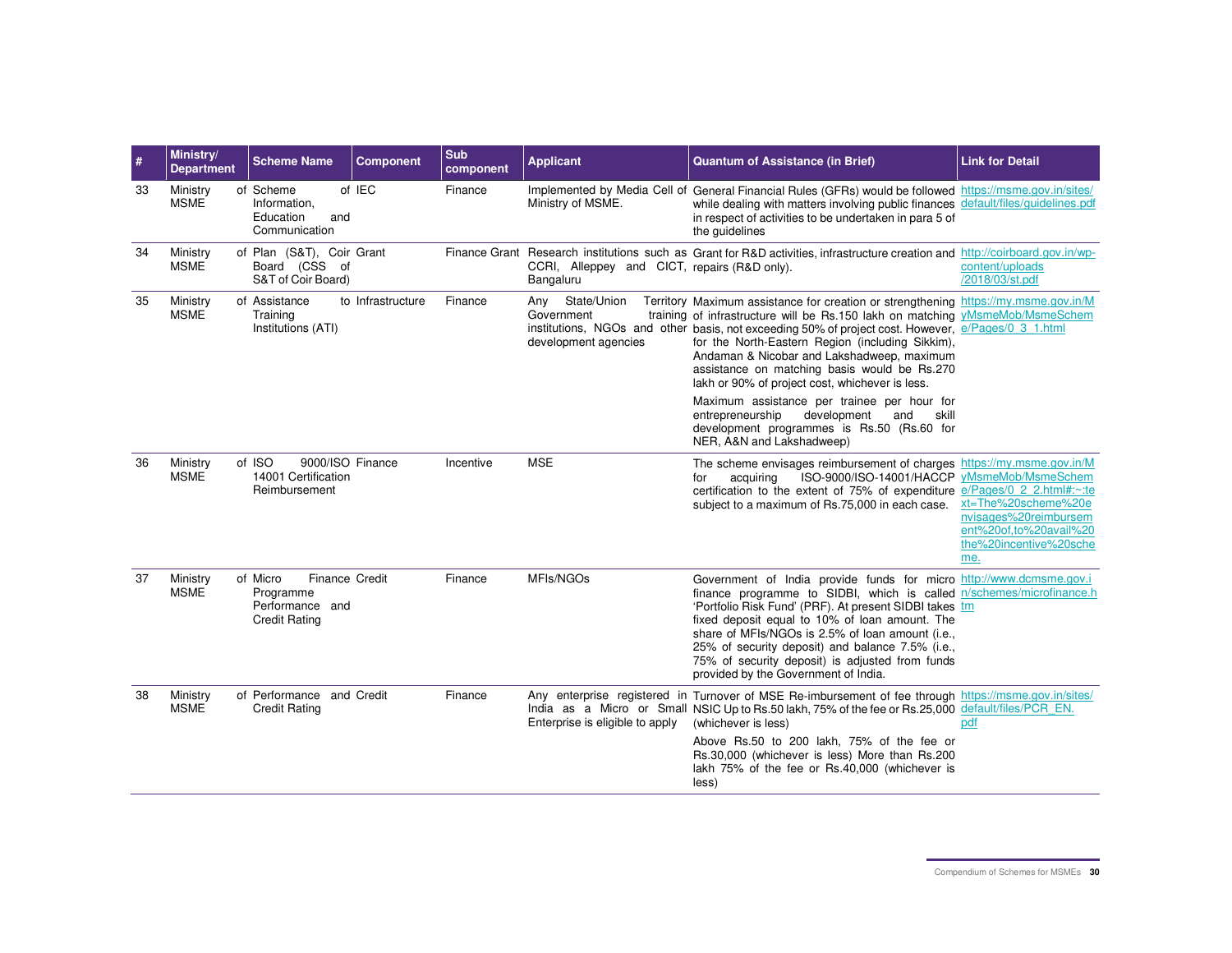| # | Ministry/ Department | Scheme Name | Component | Sub component | Applicant | Quantum of Assistance (in Brief) | Link for Detail |
|---|---|---|---|---|---|---|---|
| 33 | Ministry of MSME | Scheme of Information, Education and Communication | IEC | Finance | Implemented by Media Cell of Ministry of MSME. | General Financial Rules (GFRs) would be followed while dealing with matters involving public finances in respect of activities to be undertaken in para 5 of the guidelines | https://msme.gov.in/sites/default/files/guidelines.pdf |
| 34 | Ministry of MSME | Plan (S&T), Coir Board (CSS of S&T of Coir Board) | Grant | Finance Grant | Research institutions such as CCRI, Alleppey and CICT, Bangaluru | Grant for R&D activities, infrastructure creation and repairs (R&D only). | http://coirboard.gov.in/wp-content/uploads/2018/03/st.pdf |
| 35 | Ministry of MSME | Assistance to Training Institutions (ATI) | Infrastructure | Finance | Any State/Union Territory Government training institutions, NGOs and other development agencies | Maximum assistance for creation or strengthening of infrastructure will be Rs.150 lakh on matching basis, not exceeding 50% of project cost. However, for the North-Eastern Region (including Sikkim), Andaman & Nicobar and Lakshadweep, maximum assistance on matching basis would be Rs.270 lakh or 90% of project cost, whichever is less.<br><br>Maximum assistance per trainee per hour for entrepreneurship development and skill development programmes is Rs.50 (Rs.60 for NER, A&N and Lakshadweep) | https://my.msme.gov.in/MyMsmeMob/MsmeScheme/Pages/0_3_1.html |
| 36 | Ministry of MSME | ISO 9000/ISO 14001 Certification Reimbursement | Finance | Incentive | MSE | The scheme envisages reimbursement of charges for acquiring ISO-9000/ISO-14001/HACCP certification to the extent of 75% of expenditure subject to a maximum of Rs.75,000 in each case. | https://my.msme.gov.in/MyMsmeMob/MsmeScheme/Pages/0_2_2.html#:~:text=The%20scheme%20envisages%20reimbursement%20of,to%20avail%20the%20incentive%20scheme. |
| 37 | Ministry of MSME | Micro Finance Programme Performance and Credit Rating | Credit | Finance | MFIs/NGOs | Government of India provide funds for micro finance programme to SIDBI, which is called 'Portfolio Risk Fund' (PRF). At present SIDBI takes fixed deposit equal to 10% of loan amount. The share of MFIs/NGOs is 2.5% of loan amount (i.e., 25% of security deposit) and balance 7.5% (i.e., 75% of security deposit) is adjusted from funds provided by the Government of India. | http://www.dcmsme.gov.in/schemes/microfinance.htm |
| 38 | Ministry of MSME | Performance and Credit Rating | Credit | Finance | Any enterprise registered in India as a Micro or Small Enterprise is eligible to apply | Turnover of MSE Re-imbursement of fee through NSIC Up to Rs.50 lakh, 75% of the fee or Rs.25,000 (whichever is less)<br><br>Above Rs.50 to 200 lakh, 75% of the fee or Rs.30,000 (whichever is less) More than Rs.200 lakh 75% of the fee or Rs.40,000 (whichever is less) | https://msme.gov.in/sites/default/files/PCR_EN.pdf |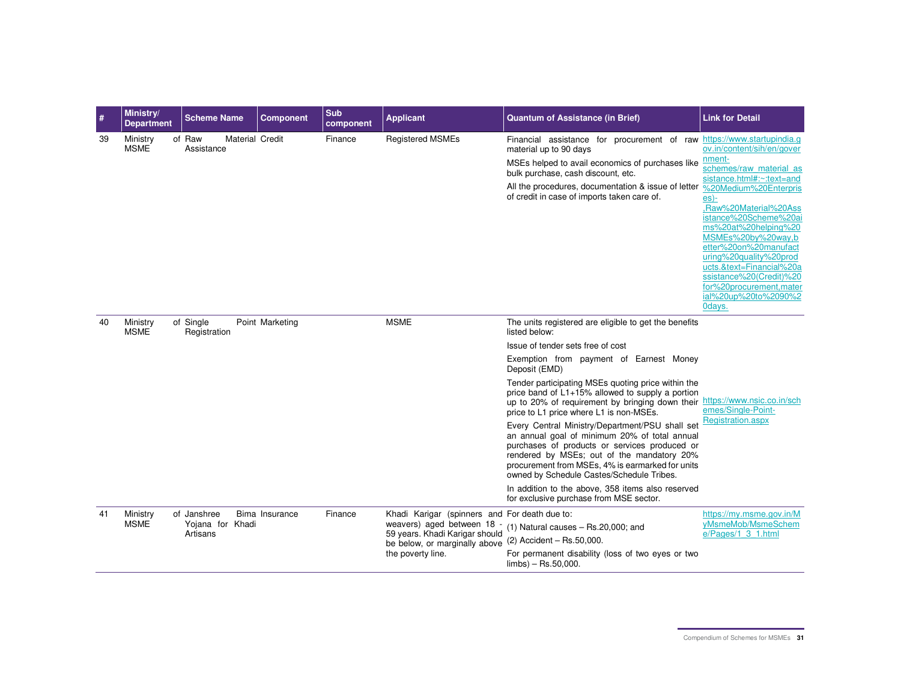| # | Ministry/ Department | Scheme Name | Component | Sub component | Applicant | Quantum of Assistance (in Brief) | Link for Detail |
|---|---|---|---|---|---|---|---|
| 39 | Ministry of MSME | Raw Material Assistance | Credit | Finance | Registered MSMEs | Financial assistance for procurement of raw material up to 90 days<br>MSEs helped to avail economics of purchases like bulk purchase, cash discount, etc.<br>All the procedures, documentation & issue of letter of credit in case of imports taken care of. | https://www.startupindia.gov.in/content/sih/en/government-schemes/raw_material_assistance.html#:~:text=and%20Medium%20Enterprises)-,Raw%20Material%20Assistance%20Scheme%20aims%20at%20helping%20MSMEs%20by%20way,better%20on%20manufacturing%20quality%20products.&text=Financial%20assistance%20(Credit)%20for%20procurement,material%20up%20to%2090%20days. |
| 40 | Ministry of MSME | Single Point Registration | Marketing | | MSME | The units registered are eligible to get the benefits listed below:<br>Issue of tender sets free of cost<br>Exemption from payment of Earnest Money Deposit (EMD)<br>Tender participating MSEs quoting price within the price band of L1+15% allowed to supply a portion up to 20% of requirement by bringing down their price to L1 price where L1 is non-MSEs.<br>Every Central Ministry/Department/PSU shall set an annual goal of minimum 20% of total annual purchases of products or services produced or rendered by MSEs; out of the mandatory 20% procurement from MSEs, 4% is earmarked for units owned by Schedule Castes/Schedule Tribes.<br>In addition to the above, 358 items also reserved for exclusive purchase from MSE sector. | https://www.nsic.co.in/schemes/Single-Point-Registration.aspx |
| 41 | Ministry of MSME | Janshree Bima Yojana for Khadi Artisans | Insurance | Finance | Khadi Karigar (spinners and weavers) aged between 18 - 59 years. Khadi Karigar should be below, or marginally above the poverty line. | For death due to:<br>(1) Natural causes – Rs.20,000; and<br>(2) Accident – Rs.50,000.<br>For permanent disability (loss of two eyes or two limbs) – Rs.50,000. | https://my.msme.gov.in/MyMsmeMob/MsmeScheme/Pages/1_3_1.html |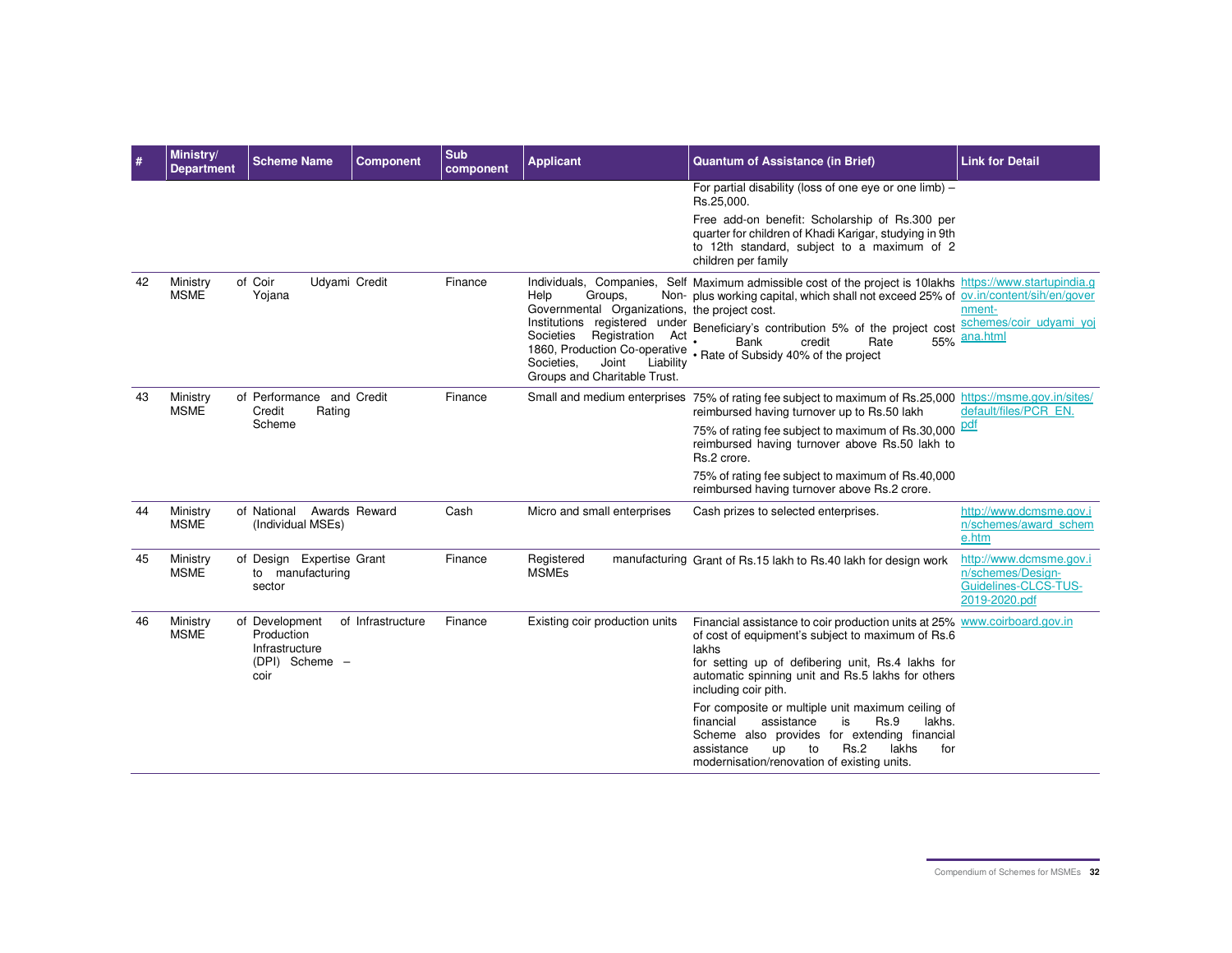| # | Ministry/ Department | Scheme Name | Component | Sub component | Applicant | Quantum of Assistance (in Brief) | Link for Detail |
|---|---|---|---|---|---|---|---|
| | | | | | | For partial disability (loss of one eye or one limb) – Rs.25,000.<br><br>Free add-on benefit: Scholarship of Rs.300 per quarter for children of Khadi Karigar, studying in 9th to 12th standard, subject to a maximum of 2 children per family | |
| 42 | Ministry of MSME | Coir Udyami Yojana | Credit | Finance | Individuals, Companies, Self Help Groups, Non-Governmental Organizations, Institutions registered under Societies Registration Act 1860, Production Co-operative Societies, Joint Liability Groups and Charitable Trust. | Maximum admissible cost of the project is 10lakhs plus working capital, which shall not exceed 25% of the project cost.<br><br>Beneficiary's contribution 5% of the project cost<br>• Bank credit Rate 55%<br>• Rate of Subsidy 40% of the project | https://www.startupindia.gov.in/content/sih/en/government-schemes/coir_udyami_yojana.html |
| 43 | Ministry of MSME | Performance and Credit Rating Scheme | Credit | Finance | Small and medium enterprises | 75% of rating fee subject to maximum of Rs.25,000 reimbursed having turnover up to Rs.50 lakh<br><br>75% of rating fee subject to maximum of Rs.30,000 reimbursed having turnover above Rs.50 lakh to Rs.2 crore.<br><br>75% of rating fee subject to maximum of Rs.40,000 reimbursed having turnover above Rs.2 crore. | https://msme.gov.in/sites/default/files/PCR_EN.pdf |
| 44 | Ministry of MSME | National Awards (Individual MSEs) | Reward | Cash | Micro and small enterprises | Cash prizes to selected enterprises. | http://www.dcmsme.gov.in/schemes/award_scheme.htm |
| 45 | Ministry of MSME | Design Expertise to manufacturing sector | Grant | Finance | Registered manufacturing MSMEs | Grant of Rs.15 lakh to Rs.40 lakh for design work | http://www.dcmsme.gov.in/schemes/Design-Guidelines-CLCS-TUS-2019-2020.pdf |
| 46 | Ministry of MSME | Development of Production Infrastructure (DPI) Scheme – coir | Infrastructure | Finance | Existing coir production units | Financial assistance to coir production units at 25% of cost of equipment's subject to maximum of Rs.6 lakhs for setting up of defibering unit, Rs.4 lakhs for automatic spinning unit and Rs.5 lakhs for others including coir pith.<br><br>For composite or multiple unit maximum ceiling of financial assistance is Rs.9 lakhs. Scheme also provides for extending financial assistance up to Rs.2 lakhs for modernisation/renovation of existing units. | www.coirboard.gov.in |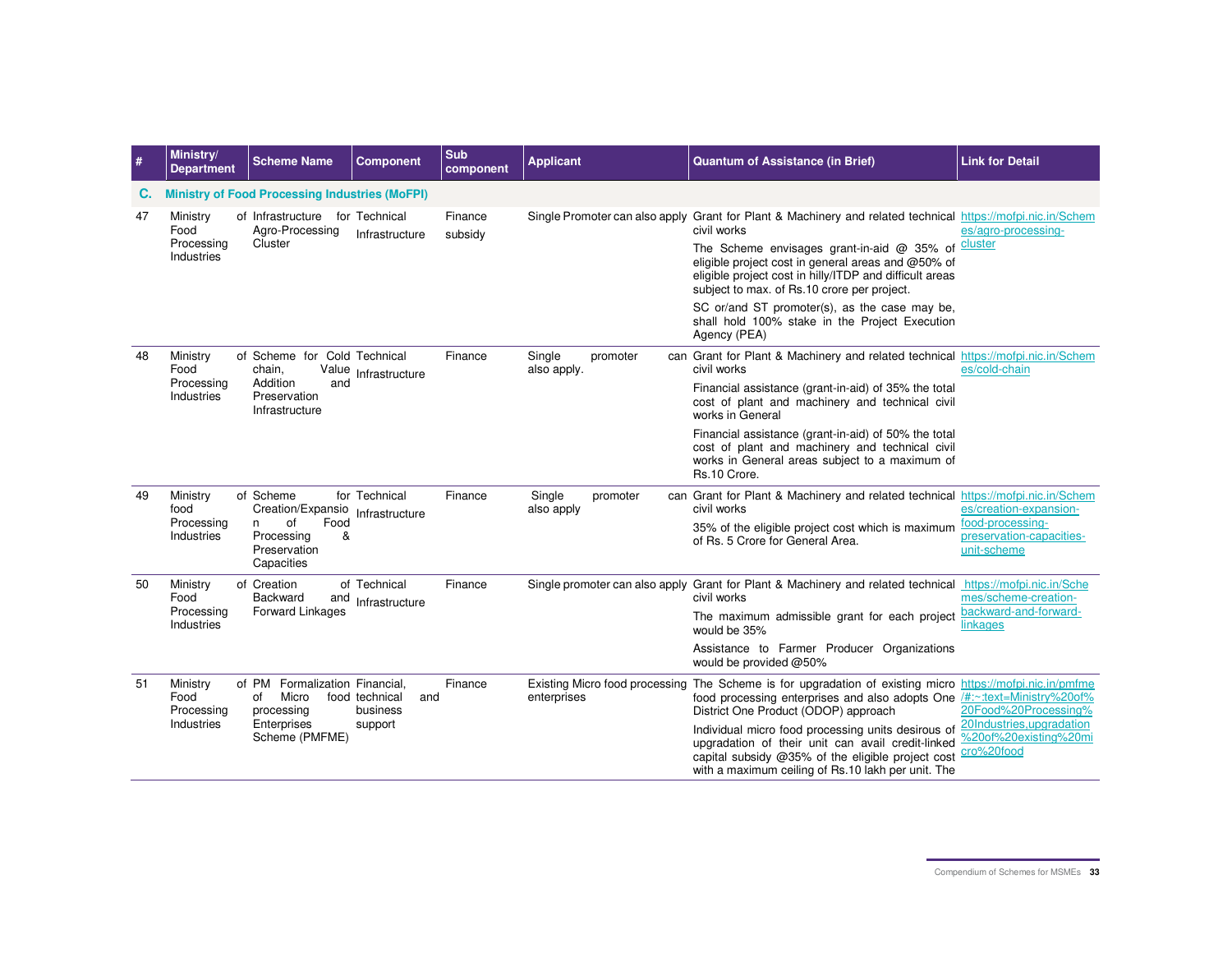| # | Ministry/ Department | Scheme Name | Component | Sub component | Applicant | Quantum of Assistance (in Brief) | Link for Detail |
|---|---|---|---|---|---|---|---|
| **C.** | **Ministry of Food Processing Industries (MoFPI)** | | | | | | |
| 47 | Ministry of Food Processing Industries | Infrastructure for Agro-Processing Cluster | Technical Infrastructure | Finance subsidy | Single Promoter can also apply | Grant for Plant & Machinery and related technical civil works<br>The Scheme envisages grant-in-aid @ 35% of eligible project cost in general areas and @50% of eligible project cost in hilly/ITDP and difficult areas subject to max. of Rs.10 crore per project.<br>SC or/and ST promoter(s), as the case may be, shall hold 100% stake in the Project Execution Agency (PEA) | https://mofpi.nic.in/Schemes/agro-processing-cluster |
| 48 | Ministry of Food Processing Industries | Scheme for Cold chain, Value Addition and Preservation Infrastructure | Technical Infrastructure | Finance | Single promoter can also apply. | Grant for Plant & Machinery and related technical civil works<br>Financial assistance (grant-in-aid) of 35% the total cost of plant and machinery and technical civil works in General<br>Financial assistance (grant-in-aid) of 50% the total cost of plant and machinery and technical civil works in General areas subject to a maximum of Rs.10 Crore. | https://mofpi.nic.in/Schemes/cold-chain |
| 49 | Ministry of food Processing Industries | Scheme for Creation/Expansion of Food Processing & Preservation Capacities | Technical Infrastructure | Finance | Single promoter can also apply | Grant for Plant & Machinery and related technical civil works<br>35% of the eligible project cost which is maximum of Rs. 5 Crore for General Area. | https://mofpi.nic.in/Schemes/creation-expansion-food-processing-preservation-capacities-unit-scheme |
| 50 | Ministry of Food Processing Industries | Creation of Backward and Forward Linkages | Technical Infrastructure | Finance | Single promoter can also apply | Grant for Plant & Machinery and related technical civil works<br>The maximum admissible grant for each project would be 35%<br>Assistance to Farmer Producer Organizations would be provided @50% | https://mofpi.nic.in/Schemes/scheme-creation-backward-and-forward-linkages |
| 51 | Ministry of Food Processing Industries | PM Formalization of Micro food processing Enterprises Scheme (PMFME) | Financial, technical and business support | Finance | Existing Micro food processing enterprises | The Scheme is for upgradation of existing micro food processing enterprises and also adopts One District One Product (ODOP) approach<br>Individual micro food processing units desirous of upgradation of their unit can avail credit-linked capital subsidy @35% of the eligible project cost with a maximum ceiling of Rs.10 lakh per unit. The | https://mofpi.nic.in/pmfme/#:~:text=Ministry%20of%20Food%20Processing%20Industries,upgradation%20of%20existing%20micro%20food |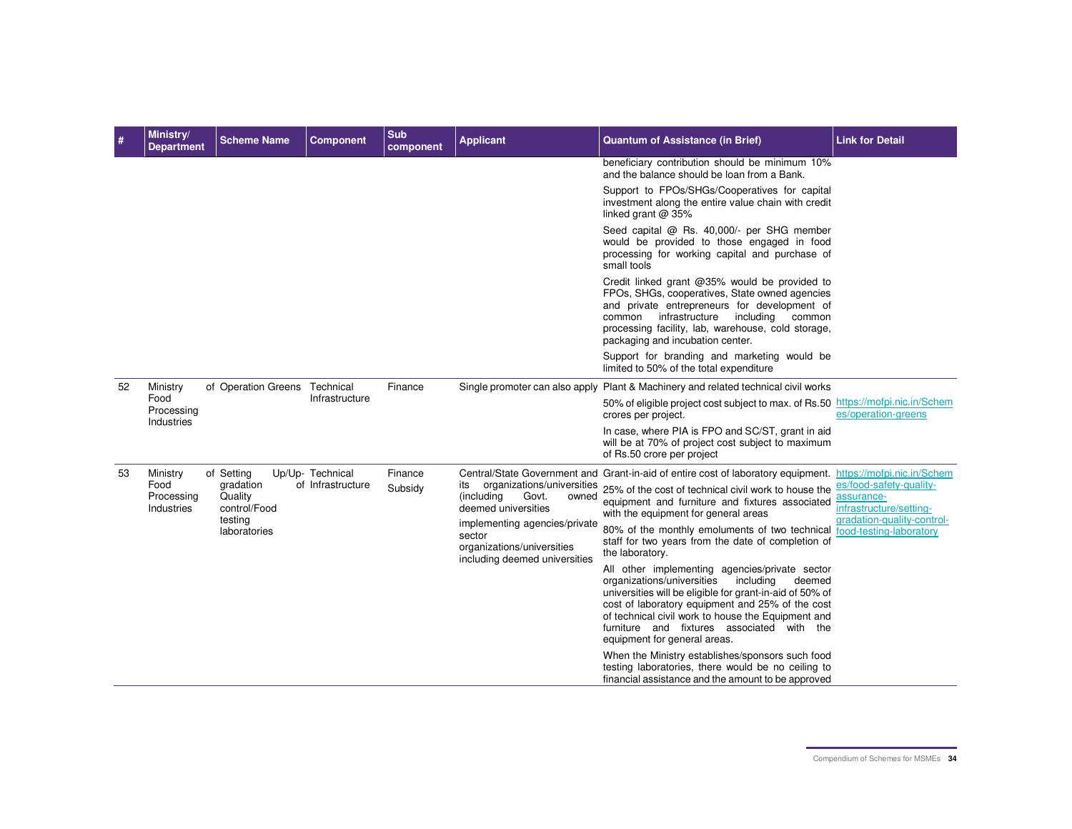| # | Ministry/ Department | Scheme Name | Component | Sub component | Applicant | Quantum of Assistance (in Brief) | Link for Detail |
|---|---|---|---|---|---|---|---|
| | | | | | | beneficiary contribution should be minimum 10% and the balance should be loan from a Bank.<br>Support to FPOs/SHGs/Cooperatives for capital investment along the entire value chain with credit linked grant @ 35%<br>Seed capital @ Rs. 40,000/- per SHG member would be provided to those engaged in food processing for working capital and purchase of small tools<br>Credit linked grant @35% would be provided to FPOs, SHGs, cooperatives, State owned agencies and private entrepreneurs for development of common infrastructure including common processing facility, lab, warehouse, cold storage, packaging and incubation center.<br>Support for branding and marketing would be limited to 50% of the total expenditure | |
| 52 | Ministry of Food Processing Industries | Operation Greens | Technical Infrastructure | Finance | Single promoter can also apply | Plant & Machinery and related technical civil works<br>50% of eligible project cost subject to max. of Rs.50 crores per project.<br>In case, where PIA is FPO and SC/ST, grant in aid will be at 70% of project cost subject to maximum of Rs.50 crore per project | https://mofpi.nic.in/Schemes/operation-greens |
| 53 | Ministry of Food Processing Industries | Setting Up/Up-gradation of Quality control/Food testing laboratories | Technical Infrastructure | Finance<br>Subsidy | Central/State Government and its organizations/universities (including Govt. owned deemed universities<br>implementing agencies/private sector organizations/universities including deemed universities | Grant-in-aid of entire cost of laboratory equipment.<br>25% of the cost of technical civil work to house the equipment and furniture and fixtures associated with the equipment for general areas<br>80% of the monthly emoluments of two technical staff for two years from the date of completion of the laboratory.<br>All other implementing agencies/private sector organizations/universities including deemed universities will be eligible for grant-in-aid of 50% of cost of laboratory equipment and 25% of the cost of technical civil work to house the Equipment and furniture and fixtures associated with the equipment for general areas.<br>When the Ministry establishes/sponsors such food testing laboratories, there would be no ceiling to financial assistance and the amount to be approved | https://mofpi.nic.in/Schemes/food-safety-quality-assurance-infrastructure/setting-gradation-quality-control-food-testing-laboratory |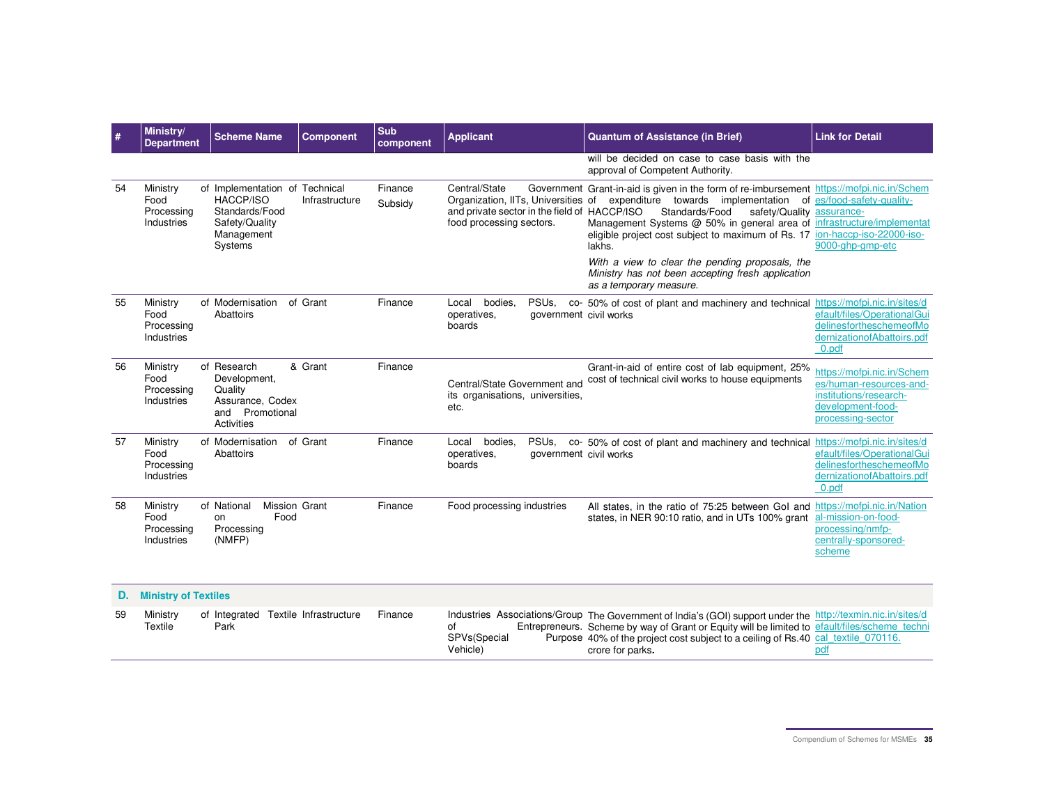| # | Ministry/ Department | Scheme Name | Component | Sub component | Applicant | Quantum of Assistance (in Brief) | Link for Detail |
|---|---|---|---|---|---|---|---|
| | | | | | | will be decided on case to case basis with the approval of Competent Authority. | |
| 54 | Ministry of Food Processing Industries | Implementation of HACCP/ISO Standards/Food Safety/Quality Management Systems | Technical Infrastructure | Finance Subsidy | Central/State Government Organization, IITs, Universities and private sector in the field of food processing sectors. | Grant-in-aid is given in the form of re-imbursement of expenditure towards implementation of HACCP/ISO Standards/Food safety/Quality Management Systems @ 50% in general area of eligible project cost subject to maximum of Rs. 17 lakhs.<br><br>*With a view to clear the pending proposals, the Ministry has not been accepting fresh application as a temporary measure.* | https://mofpi.nic.in/Schemes/food-safety-quality-assurance-infrastructure/implementation-haccp-iso-22000-iso-9000-ghp-gmp-etc |
| 55 | Ministry of Food Processing Industries | Modernisation of Abattoirs | Grant | Finance | Local bodies, PSUs, co-operatives, government boards | 50% of cost of plant and machinery and technical civil works | https://mofpi.nic.in/sites/default/files/OperationalGuidelinesfortheschemeofModernizationofAbattoirs.pdf_0.pdf |
| 56 | Ministry of Food Processing Industries | Research & Development, Quality Assurance, Codex and Promotional Activities | Grant | Finance | Central/State Government and its organisations, universities, etc. | Grant-in-aid of entire cost of lab equipment, 25% cost of technical civil works to house equipments | https://mofpi.nic.in/Schemes/human-resources-and-institutions/research-development-food-processing-sector |
| 57 | Ministry of Food Processing Industries | Modernisation of Abattoirs | Grant | Finance | Local bodies, PSUs, co-operatives, government boards | 50% of cost of plant and machinery and technical civil works | https://mofpi.nic.in/sites/default/files/OperationalGuidelinesfortheschemeofModernizationofAbattoirs.pdf_0.pdf |
| 58 | Ministry of Food Processing Industries | National Mission on Food Processing (NMFP) | Grant | Finance | Food processing industries | All states, in the ratio of 75:25 between GoI and states, in NER 90:10 ratio, and in UTs 100% grant | https://mofpi.nic.in/National-mission-on-food-processing/nmfp-centrally-sponsored-scheme |
| **D.** | **Ministry of Textiles** | | | | | | |
| 59 | Ministry of Textile | Integrated Textile Park | Infrastructure | Finance | Industries Associations/Group of Entrepreneurs. SPVs(Special Purpose Vehicle) | The Government of India's (GOI) support under the Scheme by way of Grant or Equity will be limited to 40% of the project cost subject to a ceiling of Rs.40 crore for parks**.** | http://texmin.nic.in/sites/default/files/scheme_technical_textile_070116.pdf |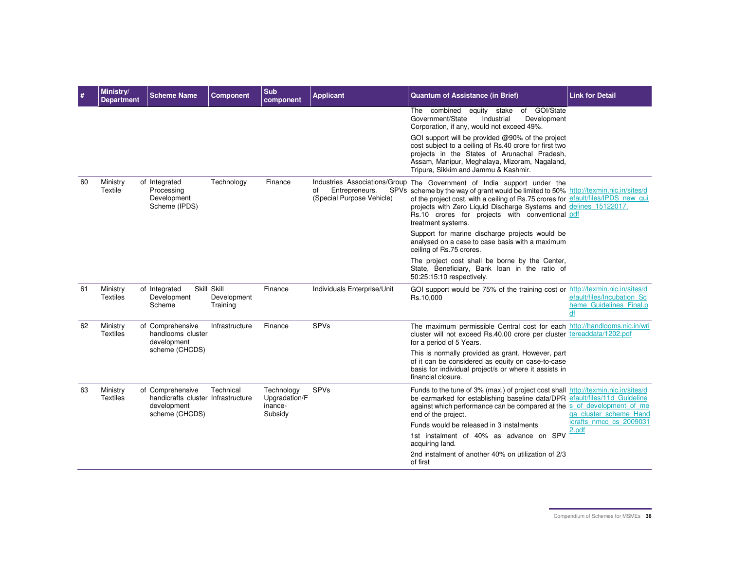| # | Ministry/ Department | Scheme Name | Component | Sub component | Applicant | Quantum of Assistance (in Brief) | Link for Detail |
|---|---|---|---|---|---|---|---|
| | | | | | | The combined equity stake of GOI/State Government/State Industrial Development Corporation, if any, would not exceed 49%.<br><br>GOI support will be provided @90% of the project cost subject to a ceiling of Rs.40 crore for first two projects in the States of Arunachal Pradesh, Assam, Manipur, Meghalaya, Mizoram, Nagaland, Tripura, Sikkim and Jammu & Kashmir. | |
| 60 | Ministry of Textile | Integrated Processing Development Scheme (IPDS) | Technology | Finance | Industries Associations/Group of Entrepreneurs. SPVs (Special Purpose Vehicle) | The Government of India support under the scheme by the way of grant would be limited to 50% of the project cost, with a ceiling of Rs.75 crores for projects with Zero Liquid Discharge Systems and Rs.10 crores for projects with conventional treatment systems.<br><br>Support for marine discharge projects would be analysed on a case to case basis with a maximum ceiling of Rs.75 crores.<br><br>The project cost shall be borne by the Center, State, Beneficiary, Bank loan in the ratio of 50:25:15:10 respectively. | http://texmin.nic.in/sites/default/files/IPDS_new_guidelines_15122017.pdf |
| 61 | Ministry of Textiles | Integrated Skill Development Scheme | Skill Development Training | Finance | Individuals Enterprise/Unit | GOI support would be 75% of the training cost or Rs.10,000 | http://texmin.nic.in/sites/default/files/Incubation_Scheme_Guidelines_Final.pdf |
| 62 | Ministry of Textiles | Comprehensive handlooms cluster development scheme (CHCDS) | Infrastructure | Finance | SPVs | The maximum permissible Central cost for each cluster will not exceed Rs.40.00 crore per cluster for a period of 5 Years.<br><br>This is normally provided as grant. However, part of it can be considered as equity on case-to-case basis for individual project/s or where it assists in financial closure. | http://handlooms.nic.in/writereaddata/1202.pdf |
| 63 | Ministry of Textiles | Comprehensive handicrafts cluster development scheme (CHCDS) | Technical Infrastructure | Technology Upgradation/Finance-Subsidy | SPVs | Funds to the tune of 3% (max.) of project cost shall be earmarked for establishing baseline data/DPR against which performance can be compared at the end of the project.<br><br>Funds would be released in 3 instalments<br><br>1st instalment of 40% as advance on SPV acquiring land.<br><br>2nd instalment of another 40% on utilization of 2/3 of first | http://texmin.nic.in/sites/default/files/11d_Guidelines_of_development_of_mega_cluster_scheme_Handicrafts_nmcc_cs_20090312.pdf |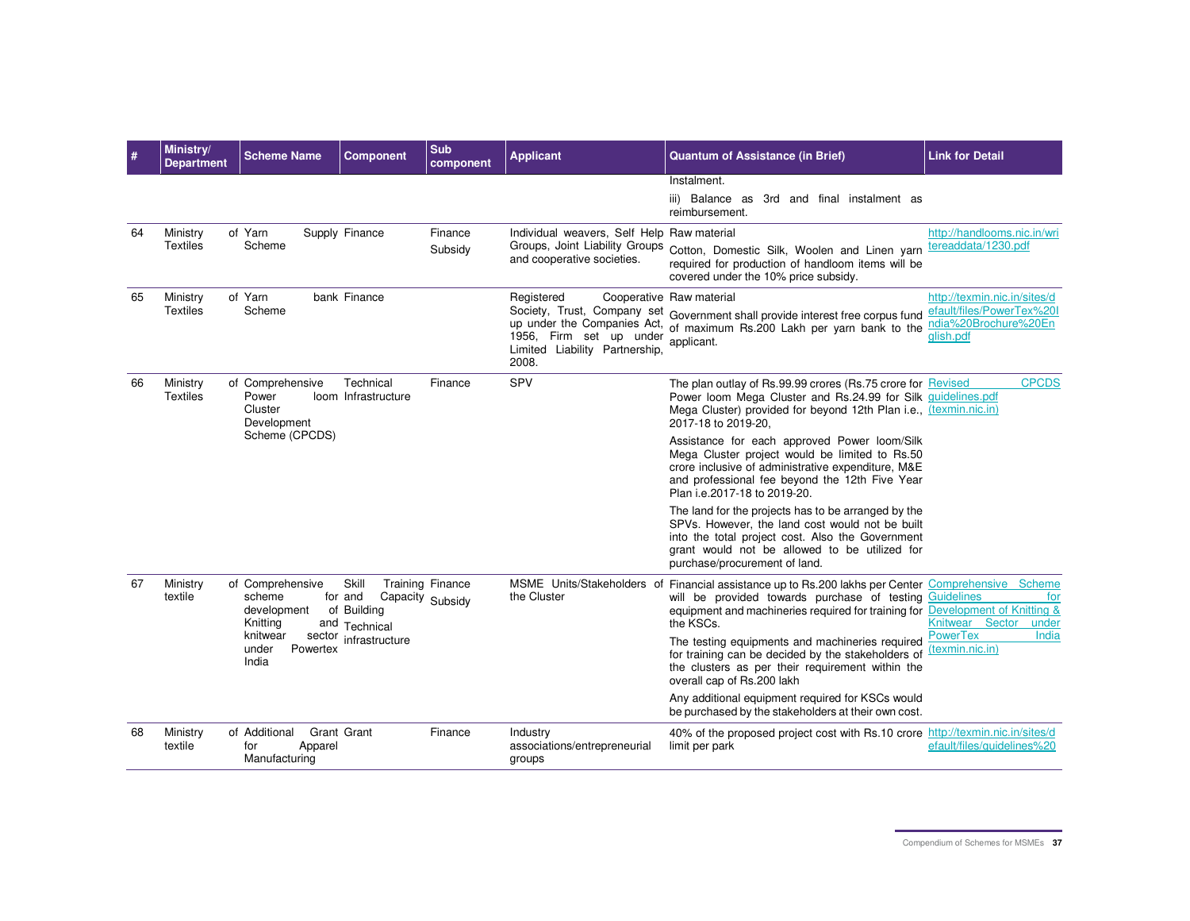| # | Ministry/ Department | Scheme Name | Component | Sub component | Applicant | Quantum of Assistance (in Brief) | Link for Detail |
|---|---|---|---|---|---|---|---|
| | | | | | | Instalment.<br>iii) Balance as 3rd and final instalment as reimbursement. | |
| 64 | Ministry of Textiles | Yarn Supply Scheme | Finance | Finance Subsidy | Individual weavers, Self Help Groups, Joint Liability Groups and cooperative societies. | Raw material<br>Cotton, Domestic Silk, Woolen and Linen yarn required for production of handloom items will be covered under the 10% price subsidy. | http://handlooms.nic.in/writereaddata/1230.pdf |
| 65 | Ministry of Textiles | Yarn bank Scheme | Finance | | Registered Cooperative Society, Trust, Company set up under the Companies Act, 1956, Firm set up under Limited Liability Partnership, 2008. | Raw material<br>Government shall provide interest free corpus fund of maximum Rs.200 Lakh per yarn bank to the applicant. | http://texmin.nic.in/sites/default/files/PowerTex%20India%20Brochure%20English.pdf |
| 66 | Ministry of Textiles | Comprehensive Power loom Cluster Development Scheme (CPCDS) | Technical Infrastructure | Finance | SPV | The plan outlay of Rs.99.99 crores (Rs.75 crore for Power loom Mega Cluster and Rs.24.99 for Silk Mega Cluster) provided for beyond 12th Plan i.e., 2017-18 to 2019-20,<br>Assistance for each approved Power loom/Silk Mega Cluster project would be limited to Rs.50 crore inclusive of administrative expenditure, M&E and professional fee beyond the 12th Five Year Plan i.e.2017-18 to 2019-20.<br>The land for the projects has to be arranged by the SPVs. However, the land cost would not be built into the total project cost. Also the Government grant would not be allowed to be utilized for purchase/procurement of land. | Revised CPCDS guidelines.pdf (texmin.nic.in) |
| 67 | Ministry of textile | Comprehensive scheme for development of Knitting and knitwear sector under Powertex India | Skill Training and Capacity Building Technical infrastructure | Finance Subsidy | MSME Units/Stakeholders of the Cluster | Financial assistance up to Rs.200 lakhs per Center will be provided towards purchase of testing equipment and machineries required for training for the KSCs.<br>The testing equipments and machineries required for training can be decided by the stakeholders of the clusters as per their requirement within the overall cap of Rs.200 lakh<br>Any additional equipment required for KSCs would be purchased by the stakeholders at their own cost. | Comprehensive Scheme Guidelines for Development of Knitting & Knitwear Sector under PowerTex India (texmin.nic.in) |
| 68 | Ministry of textile | Additional Grant for Apparel Manufacturing | Grant | Finance | Industry associations/entrepreneurial groups | 40% of the proposed project cost with Rs.10 crore limit per park | http://texmin.nic.in/sites/default/files/guidelines%20 |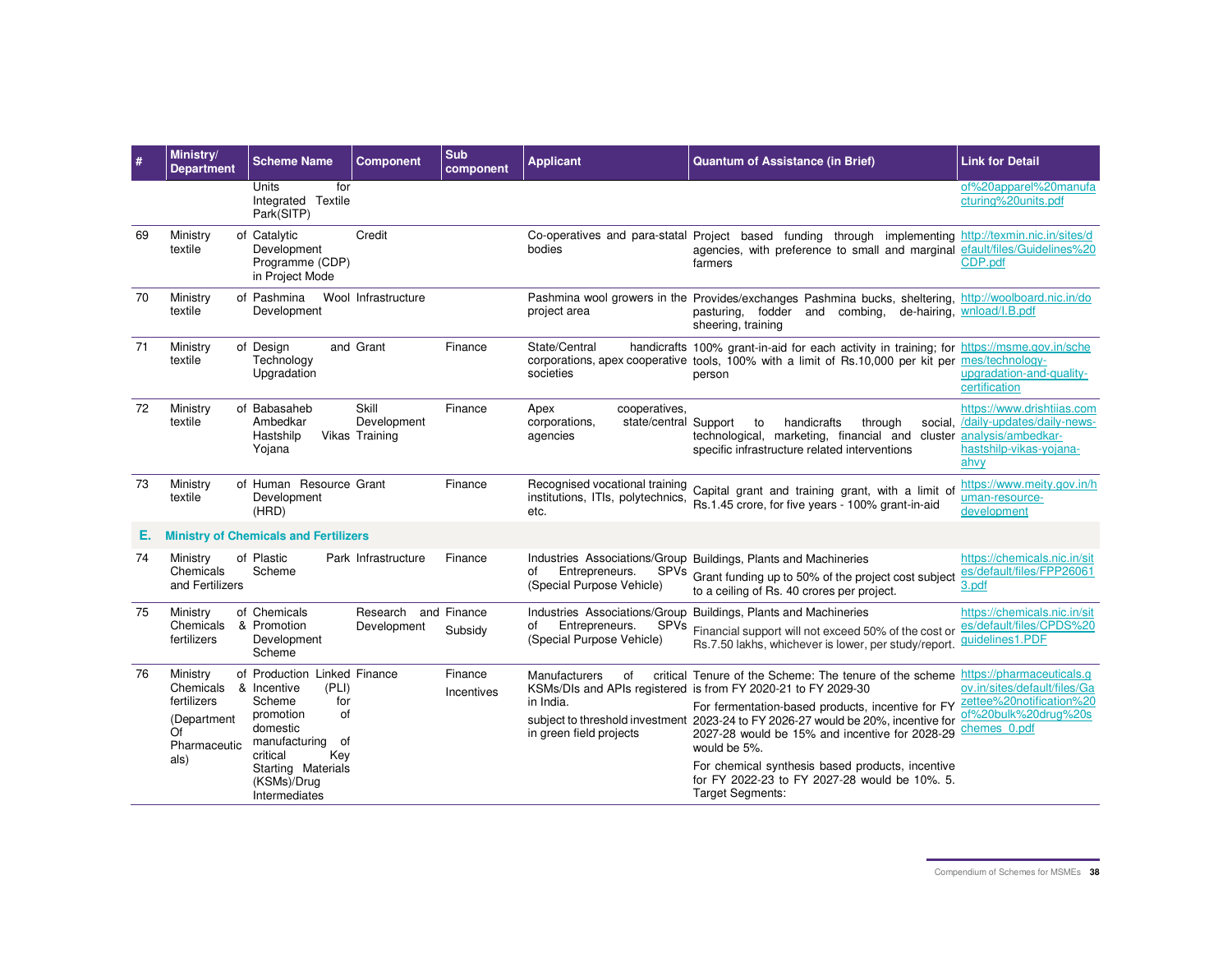| # | Ministry/ Department | Scheme Name | Component | Sub component | Applicant | Quantum of Assistance (in Brief) | Link for Detail |
|---|---|---|---|---|---|---|---|
| | | Units for Integrated Textile Park(SITP) | | | | | of%20apparel%20manufacturing%20units.pdf |
| 69 | Ministry of textile | Catalytic Development Programme (CDP) in Project Mode | Credit | | Co-operatives and para-statal bodies | Project based funding through implementing agencies, with preference to small and marginal farmers | http://texmin.nic.in/sites/default/files/Guidelines%20CDP.pdf |
| 70 | Ministry of textile | Pashmina Wool Development | Infrastructure | | Pashmina wool growers in the project area | Provides/exchanges Pashmina bucks, sheltering, pasturing, fodder and combing, de-hairing, sheering, training | http://woolboard.nic.in/download/I.B.pdf |
| 71 | Ministry of textile | Design and Technology Upgradation | Grant | Finance | State/Central handicrafts corporations, apex cooperative societies | 100% grant-in-aid for each activity in training; for tools, 100% with a limit of Rs.10,000 per kit per person | https://msme.gov.in/schemes/technology-upgradation-and-quality-certification |
| 72 | Ministry of textile | Babasaheb Ambedkar Hastshilp Vikas Yojana | Skill Development Training | Finance | Apex cooperatives, corporations, state/central agencies | Support to handicrafts through social, technological, marketing, financial and cluster specific infrastructure related interventions | https://www.drishtiias.com/daily-updates/daily-news-analysis/ambedkar-hastshilp-vikas-yojana-ahvy |
| 73 | Ministry of textile | Human Resource Development (HRD) | Grant | Finance | Recognised vocational training institutions, ITIs, polytechnics, etc. | Capital grant and training grant, with a limit of Rs.1.45 crore, for five years - 100% grant-in-aid | https://www.meity.gov.in/human-resource-development |
| **E.** | **Ministry of Chemicals and Fertilizers** | | | | | | |
| 74 | Ministry of Chemicals and Fertilizers | Plastic Park Scheme | Infrastructure | Finance | Industries Associations/Group of Entrepreneurs. SPVs (Special Purpose Vehicle) | Buildings, Plants and Machineries<br>Grant funding up to 50% of the project cost subject to a ceiling of Rs. 40 crores per project. | https://chemicals.nic.in/sites/default/files/FPP260613.pdf |
| 75 | Ministry of Chemicals & fertilizers | Chemicals Promotion Development Scheme | Research and Development | Finance Subsidy | Industries Associations/Group of Entrepreneurs. SPVs (Special Purpose Vehicle) | Buildings, Plants and Machineries<br>Financial support will not exceed 50% of the cost or Rs.7.50 lakhs, whichever is lower, per study/report. | https://chemicals.nic.in/sites/default/files/CPDS%20guidelines1.PDF |
| 76 | Ministry of Chemicals & fertilizers (Department Of Pharmaceuticals) | Production Linked Incentive (PLI) Scheme for promotion of domestic manufacturing of critical Key Starting Materials (KSMs)/Drug Intermediates | Finance | Finance Incentives | Manufacturers of critical KSMs/DIs and APIs registered in India.<br>subject to threshold investment in green field projects | Tenure of the Scheme: The tenure of the scheme is from FY 2020-21 to FY 2029-30<br>For fermentation-based products, incentive for FY 2023-24 to FY 2026-27 would be 20%, incentive for 2027-28 would be 15% and incentive for 2028-29 would be 5%.<br>For chemical synthesis based products, incentive for FY 2022-23 to FY 2027-28 would be 10%. 5. Target Segments: | https://pharmaceuticals.gov.in/sites/default/files/Gazettee%20notification%20of%20bulk%20drug%20schemes_0.pdf |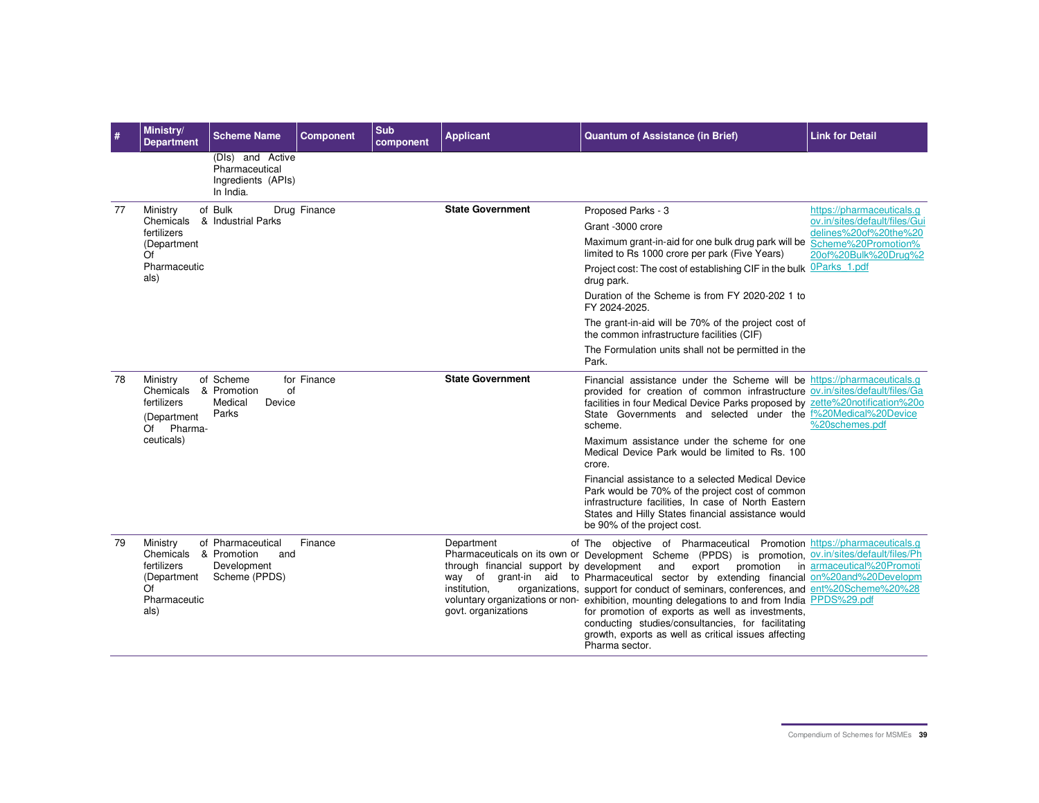| # | Ministry/ Department | Scheme Name | Component | Sub component | Applicant | Quantum of Assistance (in Brief) | Link for Detail |
|---|---|---|---|---|---|---|---|
| | | (DIs) and Active Pharmaceutical Ingredients (APIs) In India. | | | | | |
| 77 | Ministry of Chemicals & fertilizers (Department Of Pharmaceuticals) | Bulk Drug Industrial Parks | Finance | | **State Government** | Proposed Parks - 3<br>Grant -3000 crore<br>Maximum grant-in-aid for one bulk drug park will be limited to Rs 1000 crore per park (Five Years)<br>Project cost: The cost of establishing CIF in the bulk drug park.<br>Duration of the Scheme is from FY 2020-202 1 to FY 2024-2025.<br>The grant-in-aid will be 70% of the project cost of the common infrastructure facilities (CIF)<br>The Formulation units shall not be permitted in the Park. | https://pharmaceuticals.gov.in/sites/default/files/Guidelines%20of%20the%20Scheme%20Promotion%20of%20Bulk%20Drug%20Parks_1.pdf |
| 78 | Ministry of Chemicals & fertilizers (Department Of Pharmaceuticals) | Scheme for Promotion of Medical Device Parks | Finance | | **State Government** | Financial assistance under the Scheme will be provided for creation of common infrastructure facilities in four Medical Device Parks proposed by State Governments and selected under the scheme.<br>Maximum assistance under the scheme for one Medical Device Park would be limited to Rs. 100 crore.<br>Financial assistance to a selected Medical Device Park would be 70% of the project cost of common infrastructure facilities, In case of North Eastern States and Hilly States financial assistance would be 90% of the project cost. | https://pharmaceuticals.gov.in/sites/default/files/Gazette%20notification%20of%20Medical%20Device%20schemes.pdf |
| 79 | Ministry of Chemicals & fertilizers (Department Of Pharmaceuticals) | Pharmaceutical Promotion and Development Scheme (PPDS) | Finance | | Department of Pharmaceuticals on its own or through financial support by way of grant-in aid to institution, organizations, voluntary organizations or non-govt. organizations | The objective of Pharmaceutical Promotion Development Scheme (PPDS) is promotion, development and export promotion in Pharmaceutical sector by extending financial support for conduct of seminars, conferences, and exhibition, mounting delegations to and from India for promotion of exports as well as investments, conducting studies/consultancies, for facilitating growth, exports as well as critical issues affecting Pharma sector. | https://pharmaceuticals.gov.in/sites/default/files/Pharmaceutical%20Promotion%20and%20Development%20Scheme%20%28PPDS%29.pdf |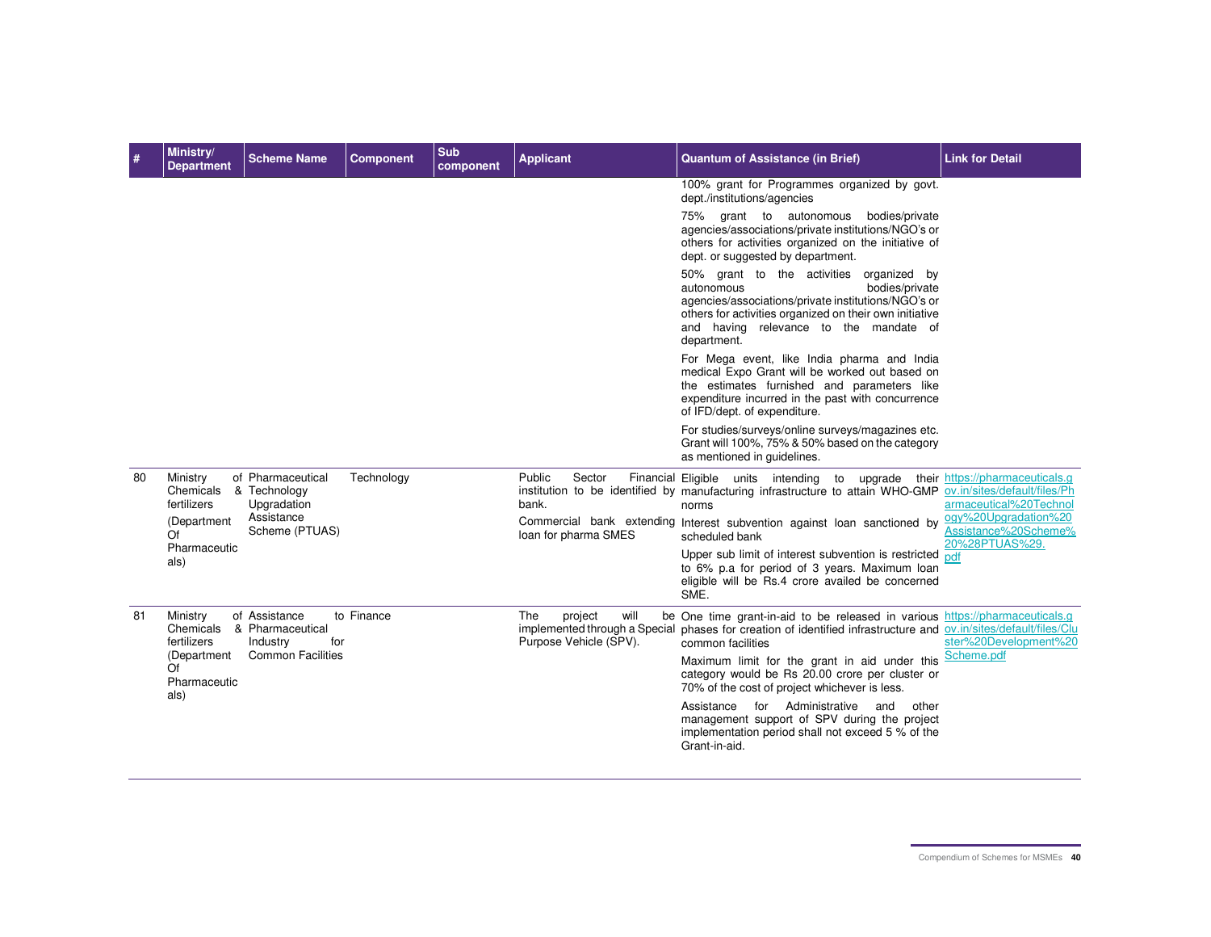| # | Ministry/ Department | Scheme Name | Component | Sub component | Applicant | Quantum of Assistance (in Brief) | Link for Detail |
|---|---|---|---|---|---|---|---|
| | | | | | | 100% grant for Programmes organized by govt. dept./institutions/agencies<br><br>75% grant to autonomous bodies/private agencies/associations/private institutions/NGO's or others for activities organized on the initiative of dept. or suggested by department.<br><br>50% grant to the activities organized by autonomous bodies/private agencies/associations/private institutions/NGO's or others for activities organized on their own initiative and having relevance to the mandate of department.<br><br>For Mega event, like India pharma and India medical Expo Grant will be worked out based on the estimates furnished and parameters like expenditure incurred in the past with concurrence of IFD/dept. of expenditure.<br><br>For studies/surveys/online surveys/magazines etc. Grant will 100%, 75% & 50% based on the category as mentioned in guidelines. | |
| 80 | Ministry of Chemicals & fertilizers (Department Of Pharmaceuticals) | Pharmaceutical Technology Upgradation Assistance Scheme (PTUAS) | Technology | | Public Sector Financial institution to be identified by bank.<br><br>Commercial bank extending loan for pharma SMES | Eligible units intending to upgrade their manufacturing infrastructure to attain WHO-GMP norms<br><br>Interest subvention against loan sanctioned by scheduled bank<br><br>Upper sub limit of interest subvention is restricted to 6% p.a for period of 3 years. Maximum loan eligible will be Rs.4 crore availed be concerned SME. | https://pharmaceuticals.gov.in/sites/default/files/Pharmaceutical%20Technology%20Upgradation%20Assistance%20Scheme%20%28PTUAS%29.pdf |
| 81 | Ministry of Chemicals & fertilizers (Department Of Pharmaceuticals) | Assistance to Pharmaceutical Industry for Common Facilities | Finance | | The project will be implemented through a Special Purpose Vehicle (SPV). | One time grant-in-aid to be released in various phases for creation of identified infrastructure and common facilities<br><br>Maximum limit for the grant in aid under this category would be Rs 20.00 crore per cluster or 70% of the cost of project whichever is less.<br><br>Assistance for Administrative and other management support of SPV during the project implementation period shall not exceed 5 % of the Grant-in-aid. | https://pharmaceuticals.gov.in/sites/default/files/Cluster%20Development%20Scheme.pdf |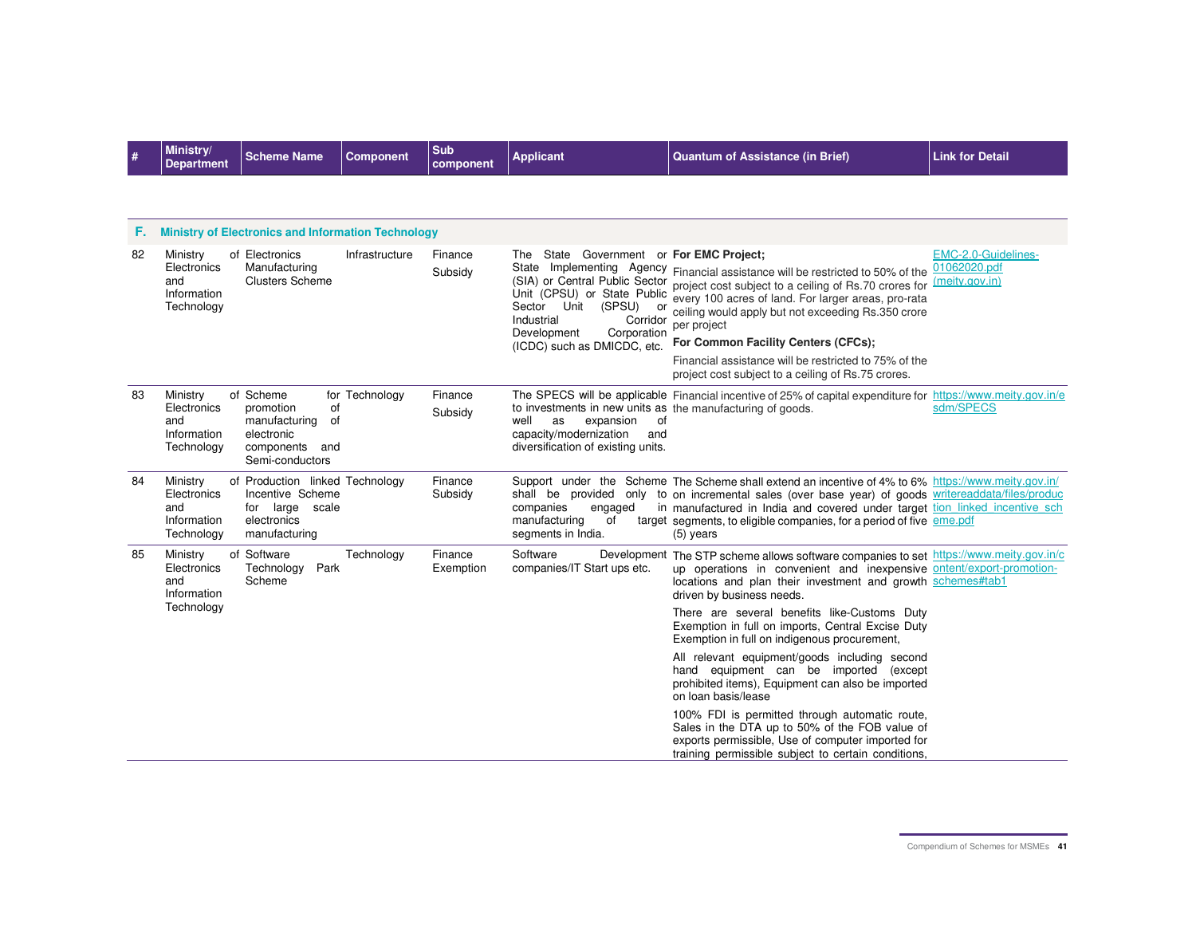| # | Ministry/ Department | Scheme Name | Component | Sub component | Applicant | Quantum of Assistance (in Brief) | Link for Detail |
|---|---|---|---|---|---|---|---|
| **F.** | **Ministry of Electronics and Information Technology** | | | | | | |
| 82 | Ministry of Electronics and Information Technology | Electronics Manufacturing Clusters Scheme | Infrastructure | Finance Subsidy | The State Government or State Implementing Agency (SIA) or Central Public Sector Unit (CPSU) or State Public Sector Unit (SPSU) or Industrial Corridor Development Corporation (ICDC) such as DMICDC, etc. | **For EMC Project;** Financial assistance will be restricted to 50% of the project cost subject to a ceiling of Rs.70 crores for every 100 acres of land. For larger areas, pro-rata ceiling would apply but not exceeding Rs.350 crore per project **For Common Facility Centers (CFCs);** Financial assistance will be restricted to 75% of the project cost subject to a ceiling of Rs.75 crores. | EMC-2.0-Guidelines-01062020.pdf (meity.gov.in) |
| 83 | Ministry of Electronics and Information Technology | Scheme for promotion of manufacturing of electronic components and Semi-conductors | Technology | Finance Subsidy | The SPECS will be applicable to investments in new units as well as expansion of capacity/modernization and diversification of existing units. | Financial incentive of 25% of capital expenditure for the manufacturing of goods. | https://www.meity.gov.in/esdm/SPECS |
| 84 | Ministry of Electronics and Information Technology | Production linked Incentive Scheme for large scale electronics manufacturing | Technology | Finance Subsidy | Support under the Scheme shall be provided only to companies engaged in manufacturing of target segments in India. | The Scheme shall extend an incentive of 4% to 6% on incremental sales (over base year) of goods manufactured in India and covered under target segments, to eligible companies, for a period of five (5) years | https://www.meity.gov.in/writereaddata/files/production_linked_incentive_scheme.pdf |
| 85 | Ministry of Electronics and Information Technology | Software Technology Park Scheme | Technology | Finance Exemption | Software Development companies/IT Start ups etc. | The STP scheme allows software companies to set up operations in convenient and inexpensive locations and plan their investment and growth driven by business needs. There are several benefits like-Customs Duty Exemption in full on imports, Central Excise Duty Exemption in full on indigenous procurement, All relevant equipment/goods including second hand equipment can be imported (except prohibited items), Equipment can also be imported on loan basis/lease 100% FDI is permitted through automatic route, Sales in the DTA up to 50% of the FOB value of exports permissible, Use of computer imported for training permissible subject to certain conditions, | https://www.meity.gov.in/content/export-promotion-schemes#tab1 |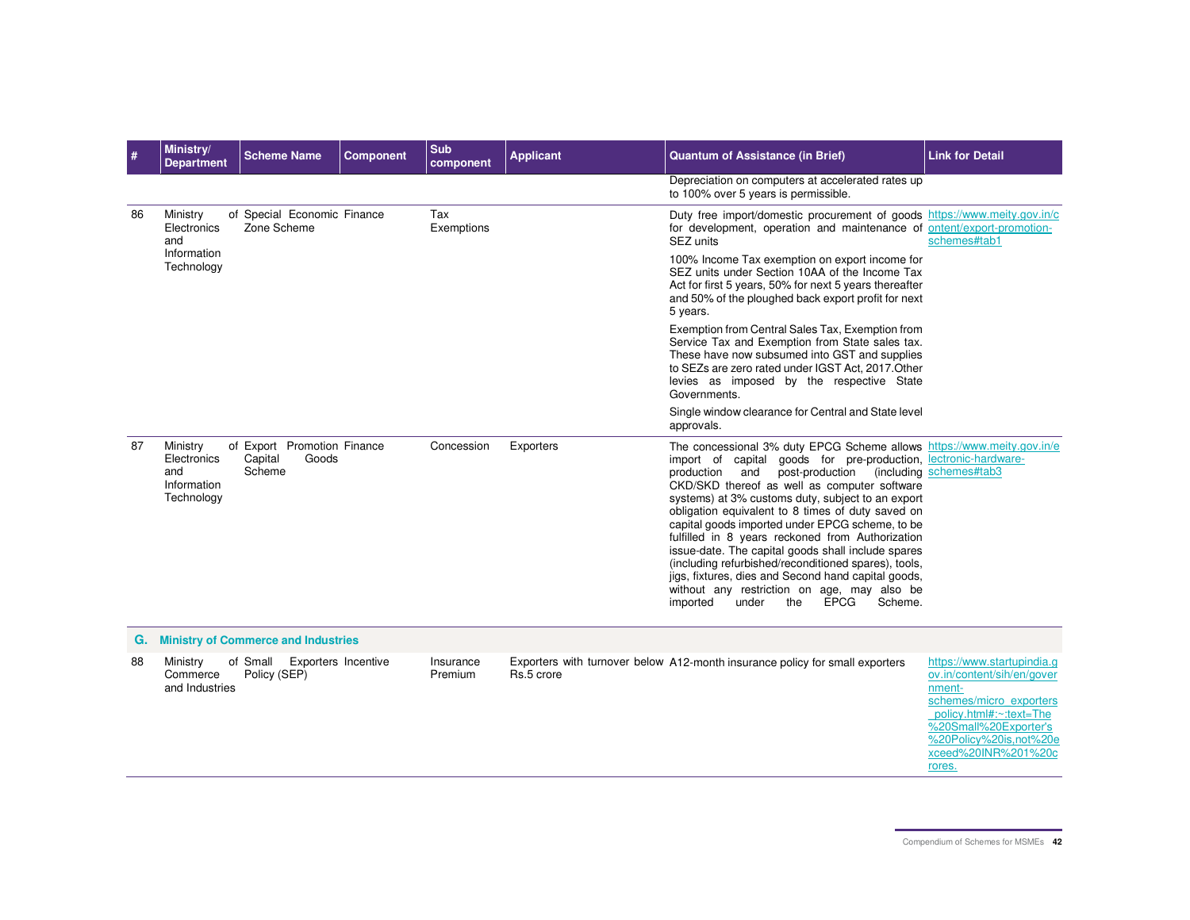| # | Ministry/ Department | Scheme Name | Component | Sub component | Applicant | Quantum of Assistance (in Brief) | Link for Detail |
|---|---|---|---|---|---|---|---|
| | | | | | | Depreciation on computers at accelerated rates up to 100% over 5 years is permissible. | |
| 86 | Ministry of Electronics and Information Technology | Special Economic Zone Scheme | Finance | Tax Exemptions | | Duty free import/domestic procurement of goods for development, operation and maintenance of SEZ units<br><br>100% Income Tax exemption on export income for SEZ units under Section 10AA of the Income Tax Act for first 5 years, 50% for next 5 years thereafter and 50% of the ploughed back export profit for next 5 years.<br><br>Exemption from Central Sales Tax, Exemption from Service Tax and Exemption from State sales tax. These have now subsumed into GST and supplies to SEZs are zero rated under IGST Act, 2017.Other levies as imposed by the respective State Governments.<br><br>Single window clearance for Central and State level approvals. | https://www.meity.gov.in/content/export-promotion-schemes#tab1 |
| 87 | Ministry of Electronics and Information Technology | Export Promotion Capital Goods Scheme | Finance | Concession | Exporters | The concessional 3% duty EPCG Scheme allows import of capital goods for pre-production, production and post-production (including CKD/SKD thereof as well as computer software systems) at 3% customs duty, subject to an export obligation equivalent to 8 times of duty saved on capital goods imported under EPCG scheme, to be fulfilled in 8 years reckoned from Authorization issue-date. The capital goods shall include spares (including refurbished/reconditioned spares), tools, jigs, fixtures, dies and Second hand capital goods, without any restriction on age, may also be imported under the EPCG Scheme. | https://www.meity.gov.in/electronic-hardware-schemes#tab3 |
| **G.** | **Ministry of Commerce and Industries** | | | | | | |
| 88 | Ministry of Commerce and Industries | Small Exporters Policy (SEP) | Incentive | Insurance Premium | Exporters with turnover below Rs.5 crore | A12-month insurance policy for small exporters | https://www.startupindia.gov.in/content/sih/en/government-schemes/micro_exporters_policy.html#:~:text=The%20Small%20Exporter's%20Policy%20is,not%20exceed%20INR%201%20crores. |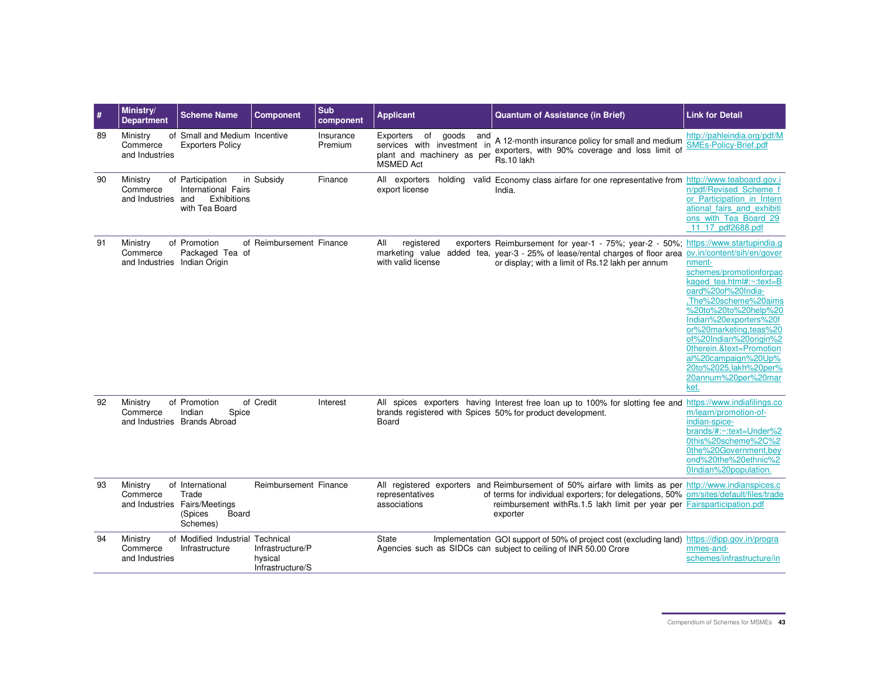| # | Ministry/ Department | Scheme Name | Component | Sub component | Applicant | Quantum of Assistance (in Brief) | Link for Detail |
|---|---|---|---|---|---|---|---|
| 89 | Ministry of Commerce and Industries | Small and Medium Exporters Policy | Incentive | Insurance Premium | Exporters of goods and services with investment in plant and machinery as per MSMED Act | A 12-month insurance policy for small and medium exporters, with 90% coverage and loss limit of Rs.10 lakh | http://pahleindia.org/pdf/MSMEs-Policy-Brief.pdf |
| 90 | Ministry of Commerce and Industries | Participation in International Fairs and Exhibitions with Tea Board | Subsidy | Finance | All exporters holding valid export license | Economy class airfare for one representative from India. | http://www.teaboard.gov.in/pdf/Revised_Scheme_for_Participation_in_International_fairs_and_exhibitions_with_Tea_Board_29_11_17_pdf2688.pdf |
| 91 | Ministry of Commerce and Industries | Promotion of Packaged Tea of Indian Origin | Reimbursement | Finance | All registered exporters marketing value added tea, with valid license | Reimbursement for year-1 - 75%; year-2 - 50%; year-3 - 25% of lease/rental charges of floor area or display; with a limit of Rs.12 lakh per annum | https://www.startupindia.gov.in/content/sih/en/government-schemes/promotionforpackaged_tea.html#:~:text=Board%20of%20India-,The%20scheme%20aims%20to%20to%20help%20Indian%20exporters%20for%20marketing,teas%20of%20Indian%20origin%20therein.&text=Promotional%20campaign%20Up%20to%2025,lakh%20per%20annum%20per%20market. |
| 92 | Ministry of Commerce and Industries | Promotion of Indian Spice Brands Abroad | Credit | Interest | All spices exporters having brands registered with Spices Board | Interest free loan up to 100% for slotting fee and 50% for product development. | https://www.indiafilings.com/learn/promotion-of-indian-spice-brands/#:~:text=Under%20this%20scheme%2C%20the%20Government,beyond%20the%20ethnic%20Indian%20population. |
| 93 | Ministry of Commerce and Industries | International Trade Fairs/Meetings (Spices Board Schemes) | Reimbursement | Finance | All registered exporters and representatives of associations | Reimbursement of 50% airfare with limits as per terms for individual exporters; for delegations, 50% reimbursement withRs.1.5 lakh limit per year per exporter | http://www.indianspices.com/sites/default/files/tradeFairsparticipation.pdf |
| 94 | Ministry of Commerce and Industries | Modified Industrial Infrastructure | Technical Infrastructure/Physical Infrastructure/S | | State Implementation Agencies such as SIDCs can | GOI support of 50% of project cost (excluding land) subject to ceiling of INR 50.00 Crore | https://dipp.gov.in/programmes-and-schemes/infrastructure/in |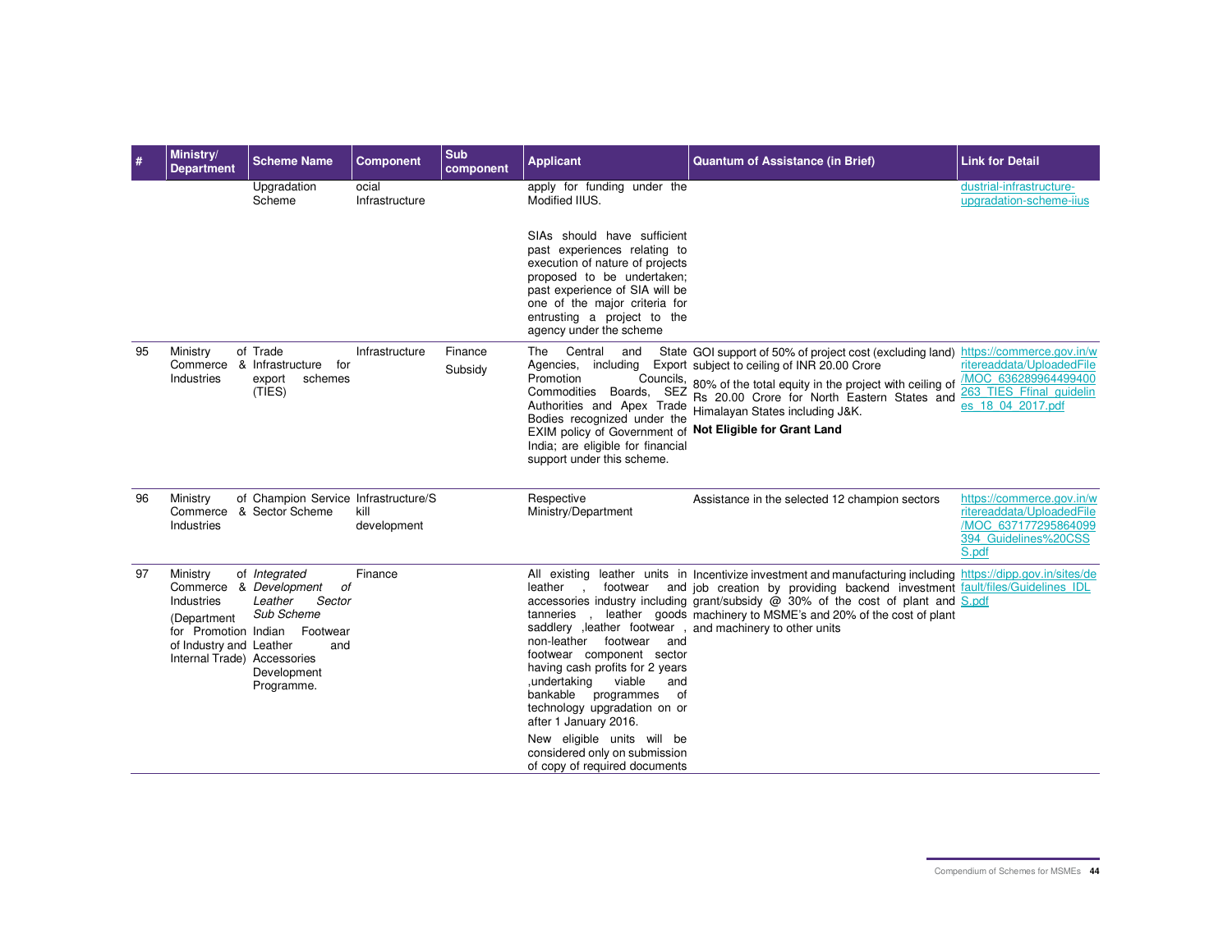| # | Ministry/ Department | Scheme Name | Component | Sub component | Applicant | Quantum of Assistance (in Brief) | Link for Detail |
|---|---|---|---|---|---|---|---|
| | | Upgradation Scheme | ocial Infrastructure | | apply for funding under the Modified IIUS.<br><br>SIAs should have sufficient past experiences relating to execution of nature of projects proposed to be undertaken; past experience of SIA will be one of the major criteria for entrusting a project to the agency under the scheme | | dustrial-infrastructure-upgradation-scheme-iius |
| 95 | Ministry of Commerce & Industries | Trade Infrastructure for export schemes (TIES) | Infrastructure | Finance Subsidy | The Central and State Agencies, including Export Promotion Councils, Commodities Boards, SEZ Authorities and Apex Trade Bodies recognized under the EXIM policy of Government of India; are eligible for financial support under this scheme. | GOI support of 50% of project cost (excluding land) subject to ceiling of INR 20.00 Crore<br><br>80% of the total equity in the project with ceiling of Rs 20.00 Crore for North Eastern States and Himalayan States including J&K.<br><br>**Not Eligible for Grant Land** | https://commerce.gov.in/writereaddata/UploadedFile/MOC_636289964499400263_TIES_Ffinal_guidelines_18_04_2017.pdf |
| 96 | Ministry of Commerce & Industries | Champion Service Sector Scheme | Infrastructure/Skill development | | Respective Ministry/Department | Assistance in the selected 12 champion sectors | https://commerce.gov.in/writereaddata/UploadedFile/MOC_637177295864099394_Guidelines%20CSSS.pdf |
| 97 | Ministry of Commerce & Industries (Department for Promotion of Industry and Internal Trade) | *Integrated Development of Leather Sector Sub Scheme* Indian Footwear and Leather Accessories Development Programme. | Finance | | All existing leather units in leather , footwear and accessories industry including tanneries , leather goods saddlery ,leather footwear , non-leather footwear and footwear component sector having cash profits for 2 years ,undertaking viable and bankable programmes of technology upgradation on or after 1 January 2016.<br><br>New eligible units will be considered only on submission of copy of required documents | Incentivize investment and manufacturing including job creation by providing backend investment grant/subsidy @ 30% of the cost of plant and machinery to MSME's and 20% of the cost of plant and machinery to other units | https://dipp.gov.in/sites/default/files/Guidelines_IDLS.pdf |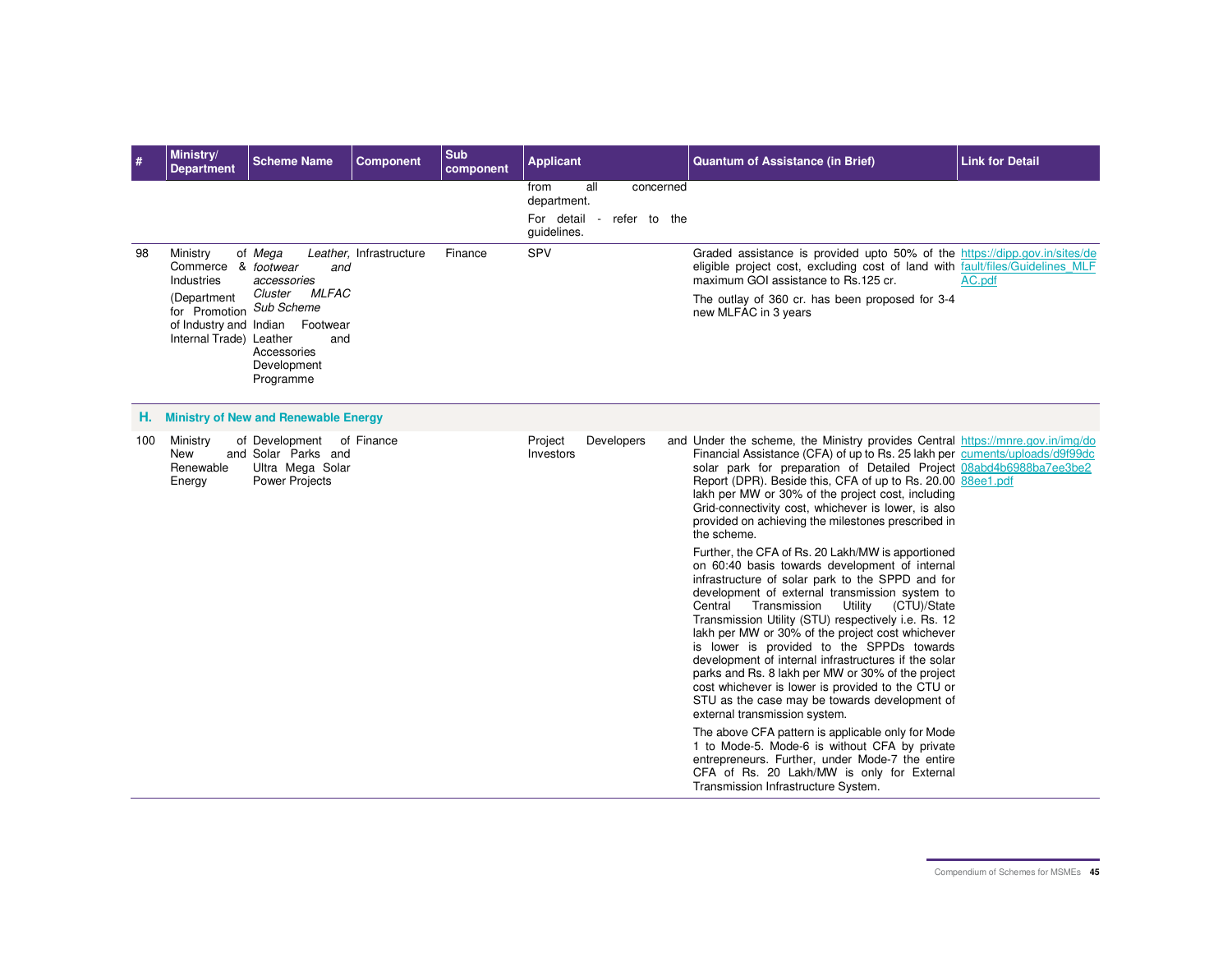| # | Ministry/ Department | Scheme Name | Component | Sub component | Applicant | Quantum of Assistance (in Brief) | Link for Detail |
|---|---|---|---|---|---|---|---|
| | | | | | from all concerned department.<br><br>For detail - refer to the guidelines. | | |
| 98 | Ministry of Commerce & Industries<br><br>(Department for Promotion of Industry and Internal Trade) | *Mega Leather, footwear and accessories Cluster MLFAC Sub Scheme*<br>Indian Footwear Leather and Accessories Development Programme | Infrastructure | Finance | SPV | Graded assistance is provided upto 50% of the eligible project cost, excluding cost of land with maximum GOI assistance to Rs.125 cr.<br><br>The outlay of 360 cr. has been proposed for 3-4 new MLFAC in 3 years | https://dipp.gov.in/sites/default/files/Guidelines_MLFAC.pdf |
| **H.** | **Ministry of New and Renewable Energy** | | | | | | |
| 100 | Ministry of New and Renewable Energy | Development of Solar Parks and Ultra Mega Solar Power Projects | Finance | | Project Developers and Investors | Under the scheme, the Ministry provides Central Financial Assistance (CFA) of up to Rs. 25 lakh per solar park for preparation of Detailed Project Report (DPR). Beside this, CFA of up to Rs. 20.00 lakh per MW or 30% of the project cost, including Grid-connectivity cost, whichever is lower, is also provided on achieving the milestones prescribed in the scheme.<br><br>Further, the CFA of Rs. 20 Lakh/MW is apportioned on 60:40 basis towards development of internal infrastructure of solar park to the SPPD and for development of external transmission system to Central Transmission Utility (CTU)/State Transmission Utility (STU) respectively i.e. Rs. 12 lakh per MW or 30% of the project cost whichever is lower is provided to the SPPDs towards development of internal infrastructures if the solar parks and Rs. 8 lakh per MW or 30% of the project cost whichever is lower is provided to the CTU or STU as the case may be towards development of external transmission system.<br><br>The above CFA pattern is applicable only for Mode 1 to Mode-5. Mode-6 is without CFA by private entrepreneurs. Further, under Mode-7 the entire CFA of Rs. 20 Lakh/MW is only for External Transmission Infrastructure System. | https://mnre.gov.in/img/documents/uploads/d9f99dc08abd4b6988ba7ee3be288ee1.pdf |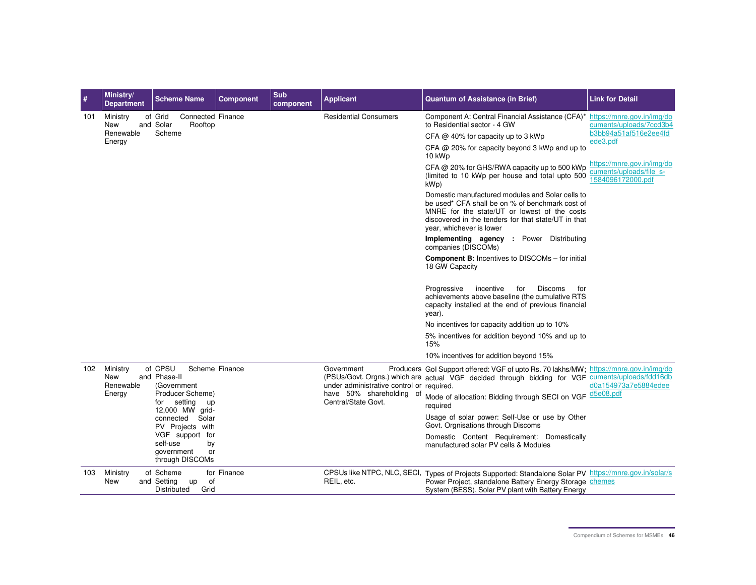| # | Ministry/ Department | Scheme Name | Component | Sub component | Applicant | Quantum of Assistance (in Brief) | Link for Detail |
|---|---|---|---|---|---|---|---|
| 101 | Ministry of New and Renewable Energy | Grid Connected Solar Rooftop Scheme | Finance | | Residential Consumers | Component A: Central Financial Assistance (CFA)* to Residential sector - 4 GW<br><br>CFA @ 40% for capacity up to 3 kWp<br><br>CFA @ 20% for capacity beyond 3 kWp and up to 10 kWp<br><br>CFA @ 20% for GHS/RWA capacity up to 500 kWp (limited to 10 kWp per house and total upto 500 kWp)<br><br>Domestic manufactured modules and Solar cells to be used* CFA shall be on % of benchmark cost of MNRE for the state/UT or lowest of the costs discovered in the tenders for that state/UT in that year, whichever is lower<br><br>**Implementing agency :** Power Distributing companies (DISCOMs)<br><br>**Component B:** Incentives to DISCOMs – for initial 18 GW Capacity<br><br>Progressive incentive for Discoms for achievements above baseline (the cumulative RTS capacity installed at the end of previous financial year).<br><br>No incentives for capacity addition up to 10%<br><br>5% incentives for addition beyond 10% and up to 15%<br><br>10% incentives for addition beyond 15% | https://mnre.gov.in/img/documents/uploads/7ccd3b4b3bb94a51af516e2ee4fdede3.pdf<br><br>https://mnre.gov.in/img/documents/uploads/file_s-1584096172000.pdf |
| 102 | Ministry of New and Renewable Energy | CPSU Scheme Phase-II (Government Producer Scheme) for setting up 12,000 MW grid-connected Solar PV Projects with VGF support for self-use by government or through DISCOMs | Finance | | Government Producers (PSUs/Govt. Orgns.) which are under administrative control or have 50% shareholding of Central/State Govt. | GoI Support offered: VGF of upto Rs. 70 lakhs/MW; actual VGF decided through bidding for VGF required.<br><br>Mode of allocation: Bidding through SECI on VGF required<br><br>Usage of solar power: Self-Use or use by Other Govt. Orgnisations through Discoms<br><br>Domestic Content Requirement: Domestically manufactured solar PV cells & Modules | https://mnre.gov.in/img/documents/uploads/fdd16dbd0a154973a7e5884edeed5e08.pdf |
| 103 | Ministry of New and | Scheme for Setting up of Distributed Grid | Finance | | CPSUs like NTPC, NLC, SECI, REIL, etc. | Types of Projects Supported: Standalone Solar PV Power Project, standalone Battery Energy Storage System (BESS), Solar PV plant with Battery Energy | https://mnre.gov.in/solar/schemes |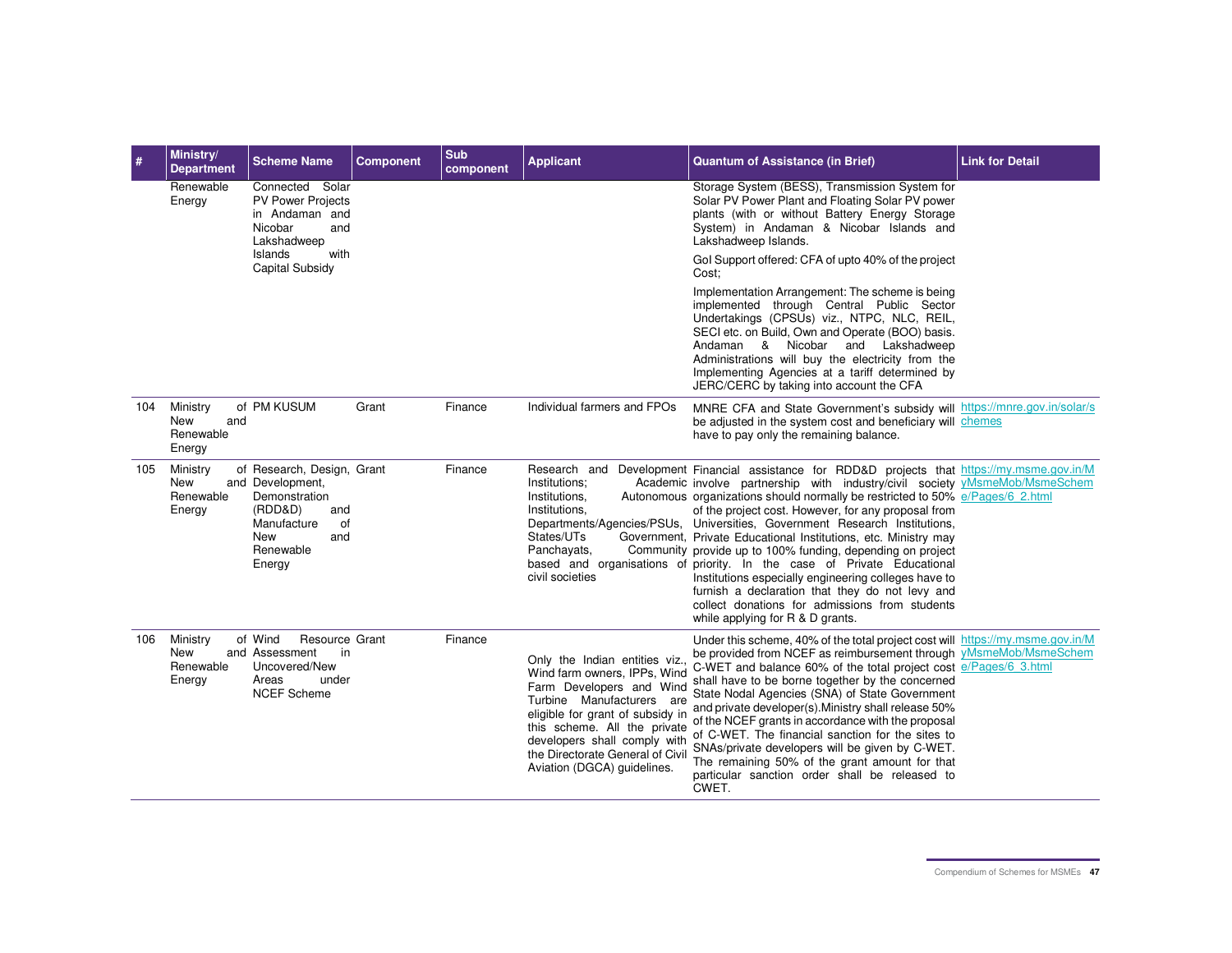| # | Ministry/ Department | Scheme Name | Component | Sub component | Applicant | Quantum of Assistance (in Brief) | Link for Detail |
|---|---|---|---|---|---|---|---|
| | Renewable Energy | Connected Solar PV Power Projects in Andaman and Nicobar and Lakshadweep Islands with Capital Subsidy | | | | Storage System (BESS), Transmission System for Solar PV Power Plant and Floating Solar PV power plants (with or without Battery Energy Storage System) in Andaman & Nicobar Islands and Lakshadweep Islands.<br><br>GoI Support offered: CFA of upto 40% of the project Cost;<br><br>Implementation Arrangement: The scheme is being implemented through Central Public Sector Undertakings (CPSUs) viz., NTPC, NLC, REIL, SECI etc. on Build, Own and Operate (BOO) basis. Andaman & Nicobar and Lakshadweep Administrations will buy the electricity from the Implementing Agencies at a tariff determined by JERC/CERC by taking into account the CFA | |
| 104 | Ministry of New and Renewable Energy | PM KUSUM | Grant | Finance | Individual farmers and FPOs | MNRE CFA and State Government's subsidy will be adjusted in the system cost and beneficiary will have to pay only the remaining balance. | https://mnre.gov.in/solar/schemes |
| 105 | Ministry of New and Renewable Energy | Research, Design, Development, Demonstration (RDD&D) and Manufacture of New and Renewable Energy | Grant | Finance | Research and Development Institutions; Academic Institutions, Autonomous Institutions, Departments/Agencies/PSUs, States/UTs Government, Panchayats, Community based and organisations of civil societies | Financial assistance for RDD&D projects that involve partnership with industry/civil society organizations should normally be restricted to 50% of the project cost. However, for any proposal from Universities, Government Research Institutions, Private Educational Institutions, etc. Ministry may provide up to 100% funding, depending on project priority. In the case of Private Educational Institutions especially engineering colleges have to furnish a declaration that they do not levy and collect donations for admissions from students while applying for R & D grants. | https://my.msme.gov.in/MyMsmeMob/MsmeScheme/Pages/6_2.html |
| 106 | Ministry of New and Renewable Energy | Wind Resource Assessment in Uncovered/New Areas under NCEF Scheme | Grant | Finance | Only the Indian entities viz., Wind farm owners, IPPs, Wind Farm Developers and Wind Turbine Manufacturers are eligible for grant of subsidy in this scheme. All the private developers shall comply with the Directorate General of Civil Aviation (DGCA) guidelines. | Under this scheme, 40% of the total project cost will be provided from NCEF as reimbursement through C-WET and balance 60% of the total project cost shall have to be borne together by the concerned State Nodal Agencies (SNA) of State Government and private developer(s).Ministry shall release 50% of the NCEF grants in accordance with the proposal of C-WET. The financial sanction for the sites to SNAs/private developers will be given by C-WET. The remaining 50% of the grant amount for that particular sanction order shall be released to CWET. | https://my.msme.gov.in/MyMsmeMob/MsmeScheme/Pages/6_3.html |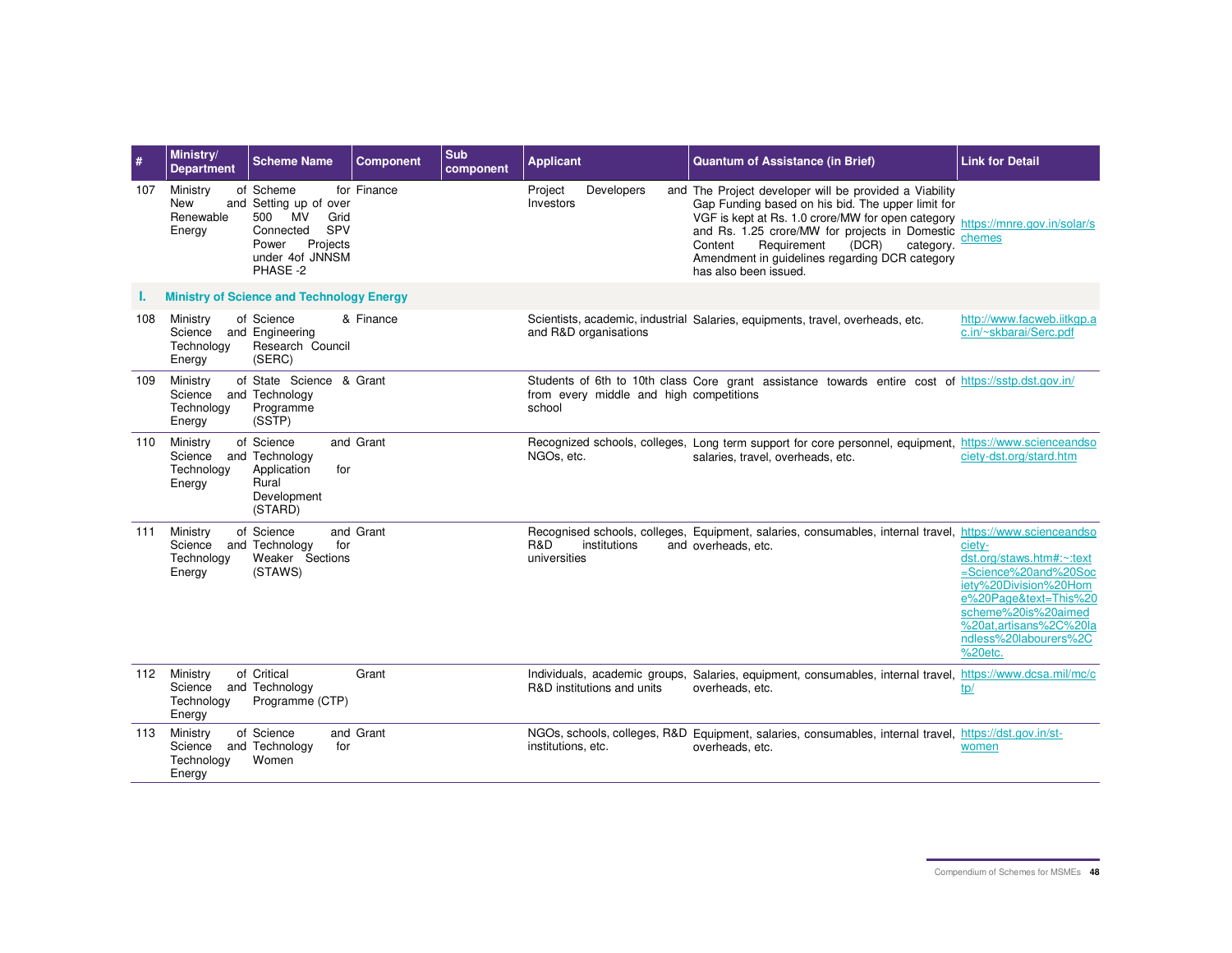| # | Ministry/ Department | Scheme Name | Component | Sub component | Applicant | Quantum of Assistance (in Brief) | Link for Detail |
|---|---|---|---|---|---|---|---|
| 107 | Ministry of New and Renewable Energy | Scheme for Setting up of over 500 MV Grid Connected SPV Power Projects under 4of JNNSM PHASE -2 | Finance | | Project Developers and Investors | The Project developer will be provided a Viability Gap Funding based on his bid. The upper limit for VGF is kept at Rs. 1.0 crore/MW for open category and Rs. 1.25 crore/MW for projects in Domestic Content Requirement (DCR) category. Amendment in guidelines regarding DCR category has also been issued. | https://mnre.gov.in/solar/schemes |
| **I.** | **Ministry of Science and Technology Energy** | | | | | | |
| 108 | Ministry of Science and Technology Energy | Science & Engineering Research Council (SERC) | Finance | | Scientists, academic, industrial and R&D organisations | Salaries, equipments, travel, overheads, etc. | http://www.facweb.iitkgp.ac.in/~skbarai/Serc.pdf |
| 109 | Ministry of Science and Technology Energy | State Science & Technology Programme (SSTP) | Grant | | Students of 6th to 10th class from every middle and high school | Core grant assistance towards entire cost of competitions | https://sstp.dst.gov.in/ |
| 110 | Ministry of Science and Technology Energy | Science and Technology Application for Rural Development (STARD) | Grant | | Recognized schools, colleges, NGOs, etc. | Long term support for core personnel, equipment, salaries, travel, overheads, etc. | https://www.scienceandsociety-dst.org/stard.htm |
| 111 | Ministry of Science and Technology Energy | Science and Technology for Weaker Sections (STAWS) | Grant | | Recognised schools, colleges, R&D institutions and universities | Equipment, salaries, consumables, internal travel, overheads, etc. | https://www.scienceandsociety-dst.org/staws.htm#:~:text=Science%20and%20Society%20Division%20Home%20Page&text=This%20scheme%20is%20aimed%20at,artisans%2C%20landless%20labourers%2C%20etc. |
| 112 | Ministry of Science and Technology Energy | Critical Technology Programme (CTP) | Grant | | Individuals, academic groups, R&D institutions and units | Salaries, equipment, consumables, internal travel, overheads, etc. | https://www.dcsa.mil/mc/ctp/ |
| 113 | Ministry of Science and Technology Energy | Science and Technology for Women | Grant | | NGOs, schools, colleges, R&D institutions, etc. | Equipment, salaries, consumables, internal travel, overheads, etc. | https://dst.gov.in/st-women |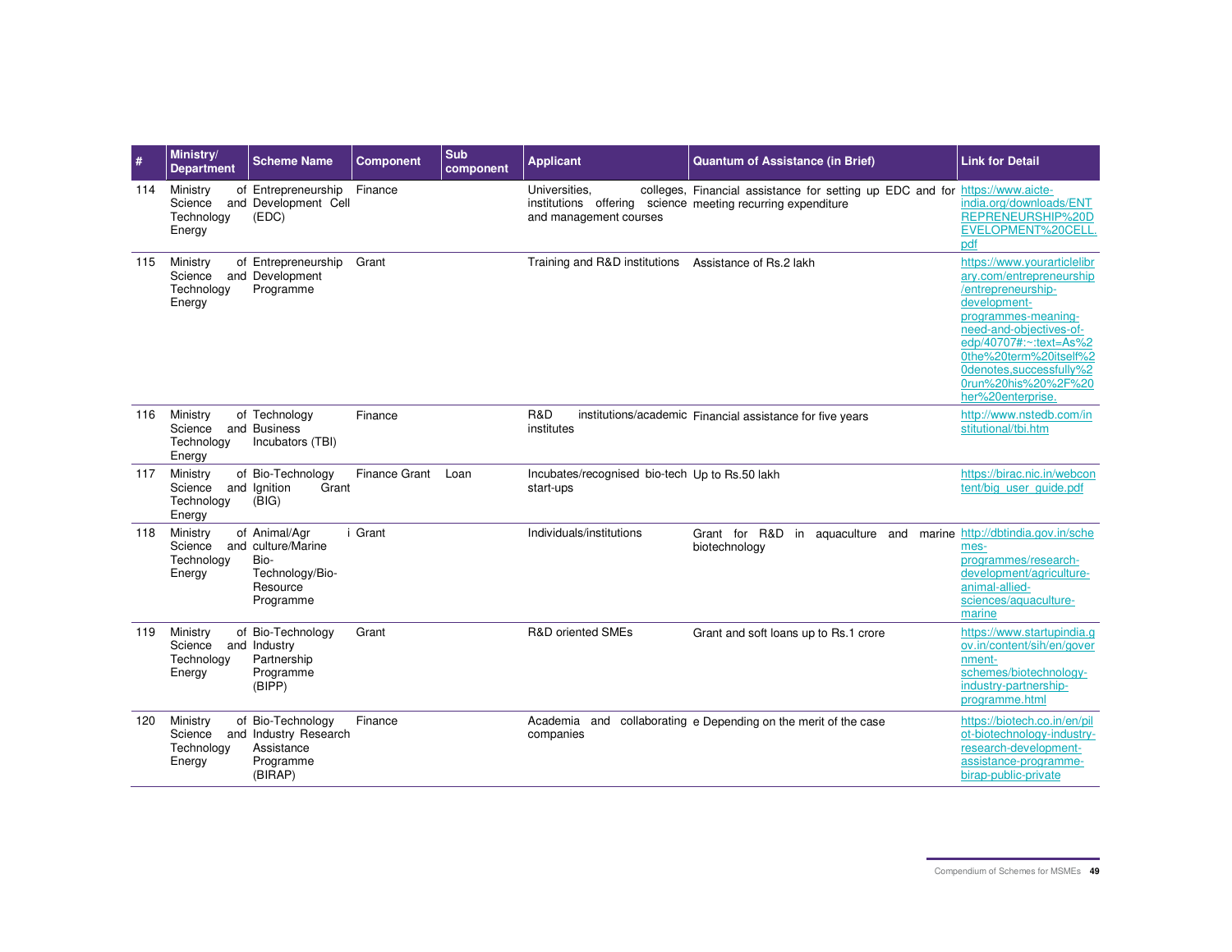| # | Ministry/ Department | Scheme Name | Component | Sub component | Applicant | Quantum of Assistance (in Brief) | Link for Detail |
|---|---|---|---|---|---|---|---|
| 114 | Ministry of Science and Technology Energy | Entrepreneurship and Development Cell (EDC) | Finance | | Universities, colleges, institutions offering science and management courses | Financial assistance for setting up EDC and for meeting recurring expenditure | https://www.aicte-india.org/downloads/ENTREPRENEURSHIP%20DEVELOPMENT%20CELL.pdf |
| 115 | Ministry of Science and Technology Energy | Entrepreneurship and Development Programme | Grant | | Training and R&D institutions | Assistance of Rs.2 lakh | https://www.yourarticlelibrary.com/entrepreneurship/entrepreneurship-development-programmes-meaning-need-and-objectives-of-edp/40707#:~:text=As%20the%20term%20itself%20denotes,successfully%20run%20his%20%2F%20her%20enterprise. |
| 116 | Ministry of Science and Technology Energy | Technology and Business Incubators (TBI) | Finance | | R&D institutions/academic institutes | Financial assistance for five years | http://www.nstedb.com/institutional/tbi.htm |
| 117 | Ministry of Science and Technology Energy | Bio-Technology Ignition Grant (BIG) | Finance Grant | Loan | Incubates/recognised bio-tech start-ups | Up to Rs.50 lakh | https://birac.nic.in/webcontent/big_user_guide.pdf |
| 118 | Ministry of Science and Technology Energy | Animal/Agri culture/Marine Bio-Technology/Bio-Resource Programme | Grant | | Individuals/institutions | Grant for R&D in aquaculture and marine biotechnology | http://dbtindia.gov.in/schemes-programmes/research-development/agriculture-animal-allied-sciences/aquaculture-marine |
| 119 | Ministry of Science and Technology Energy | Bio-Technology Industry Partnership Programme (BIPP) | Grant | | R&D oriented SMEs | Grant and soft loans up to Rs.1 crore | https://www.startupindia.gov.in/content/sih/en/government-schemes/biotechnology-industry-partnership-programme.html |
| 120 | Ministry of Science and Technology Energy | Bio-Technology Industry Research Assistance Programme (BIRAP) | Finance | | Academia and collaborating companies | e Depending on the merit of the case | https://biotech.co.in/en/pilot-biotechnology-industry-research-development-assistance-programme-birap-public-private |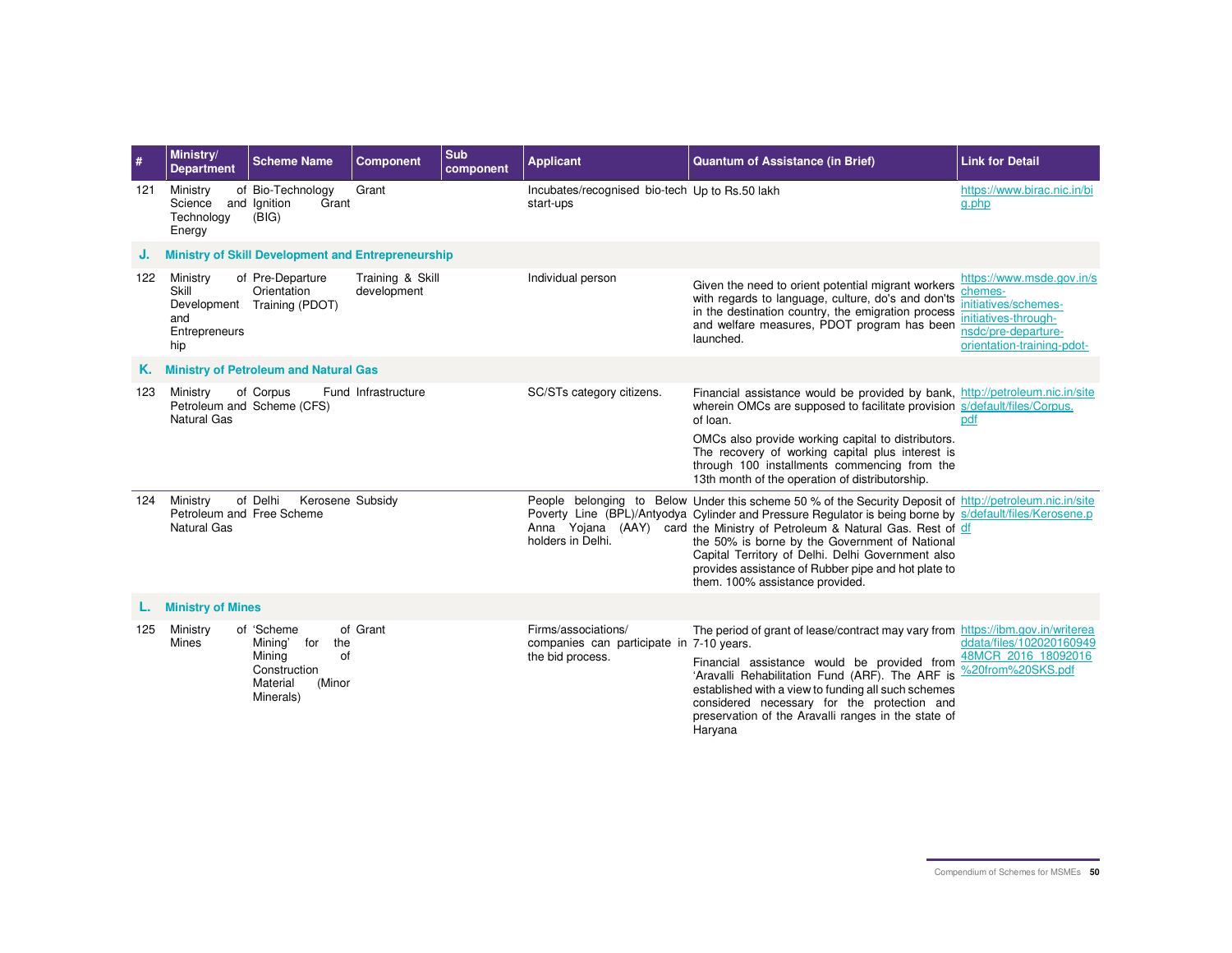| # | Ministry/ Department | Scheme Name | Component | Sub component | Applicant | Quantum of Assistance (in Brief) | Link for Detail |
|---|---|---|---|---|---|---|---|
| 121 | Ministry of Science and Technology Energy | Bio-Technology Ignition Grant (BIG) | Grant | | Incubates/recognised bio-tech start-ups | Up to Rs.50 lakh | https://www.birac.nic.in/big.php |
| **J.** | **Ministry of Skill Development and Entrepreneurship** | | | | | | |
| 122 | Ministry of Skill Development and Entrepreneurship | Pre-Departure Orientation Training (PDOT) | Training & Skill development | | Individual person | Given the need to orient potential migrant workers with regards to language, culture, do's and don'ts in the destination country, the emigration process and welfare measures, PDOT program has been launched. | https://www.msde.gov.in/schemes-initiatives/schemes-initiatives-through-nsdc/pre-departure-orientation-training-pdot- |
| **K.** | **Ministry of Petroleum and Natural Gas** | | | | | | |
| 123 | Ministry of Petroleum and Natural Gas | Corpus Fund Scheme (CFS) | Infrastructure | | SC/STs category citizens. | Financial assistance would be provided by bank, wherein OMCs are supposed to facilitate provision of loan. OMCs also provide working capital to distributors. The recovery of working capital plus interest is through 100 installments commencing from the 13th month of the operation of distributorship. | http://petroleum.nic.in/sites/default/files/Corpus.pdf |
| 124 | Ministry of Petroleum and Natural Gas | Delhi Kerosene Free Scheme | Subsidy | | People belonging to Below Poverty Line (BPL)/Antyodya Anna Yojana (AAY) card holders in Delhi. | Under this scheme 50 % of the Security Deposit of Cylinder and Pressure Regulator is being borne by the Ministry of Petroleum & Natural Gas. Rest of the 50% is borne by the Government of National Capital Territory of Delhi. Delhi Government also provides assistance of Rubber pipe and hot plate to them. 100% assistance provided. | http://petroleum.nic.in/sites/default/files/Kerosene.pdf |
| **L.** | **Ministry of Mines** | | | | | | |
| 125 | Ministry of Mines | 'Scheme of Mining' for the Mining of Construction Material (Minor Minerals) | Grant | | Firms/associations/ companies can participate in the bid process. | The period of grant of lease/contract may vary from 7-10 years. Financial assistance would be provided from 'Aravalli Rehabilitation Fund (ARF). The ARF is established with a view to funding all such schemes considered necessary for the protection and preservation of the Aravalli ranges in the state of Haryana | https://ibm.gov.in/writereaddata/files/10202016094948MCR_2016_18092016%20from%20SKS.pdf |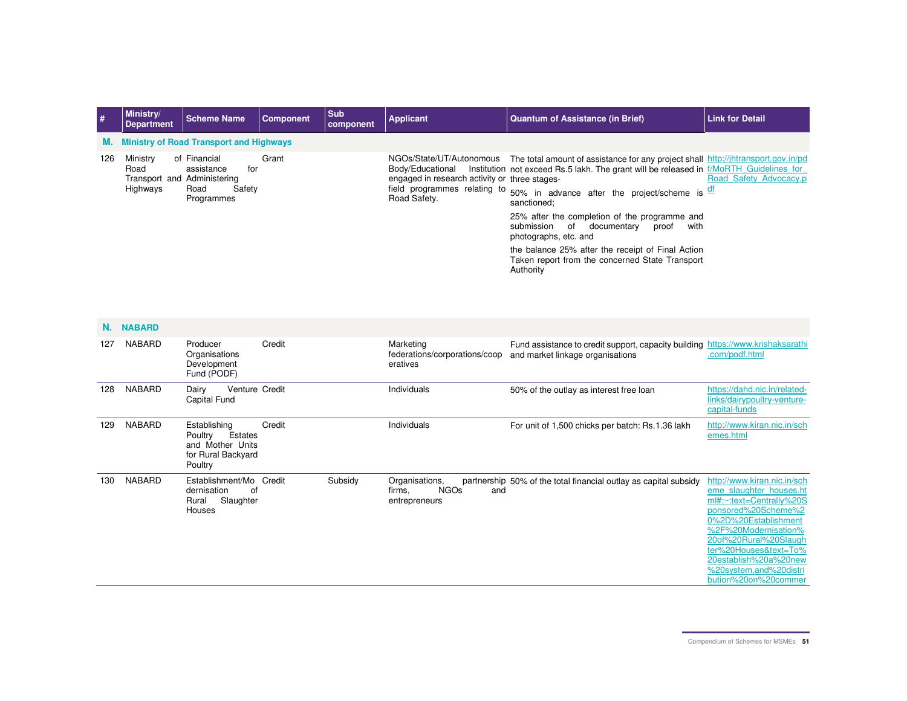| # | Ministry/ Department | Scheme Name | Component | Sub component | Applicant | Quantum of Assistance (in Brief) | Link for Detail |
|---|---|---|---|---|---|---|---|
| **M.** | **Ministry of Road Transport and Highways** | | | | | | |
| 126 | Ministry of Road Transport and Highways | Financial assistance for Administering Road Safety Programmes | Grant | | NGOs/State/UT/Autonomous Body/Educational Institution engaged in research activity or field programmes relating to Road Safety. | The total amount of assistance for any project shall not exceed Rs.5 lakh. The grant will be released in three stages-<br>50% in advance after the project/scheme is sanctioned;<br>25% after the completion of the programme and submission of documentary proof with photographs, etc. and<br>the balance 25% after the receipt of Final Action Taken report from the concerned State Transport Authority | http://jhtransport.gov.in/pdf/MoRTH_Guidelines_for_Road_Safety_Advocacy.pdf |
| **N.** | **NABARD** | | | | | | |
| 127 | NABARD | Producer Organisations Development Fund (PODF) | Credit | | Marketing federations/corporations/cooperatives | Fund assistance to credit support, capacity building and market linkage organisations | https://www.krishaksarathi.com/podf.html |
| 128 | NABARD | Dairy Venture Capital Fund | Credit | | Individuals | 50% of the outlay as interest free loan | https://dahd.nic.in/related-links/dairypoultry-venture-capital-funds |
| 129 | NABARD | Establishing Poultry Estates and Mother Units for Rural Backyard Poultry | Credit | | Individuals | For unit of 1,500 chicks per batch: Rs.1.36 lakh | http://www.kiran.nic.in/schemes.html |
| 130 | NABARD | Establishment/Modernisation of Rural Slaughter Houses | Credit | Subsidy | Organisations, partnership firms, NGOs and entrepreneurs | 50% of the total financial outlay as capital subsidy | http://www.kiran.nic.in/scheme_slaughter_houses.html#:~:text=Centrally%20Sponsored%20Scheme%20%2D%20Establishment%2F%20Modernisation%20of%20Rural%20Slaughter%20Houses&text=To%20establish%20a%20new%20system,and%20distribution%20on%20commer |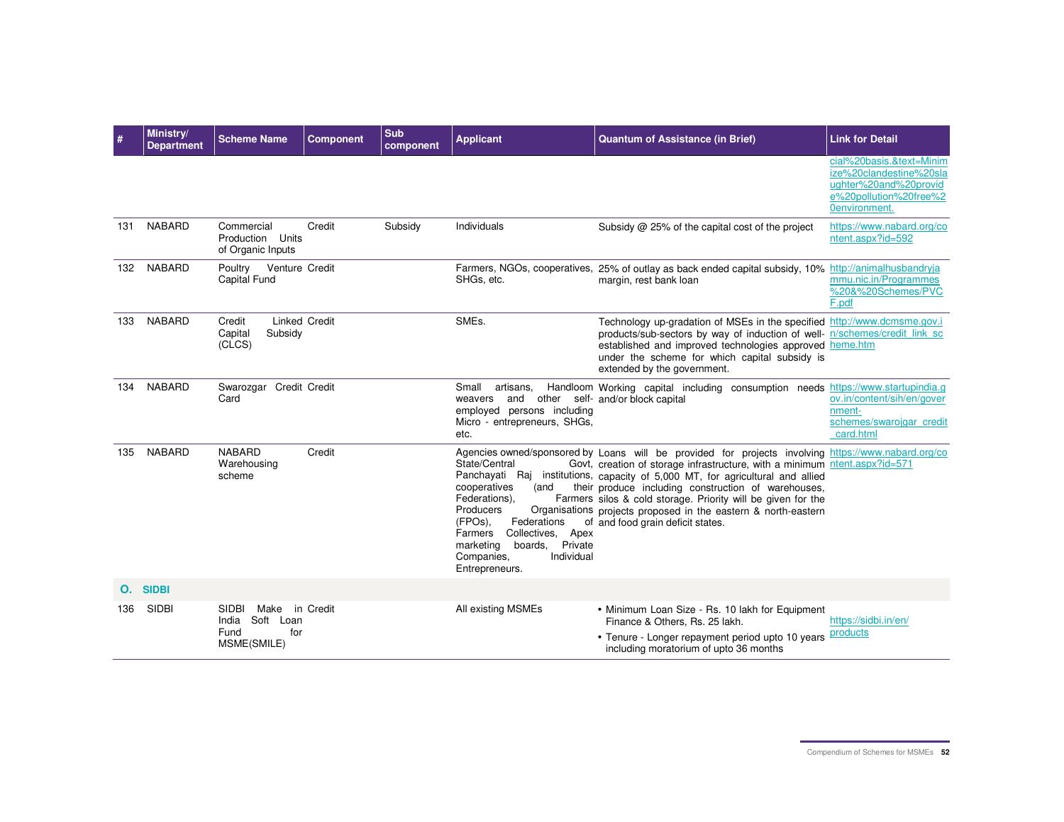| # | Ministry/ Department | Scheme Name | Component | Sub component | Applicant | Quantum of Assistance (in Brief) | Link for Detail |
|---|---|---|---|---|---|---|---|
| | | | | | | | cial%20basis.&text=Minimize%20clandestine%20slaughter%20and%20provide%20pollution%20free%20environment. |
| 131 | NABARD | Commercial Production Units of Organic Inputs | Credit | Subsidy | Individuals | Subsidy @ 25% of the capital cost of the project | https://www.nabard.org/content.aspx?id=592 |
| 132 | NABARD | Poultry Venture Capital Fund | Credit | | Farmers, NGOs, cooperatives, SHGs, etc. | 25% of outlay as back ended capital subsidy, 10% margin, rest bank loan | http://animalhusbandryjammu.nic.in/Programmes%20&%20Schemes/PVCF.pdf |
| 133 | NABARD | Credit Linked Capital Subsidy (CLCS) | Credit | | SMEs. | Technology up-gradation of MSEs in the specified products/sub-sectors by way of induction of well-established and improved technologies approved under the scheme for which capital subsidy is extended by the government. | http://www.dcmsme.gov.in/schemes/credit_link_scheme.htm |
| 134 | NABARD | Swarozgar Credit Card | Credit | | Small artisans, Handloom weavers and other self-employed persons including Micro - entrepreneurs, SHGs, etc. | Working capital including consumption needs and/or block capital | https://www.startupindia.gov.in/content/sih/en/government-schemes/swarojgar_credit_card.html |
| 135 | NABARD | NABARD Warehousing scheme | Credit | | Agencies owned/sponsored by State/Central Govt, Panchayati Raj institutions, cooperatives (and their Federations), Farmers Producers Organisations (FPOs), Federations of Farmers Collectives, Apex marketing boards, Private Companies, Individual Entrepreneurs. | Loans will be provided for projects involving creation of storage infrastructure, with a minimum capacity of 5,000 MT, for agricultural and allied produce including construction of warehouses, silos & cold storage. Priority will be given for the projects proposed in the eastern & north-eastern and food grain deficit states. | https://www.nabard.org/content.aspx?id=571 |
| **O.** | **SIDBI** | | | | | | |
| 136 | SIDBI | SIDBI Make in India Soft Loan Fund for MSME(SMILE) | Credit | | All existing MSMEs | • Minimum Loan Size - Rs. 10 lakh for Equipment Finance & Others, Rs. 25 lakh.<br>• Tenure - Longer repayment period upto 10 years including moratorium of upto 36 months | https://sidbi.in/en/products |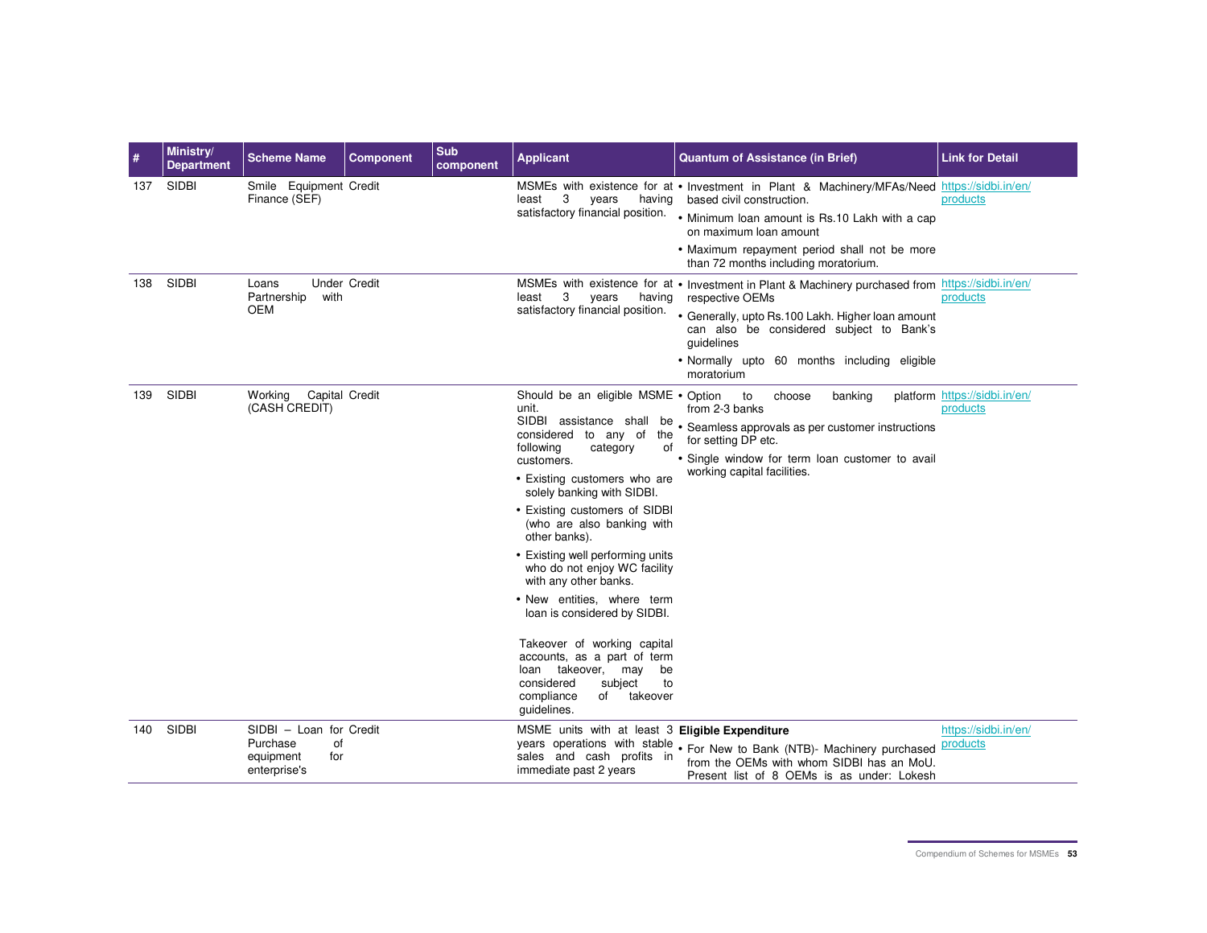| # | Ministry/ Department | Scheme Name | Component | Sub component | Applicant | Quantum of Assistance (in Brief) | Link for Detail |
|---|---|---|---|---|---|---|---|
| 137 | SIDBI | Smile Equipment Finance (SEF) | Credit | | MSMEs with existence for at least 3 years having satisfactory financial position. | • Investment in Plant & Machinery/MFAs/Need based civil construction.<br>• Minimum loan amount is Rs.10 Lakh with a cap on maximum loan amount<br>• Maximum repayment period shall not be more than 72 months including moratorium. | https://sidbi.in/en/products |
| 138 | SIDBI | Loans Under Partnership with OEM | Credit | | MSMEs with existence for at least 3 years having satisfactory financial position. | • Investment in Plant & Machinery purchased from respective OEMs<br>• Generally, upto Rs.100 Lakh. Higher loan amount can also be considered subject to Bank's guidelines<br>• Normally upto 60 months including eligible moratorium | https://sidbi.in/en/products |
| 139 | SIDBI | Working Capital (CASH CREDIT) | Credit | | Should be an eligible MSME unit.<br>SIDBI assistance shall be considered to any of the following category of customers.<br>• Existing customers who are solely banking with SIDBI.<br>• Existing customers of SIDBI (who are also banking with other banks).<br>• Existing well performing units who do not enjoy WC facility with any other banks.<br>• New entities, where term loan is considered by SIDBI.<br><br>Takeover of working capital accounts, as a part of term loan takeover, may be considered subject to compliance of takeover guidelines. | • Option to choose banking platform from 2-3 banks<br>• Seamless approvals as per customer instructions for setting DP etc.<br>• Single window for term loan customer to avail working capital facilities. | https://sidbi.in/en/products |
| 140 | SIDBI | SIDBI – Loan for Purchase of equipment for enterprise's | Credit | | MSME units with at least 3 years operations with stable sales and cash profits in immediate past 2 years | **Eligible Expenditure**<br>• For New to Bank (NTB)- Machinery purchased from the OEMs with whom SIDBI has an MoU. Present list of 8 OEMs is as under: Lokesh | https://sidbi.in/en/products |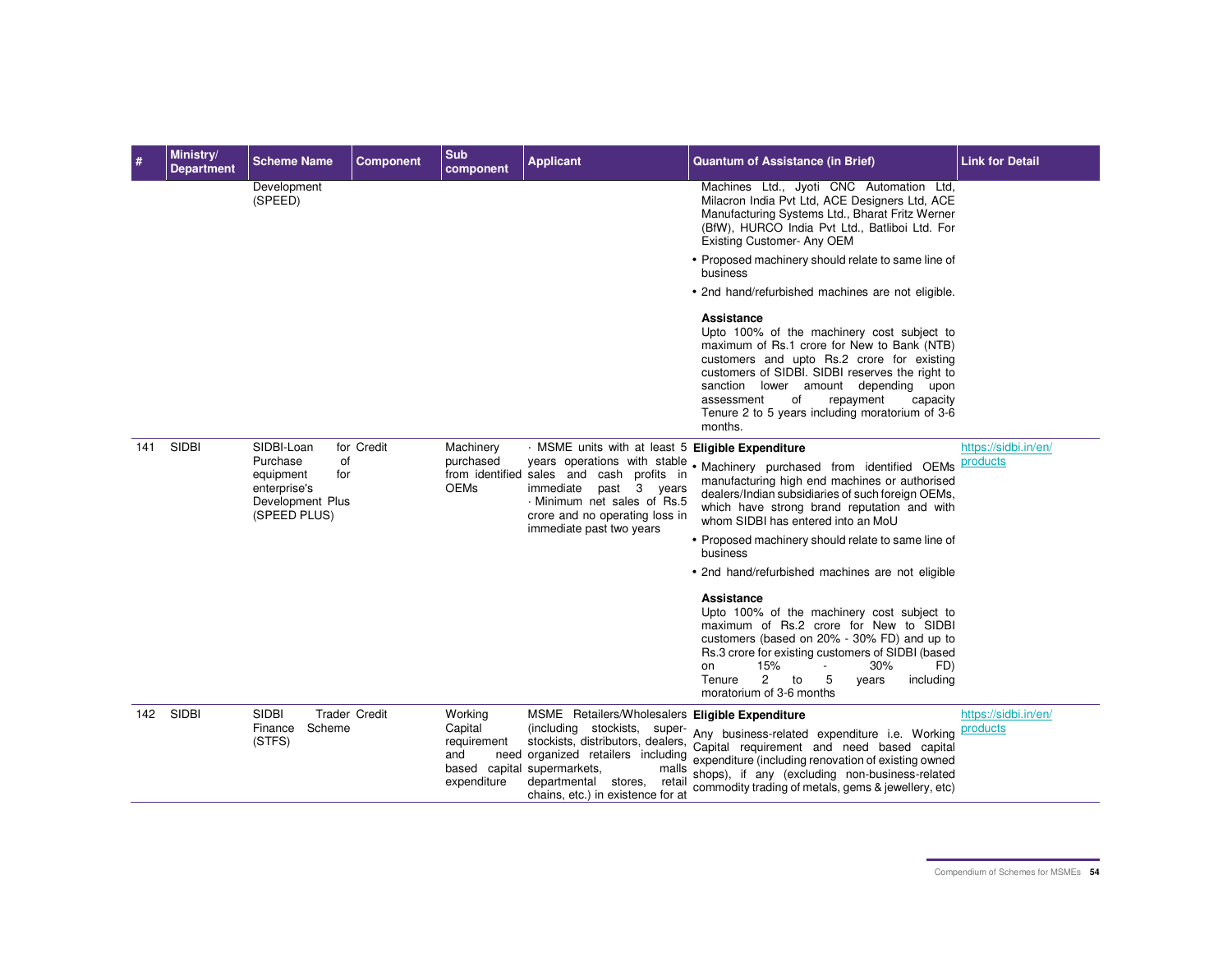| # | Ministry/ Department | Scheme Name | Component | Sub component | Applicant | Quantum of Assistance (in Brief) | Link for Detail |
|---|---|---|---|---|---|---|---|
| | | Development (SPEED) | | | | Machines Ltd., Jyoti CNC Automation Ltd, Milacron India Pvt Ltd, ACE Designers Ltd, ACE Manufacturing Systems Ltd., Bharat Fritz Werner (BfW), HURCO India Pvt Ltd., Batliboi Ltd. For Existing Customer- Any OEM<br>• Proposed machinery should relate to same line of business<br>• 2nd hand/refurbished machines are not eligible.<br>**Assistance**<br>Upto 100% of the machinery cost subject to maximum of Rs.1 crore for New to Bank (NTB) customers and upto Rs.2 crore for existing customers of SIDBI. SIDBI reserves the right to sanction lower amount depending upon assessment of repayment capacity Tenure 2 to 5 years including moratorium of 3-6 months. | |
| 141 | SIDBI | SIDBI-Loan for Purchase of equipment for enterprise's Development Plus (SPEED PLUS) | Credit | Machinery purchased from identified OEMs | · MSME units with at least 5 years operations with stable sales and cash profits in immediate past 3 years<br>· Minimum net sales of Rs.5 crore and no operating loss in immediate past two years | **Eligible Expenditure**<br>• Machinery purchased from identified OEMs manufacturing high end machines or authorised dealers/Indian subsidiaries of such foreign OEMs, which have strong brand reputation and with whom SIDBI has entered into an MoU<br>• Proposed machinery should relate to same line of business<br>• 2nd hand/refurbished machines are not eligible<br>**Assistance**<br>Upto 100% of the machinery cost subject to maximum of Rs.2 crore for New to SIDBI customers (based on 20% - 30% FD) and up to Rs.3 crore for existing customers of SIDBI (based on 15% - 30% FD)<br>Tenure 2 to 5 years including moratorium of 3-6 months | https://sidbi.in/en/products |
| 142 | SIDBI | SIDBI Trader Finance Scheme (STFS) | Credit | Working Capital requirement and need based capital expenditure | MSME Retailers/Wholesalers (including stockists, super-stockists, distributors, dealers, organized retailers including supermarkets, malls departmental stores, retail chains, etc.) in existence for at | **Eligible Expenditure**<br>Any business-related expenditure i.e. Working Capital requirement and need based capital expenditure (including renovation of existing owned shops), if any (excluding non-business-related commodity trading of metals, gems & jewellery, etc) | https://sidbi.in/en/products |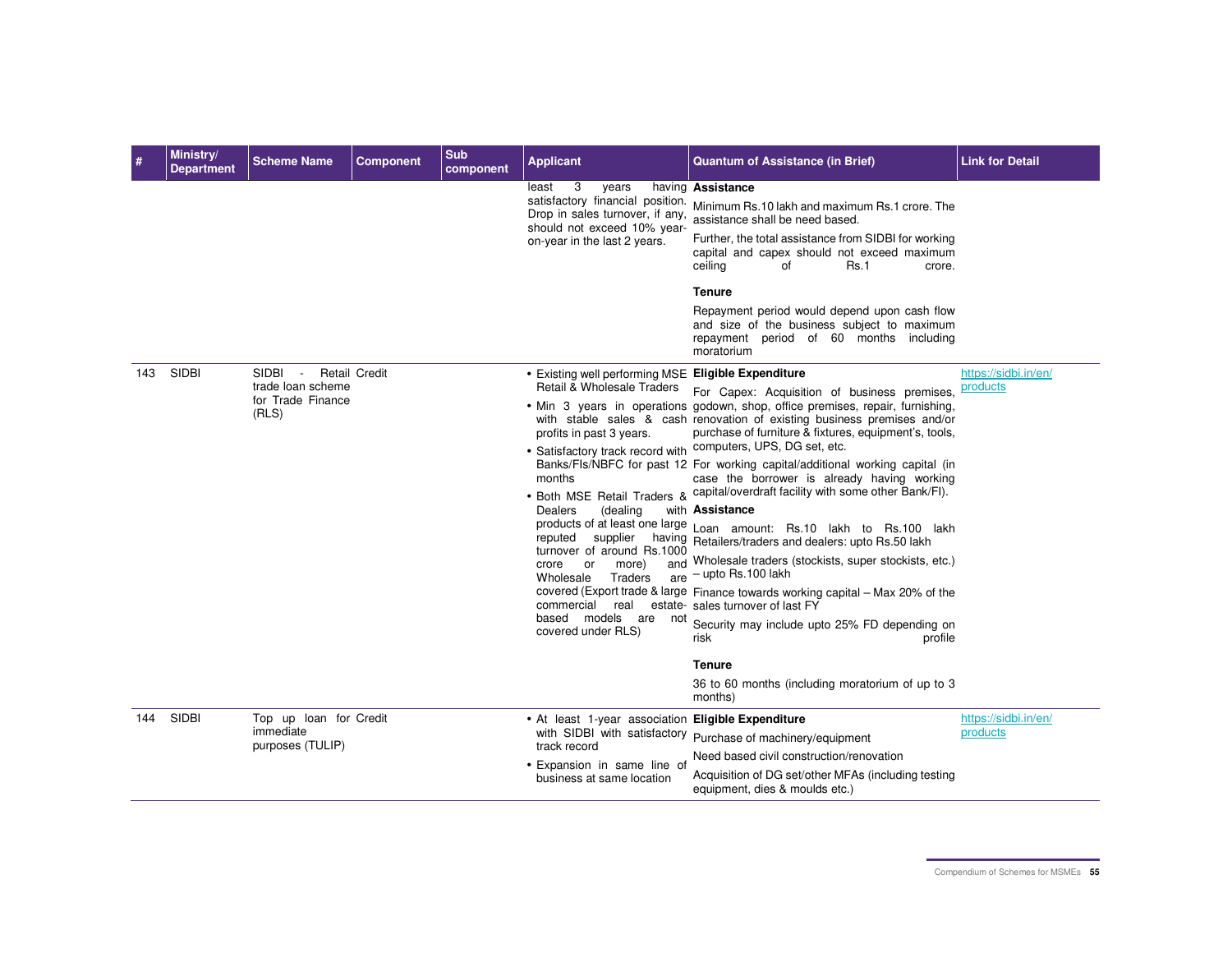| # | Ministry/ Department | Scheme Name | Component | Sub component | Applicant | Quantum of Assistance (in Brief) | Link for Detail |
|---|---|---|---|---|---|---|---|
| | | | | | least 3 years having satisfactory financial position. Drop in sales turnover, if any, should not exceed 10% year-on-year in the last 2 years. | **Assistance**<br>Minimum Rs.10 lakh and maximum Rs.1 crore. The assistance shall be need based.<br>Further, the total assistance from SIDBI for working capital and capex should not exceed maximum ceiling of Rs.1 crore.<br>**Tenure**<br>Repayment period would depend upon cash flow and size of the business subject to maximum repayment period of 60 months including moratorium | |
| 143 | SIDBI | SIDBI - Retail trade loan scheme for Trade Finance (RLS) | Credit | | • Existing well performing MSE Retail & Wholesale Traders<br>• Min 3 years in operations with stable sales & cash profits in past 3 years.<br>• Satisfactory track record with Banks/FIs/NBFC for past 12 months<br>• Both MSE Retail Traders & Dealers (dealing with products of at least one large reputed supplier having turnover of around Rs.1000 crore or more) and Wholesale Traders are covered (Export trade & large commercial real estate-based models are not covered under RLS) | **Eligible Expenditure**<br>For Capex: Acquisition of business premises, godown, shop, office premises, repair, furnishing, renovation of existing business premises and/or purchase of furniture & fixtures, equipment's, tools, computers, UPS, DG set, etc.<br>For working capital/additional working capital (in case the borrower is already having working capital/overdraft facility with some other Bank/FI).<br>**Assistance**<br>Loan amount: Rs.10 lakh to Rs.100 lakh Retailers/traders and dealers: upto Rs.50 lakh<br>Wholesale traders (stockists, super stockists, etc.) – upto Rs.100 lakh<br>Finance towards working capital – Max 20% of the sales turnover of last FY<br>Security may include upto 25% FD depending on risk profile<br>**Tenure**<br>36 to 60 months (including moratorium of up to 3 months) | https://sidbi.in/en/products |
| 144 | SIDBI | Top up loan for immediate purposes (TULIP) | Credit | | • At least 1-year association with SIDBI with satisfactory track record<br>• Expansion in same line of business at same location | **Eligible Expenditure**<br>Purchase of machinery/equipment<br>Need based civil construction/renovation<br>Acquisition of DG set/other MFAs (including testing equipment, dies & moulds etc.) | https://sidbi.in/en/products |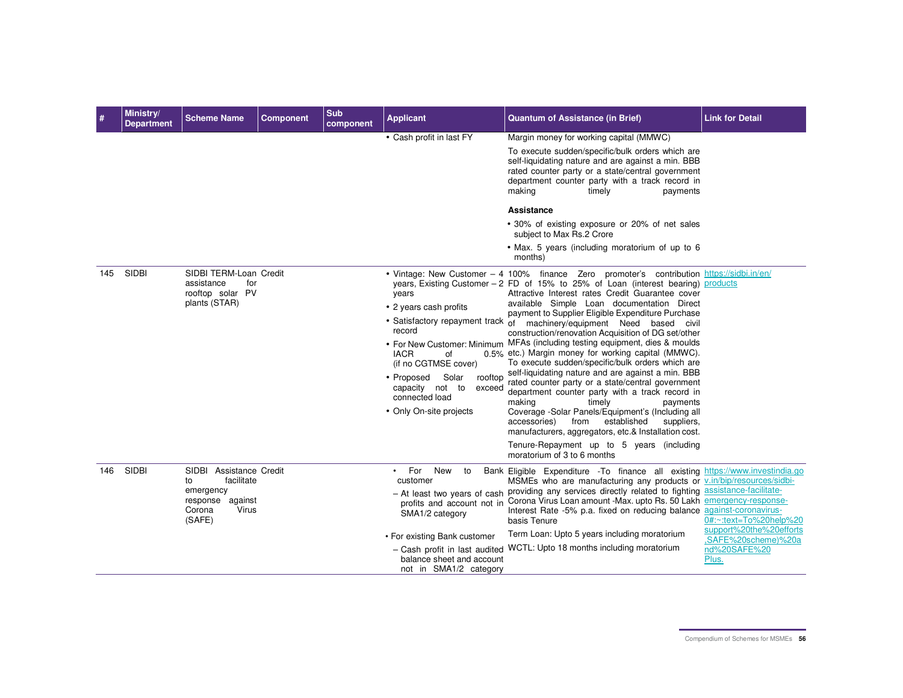| # | Ministry/ Department | Scheme Name | Component | Sub component | Applicant | Quantum of Assistance (in Brief) | Link for Detail |
|---|---|---|---|---|---|---|---|
| | | | | | • Cash profit in last FY | Margin money for working capital (MMWC)<br><br>To execute sudden/specific/bulk orders which are self-liquidating nature and are against a min. BBB rated counter party or a state/central government department counter party with a track record in making timely payments<br><br>**Assistance**<br><br>• 30% of existing exposure or 20% of net sales subject to Max Rs.2 Crore<br><br>• Max. 5 years (including moratorium of up to 6 months) | |
| 145 | SIDBI | SIDBI TERM-Loan assistance for rooftop solar PV plants (STAR) | Credit | | • Vintage: New Customer – 4 years, Existing Customer – 2 years<br><br>• 2 years cash profits<br><br>• Satisfactory repayment track record<br><br>• For New Customer: Minimum IACR of 0.5% (if no CGTMSE cover)<br><br>• Proposed Solar rooftop capacity not to exceed connected load<br><br>• Only On-site projects | 100% finance Zero promoter's contribution FD of 15% to 25% of Loan (interest bearing) Attractive Interest rates Credit Guarantee cover available Simple Loan documentation Direct payment to Supplier Eligible Expenditure Purchase of machinery/equipment Need based civil construction/renovation Acquisition of DG set/other MFAs (including testing equipment, dies & moulds etc.) Margin money for working capital (MMWC). To execute sudden/specific/bulk orders which are self-liquidating nature and are against a min. BBB rated counter party or a state/central government department counter party with a track record in making timely payments Coverage -Solar Panels/Equipment's (Including all accessories) from established suppliers, manufacturers, aggregators, etc.& Installation cost.<br><br>Tenure-Repayment up to 5 years (including moratorium of 3 to 6 months | https://sidbi.in/en/products |
| 146 | SIDBI | SIDBI Assistance to facilitate emergency response against Corona Virus (SAFE) | Credit | | • For New to Bank customer<br><br>– At least two years of cash profits and account not in SMA1/2 category<br><br>• For existing Bank customer<br><br>– Cash profit in last audited balance sheet and account not in SMA1/2 category | Eligible Expenditure -To finance all existing MSMEs who are manufacturing any products or providing any services directly related to fighting Corona Virus Loan amount -Max. upto Rs. 50 Lakh Interest Rate -5% p.a. fixed on reducing balance basis Tenure<br><br>Term Loan: Upto 5 years including moratorium<br><br>WCTL: Upto 18 months including moratorium | https://www.investindia.gov.in/bip/resources/sidbi-assistance-facilitate-emergency-response-against-coronavirus-0#:~:text=To%20help%20support%20the%20efforts,SAFE%20scheme)%20and%20SAFE%20Plus. |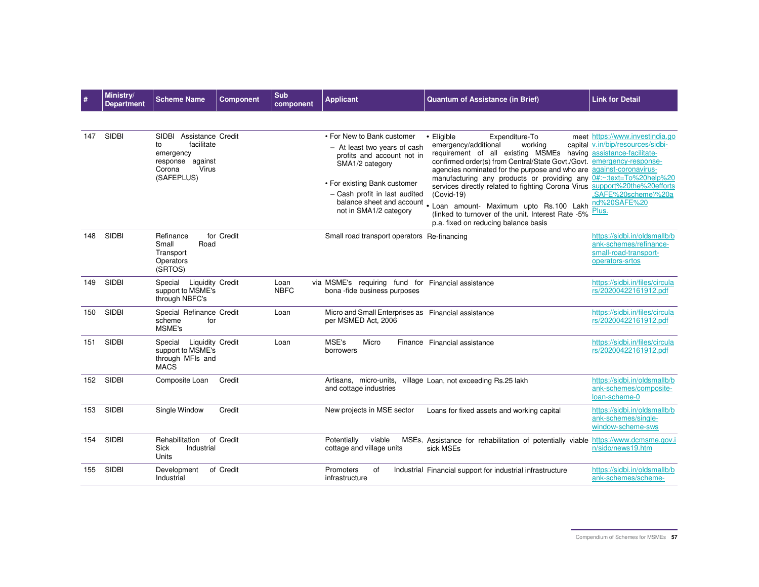| # | Ministry/ Department | Scheme Name | Component | Sub component | Applicant | Quantum of Assistance (in Brief) | Link for Detail |
|---|---|---|---|---|---|---|---|
| 147 | SIDBI | SIDBI Assistance to facilitate emergency response against Corona Virus (SAFEPLUS) | Credit | | • For New to Bank customer<br>– At least two years of cash profits and account not in SMA1/2 category<br>• For existing Bank customer<br>– Cash profit in last audited balance sheet and account not in SMA1/2 category | • Eligible Expenditure-To meet emergency/additional working capital requirement of all existing MSMEs having confirmed order(s) from Central/State Govt./Govt. agencies nominated for the purpose and who are manufacturing any products or providing any services directly related to fighting Corona Virus (Covid-19)<br>• Loan amount- Maximum upto Rs.100 Lakh (linked to turnover of the unit. Interest Rate -5% p.a. fixed on reducing balance basis | https://www.investindia.gov.in/bip/resources/sidbi-assistance-facilitate-emergency-response-against-coronavirus-0#:~:text=To%20help%20support%20the%20efforts,SAFE%20scheme)%20and%20SAFE%20Plus. |
| 148 | SIDBI | Refinance for Small Road Transport Operators (SRTOS) | Credit | | Small road transport operators | Re-financing | https://sidbi.in/oldsmallbank-schemes/refinance-small-road-transport-operators-srtos |
| 149 | SIDBI | Special Liquidity support to MSME's through NBFC's | Credit | Loan via NBFC | MSME's requiring fund for bona -fide business purposes | Financial assistance | https://sidbi.in/files/circulars/20200422161912.pdf |
| 150 | SIDBI | Special Refinance scheme for MSME's | Credit | Loan | Micro and Small Enterprises as per MSMED Act, 2006 | Financial assistance | https://sidbi.in/files/circulars/20200422161912.pdf |
| 151 | SIDBI | Special Liquidity support to MSME's through MFIs and MACS | Credit | Loan | MSE's Micro Finance borrowers | Financial assistance | https://sidbi.in/files/circulars/20200422161912.pdf |
| 152 | SIDBI | Composite Loan | Credit | | Artisans, micro-units, village and cottage industries | Loan, not exceeding Rs.25 lakh | https://sidbi.in/oldsmallbank-schemes/composite-loan-scheme-0 |
| 153 | SIDBI | Single Window | Credit | | New projects in MSE sector | Loans for fixed assets and working capital | https://sidbi.in/oldsmallbank-schemes/single-window-scheme-sws |
| 154 | SIDBI | Rehabilitation of Sick Industrial Units | Credit | | Potentially viable MSEs, cottage and village units | Assistance for rehabilitation of potentially viable sick MSEs | https://www.dcmsme.gov.in/sido/news19.htm |
| 155 | SIDBI | Development of Industrial | Credit | | Promoters of Industrial infrastructure | Financial support for industrial infrastructure | https://sidbi.in/oldsmallbank-schemes/scheme- |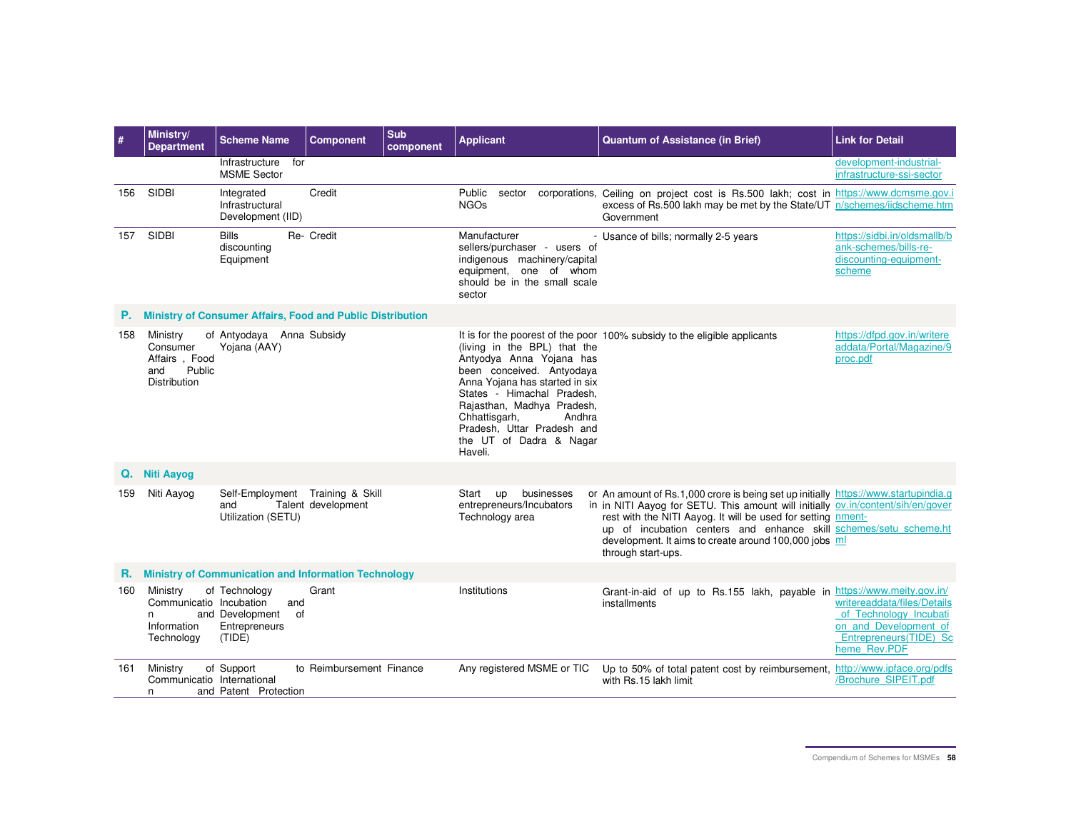| # | Ministry/ Department | Scheme Name | Component | Sub component | Applicant | Quantum of Assistance (in Brief) | Link for Detail |
|---|---|---|---|---|---|---|---|
| | | Infrastructure for MSME Sector | | | | | development-industrial-infrastructure-ssi-sector |
| 156 | SIDBI | Integrated Infrastructural Development (IID) | Credit | | Public sector corporations, NGOs | Ceiling on project cost is Rs.500 lakh; cost in excess of Rs.500 lakh may be met by the State/UT Government | https://www.dcmsme.gov.in/schemes/iidscheme.htm |
| 157 | SIDBI | Bills Re-discounting Equipment | Credit | | Manufacturer - sellers/purchaser - users of indigenous machinery/capital equipment, one of whom should be in the small scale sector | Usance of bills; normally 2-5 years | https://sidbi.in/oldsmallb/bank-schemes/bills-re-discounting-equipment-scheme |
| **P.** | **Ministry of Consumer Affairs, Food and Public Distribution** | | | | | | |
| 158 | Ministry of Consumer Affairs , Food and Public Distribution | Antyodaya Anna Yojana (AAY) | Subsidy | | It is for the poorest of the poor (living in the BPL) that the Antyodya Anna Yojana has been conceived. Antyodaya Anna Yojana has started in six States - Himachal Pradesh, Rajasthan, Madhya Pradesh, Chhattisgarh, Andhra Pradesh, Uttar Pradesh and the UT of Dadra & Nagar Haveli. | 100% subsidy to the eligible applicants | https://dfpd.gov.in/writereaddata/Portal/Magazine/9proc.pdf |
| **Q.** | **Niti Aayog** | | | | | | |
| 159 | Niti Aayog | Self-Employment and Talent Utilization (SETU) | Training & Skill development | | Start up businesses or entrepreneurs/Incubators in Technology area | An amount of Rs.1,000 crore is being set up initially in NITI Aayog for SETU. This amount will initially rest with the NITI Aayog. It will be used for setting up of incubation centers and enhance skill development. It aims to create around 100,000 jobs through start-ups. | https://www.startupindia.gov.in/content/sih/en/government-schemes/setu_scheme.html |
| **R.** | **Ministry of Communication and Information Technology** | | | | | | |
| 160 | Ministry of Communication and Information Technology | Technology Incubation and Development of Entrepreneurs (TIDE) | Grant | | Institutions | Grant-in-aid of up to Rs.155 lakh, payable in installments | https://www.meity.gov.in/writereaddata/files/Details_of_Technology_Incubation_and_Development_of_Entrepreneurs(TIDE)_Scheme_Rev.PDF |
| 161 | Ministry of Communication and | Support to International Patent Protection | Reimbursement | Finance | Any registered MSME or TIC | Up to 50% of total patent cost by reimbursement, with Rs.15 lakh limit | http://www.ipface.org/pdfs/Brochure_SIPEIT.pdf |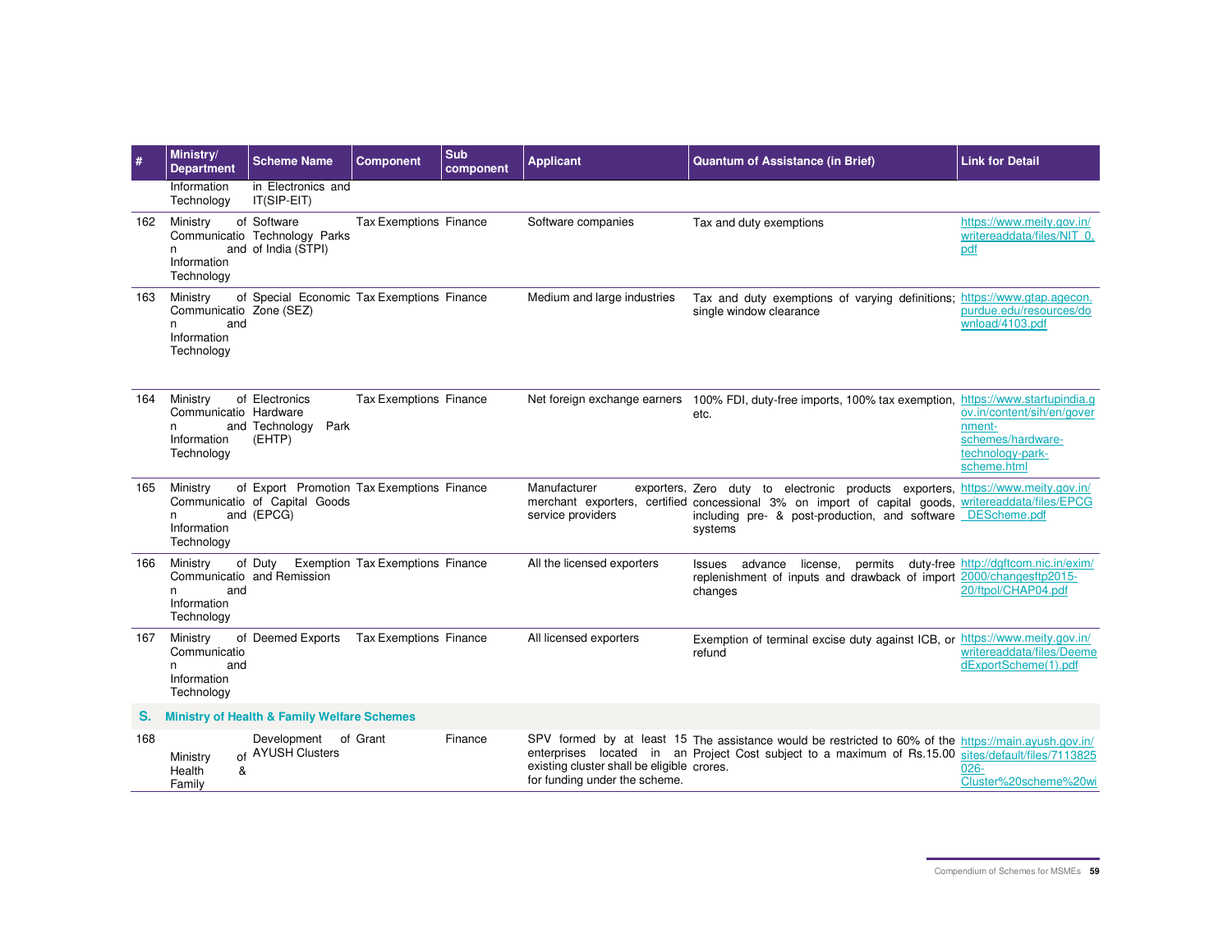| # | Ministry/ Department | Scheme Name | Component | Sub component | Applicant | Quantum of Assistance (in Brief) | Link for Detail |
|---|---|---|---|---|---|---|---|
| | Information Technology | in Electronics and IT(SIP-EIT) | | | | | |
| 162 | Ministry of Communication and Information Technology | Software Technology Parks of India (STPI) | Tax Exemptions | Finance | Software companies | Tax and duty exemptions | https://www.meity.gov.in/writereaddata/files/NIT_0.pdf |
| 163 | Ministry of Communication and Information Technology | Special Economic Zone (SEZ) | Tax Exemptions | Finance | Medium and large industries | Tax and duty exemptions of varying definitions; single window clearance | https://www.gtap.agecon.purdue.edu/resources/download/4103.pdf |
| 164 | Ministry of Communication and Information Technology | Electronics Hardware and Technology Park (EHTP) | Tax Exemptions | Finance | Net foreign exchange earners | 100% FDI, duty-free imports, 100% tax exemption, etc. | https://www.startupindia.gov.in/content/sih/en/government-schemes/hardware-technology-park-scheme.html |
| 165 | Ministry of Communication and Information Technology | Export Promotion of Capital Goods (EPCG) | Tax Exemptions | Finance | Manufacturer exporters, merchant exporters, certified service providers | Zero duty to electronic products exporters, concessional 3% on import of capital goods, including pre- & post-production, and software systems | https://www.meity.gov.in/writereaddata/files/EPCG_DEScheme.pdf |
| 166 | Ministry of Communication and Information Technology | Duty Exemption and Remission | Tax Exemptions | Finance | All the licensed exporters | Issues advance license, permits duty-free replenishment of inputs and drawback of import changes | http://dgftcom.nic.in/exim/2000/changesftp2015-20/ftpol/CHAP04.pdf |
| 167 | Ministry of Communication and Information Technology | Deemed Exports | Tax Exemptions | Finance | All licensed exporters | Exemption of terminal excise duty against ICB, or refund | https://www.meity.gov.in/writereaddata/files/DeemedExportScheme(1).pdf |
| **S.** | **Ministry of Health & Family Welfare Schemes** | | | | | | |
| 168 | Ministry of Health & Family | Development of AYUSH Clusters | Grant | Finance | SPV formed by at least 15 enterprises located in an existing cluster shall be eligible for funding under the scheme. | The assistance would be restricted to 60% of the Project Cost subject to a maximum of Rs.15.00 crores. | https://main.ayush.gov.in/sites/default/files/7113825026-Cluster%20scheme%20wi |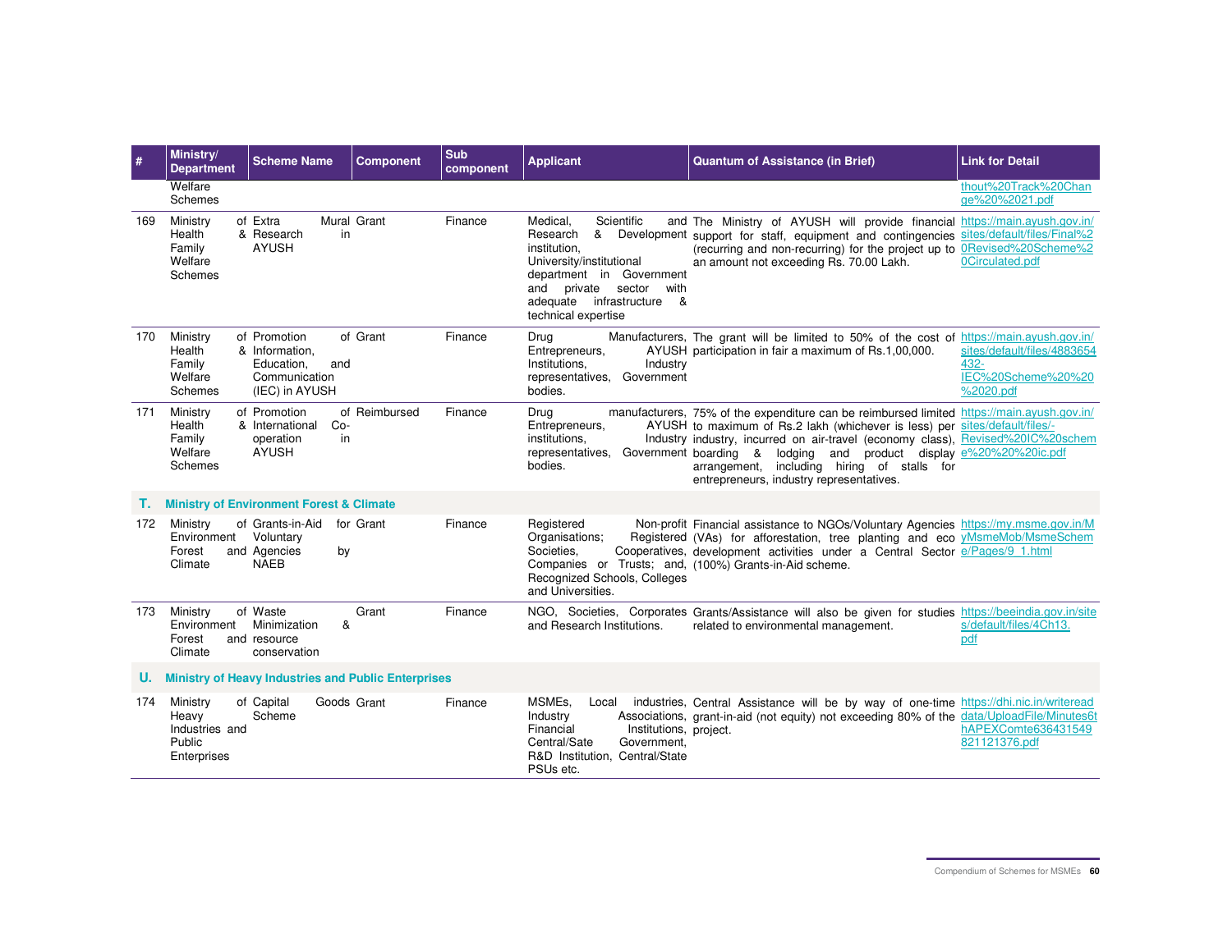| # | Ministry/ Department | Scheme Name | Component | Sub component | Applicant | Quantum of Assistance (in Brief) | Link for Detail |
|---|---|---|---|---|---|---|---|
| | Welfare Schemes | | | | | | thout%20Track%20Change%20%2021.pdf |
| 169 | Ministry of Health & Family Welfare Schemes | Extra Mural Research in AYUSH | Grant | Finance | Medical, Scientific and Research & Development institution, University/institutional department in Government and private sector with adequate infrastructure & technical expertise | The Ministry of AYUSH will provide financial support for staff, equipment and contingencies (recurring and non-recurring) for the project up to an amount not exceeding Rs. 70.00 Lakh. | https://main.ayush.gov.in/sites/default/files/Final%20Revised%20Scheme%20Circulated.pdf |
| 170 | Ministry of Health & Family Welfare Schemes | Promotion of Information, Education, and Communication (IEC) in AYUSH | Grant | Finance | Drug Manufacturers, Entrepreneurs, AYUSH Institutions, Industry representatives, Government bodies. | The grant will be limited to 50% of the cost of participation in fair a maximum of Rs.1,00,000. | https://main.ayush.gov.in/sites/default/files/4883654432-IEC%20Scheme%20%20%2020.pdf |
| 171 | Ministry of Health & Family Welfare Schemes | Promotion of International Co-operation in AYUSH | Reimbursed | Finance | Drug manufacturers, Entrepreneurs, AYUSH institutions, Industry representatives, Government bodies. | 75% of the expenditure can be reimbursed limited to maximum of Rs.2 lakh (whichever is less) per industry, incurred on air-travel (economy class), boarding & lodging and product display arrangement, including hiring of stalls for entrepreneurs, industry representatives. | https://main.ayush.gov.in/sites/default/files/-Revised%20IC%20scheme%20%20%20ic.pdf |
| **T.** | **Ministry of Environment Forest & Climate** | | | | | | |
| 172 | Ministry of Environment Forest and Climate | Grants-in-Aid for Voluntary Agencies by NAEB | Grant | Finance | Registered Non-profit Organisations; Registered Societies, Cooperatives, Companies or Trusts; and, Recognized Schools, Colleges and Universities. | Financial assistance to NGOs/Voluntary Agencies (VAs) for afforestation, tree planting and eco development activities under a Central Sector (100%) Grants-in-Aid scheme. | https://my.msme.gov.in/MyMsmeMob/MsmeScheme/Pages/9_1.html |
| 173 | Ministry of Environment Forest and Climate | Waste Minimization & resource conservation | Grant | Finance | NGO, Societies, Corporates and Research Institutions. | Grants/Assistance will also be given for studies related to environmental management. | https://beeindia.gov.in/sites/default/files/4Ch13.pdf |
| **U.** | **Ministry of Heavy Industries and Public Enterprises** | | | | | | |
| 174 | Ministry of Heavy Industries and Public Enterprises | Capital Goods Scheme | Grant | Finance | MSMEs, Local industries, Industry Associations, Financial Institutions, Central/Sate Government, R&D Institution, Central/State PSUs etc. | Central Assistance will be by way of one-time grant-in-aid (not equity) not exceeding 80% of the project. | https://dhi.nic.in/writereaddata/UploadFile/Minutes6thAPEXComte636431549821121376.pdf |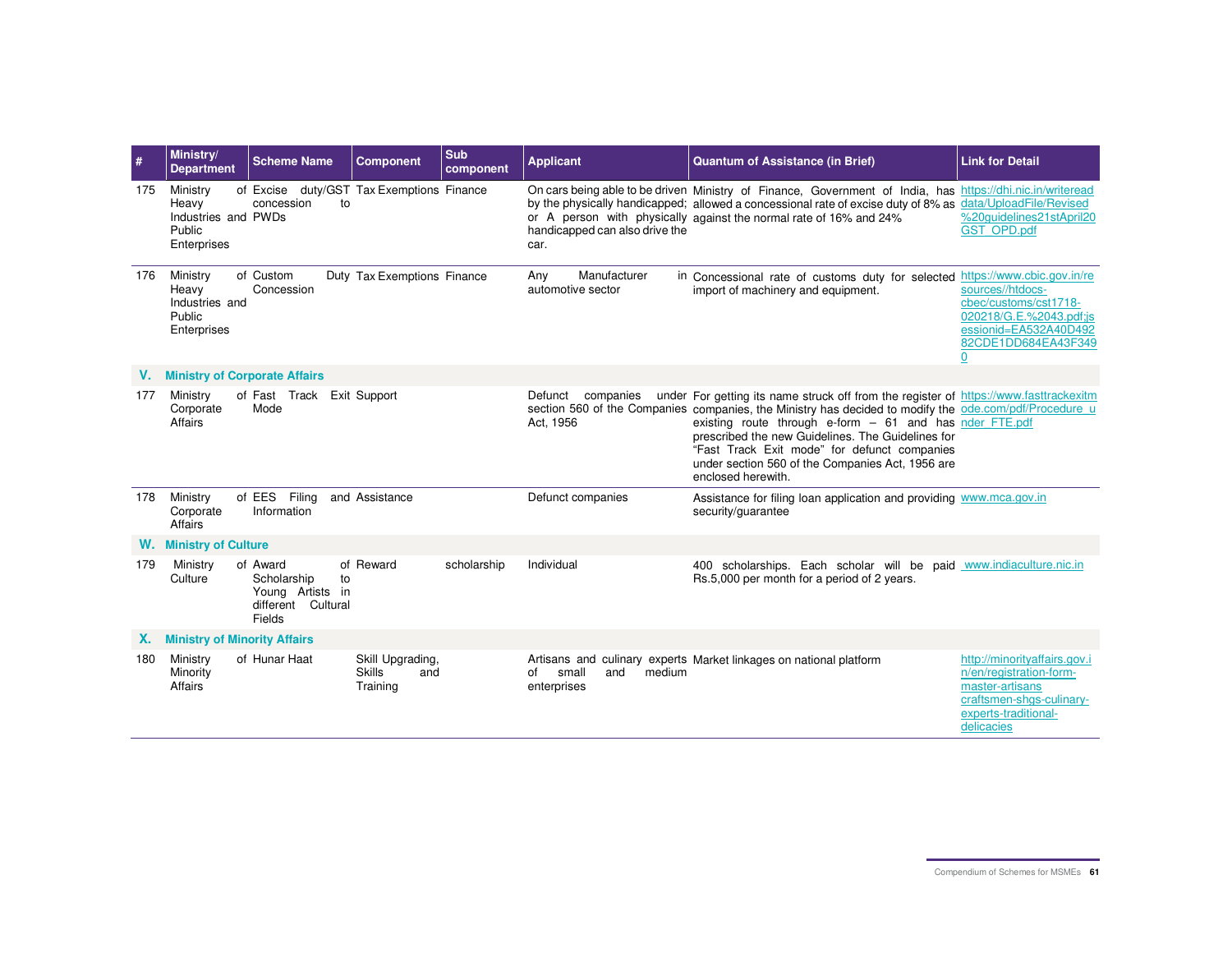| # | Ministry/ Department | Scheme Name | Component | Sub component | Applicant | Quantum of Assistance (in Brief) | Link for Detail |
|---|---|---|---|---|---|---|---|
| 175 | Ministry of Heavy Industries and Public Enterprises | Excise duty/GST concession to PWDs | Tax Exemptions | Finance | On cars being able to be driven by the physically handicapped; or A person with physically handicapped can also drive the car. | Ministry of Finance, Government of India, has allowed a concessional rate of excise duty of 8% as against the normal rate of 16% and 24% | https://dhi.nic.in/writereaddata/UploadFile/Revised%20guidelines21stApril20GST_OPD.pdf |
| 176 | Ministry of Heavy Industries and Public Enterprises | Custom Duty Concession | Tax Exemptions | Finance | Any Manufacturer in automotive sector | Concessional rate of customs duty for selected import of machinery and equipment. | https://www.cbic.gov.in/resources//htdocs-cbec/customs/cst1718-020218/G.E.%2043.pdf;jsessionid=EA532A40D49282CDE1DD684EA43F3490 |
| **V.** | **Ministry of Corporate Affairs** | | | | | | |
| 177 | Ministry of Corporate Affairs | Fast Track Exit Mode | Support | | Defunct companies under section 560 of the Companies Act, 1956 | For getting its name struck off from the register of companies, the Ministry has decided to modify the existing route through e-form – 61 and has prescribed the new Guidelines. The Guidelines for "Fast Track Exit mode" for defunct companies under section 560 of the Companies Act, 1956 are enclosed herewith. | https://www.fasttrackexitmode.com/pdf/Procedure_under_FTE.pdf |
| 178 | Ministry of Corporate Affairs | EES Filing and Information | Assistance | | Defunct companies | Assistance for filing loan application and providing security/guarantee | www.mca.gov.in |
| **W.** | **Ministry of Culture** | | | | | | |
| 179 | Ministry of Culture | Award of Scholarship to Young Artists in different Cultural Fields | Reward | scholarship | Individual | 400 scholarships. Each scholar will be paid Rs.5,000 per month for a period of 2 years. | www.indiaculture.nic.in |
| **X.** | **Ministry of Minority Affairs** | | | | | | |
| 180 | Ministry of Minority Affairs | Hunar Haat | Skill Upgrading, Skills and Training | | Artisans and culinary experts of small and medium enterprises | Market linkages on national platform | http://minorityaffairs.gov.in/en/registration-form-master-artisans craftsmen-shgs-culinary-experts-traditional-delicacies |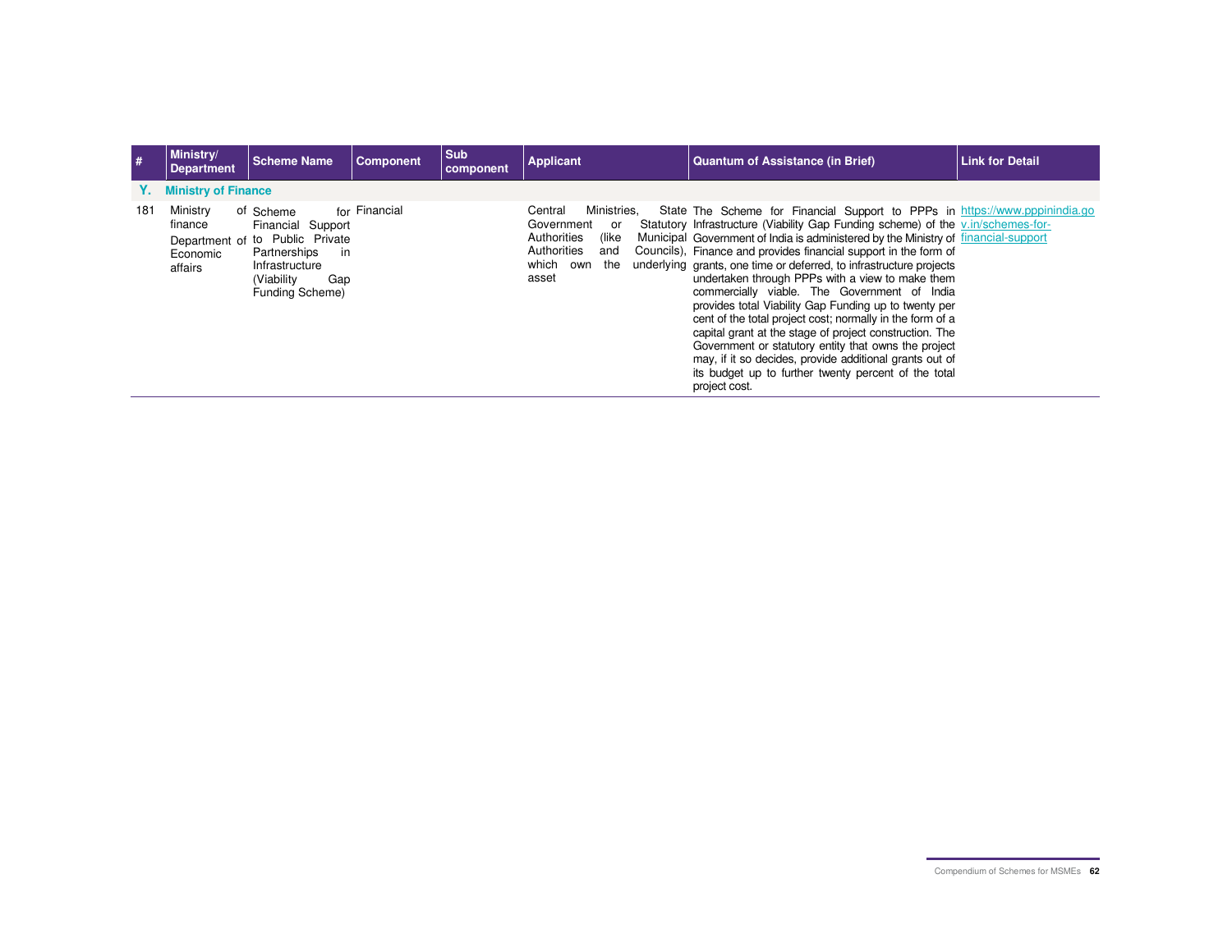| # | Ministry/ Department | Scheme Name | Component | Sub component | Applicant | Quantum of Assistance (in Brief) | Link for Detail |
|---|---|---|---|---|---|---|---|
| **Y.** | **Ministry of Finance** | | | | | | |
| 181 | Ministry of finance Department of Economic affairs | Scheme for Financial Support to Public Private Partnerships in Infrastructure (Viability Gap Funding Scheme) | Financial | | Central Ministries, State Government or Statutory Authorities (like Municipal Authorities and Councils), which own the underlying asset | The Scheme for Financial Support to PPPs in Infrastructure (Viability Gap Funding scheme) of the Government of India is administered by the Ministry of Finance and provides financial support in the form of grants, one time or deferred, to infrastructure projects undertaken through PPPs with a view to make them commercially viable. The Government of India provides total Viability Gap Funding up to twenty per cent of the total project cost; normally in the form of a capital grant at the stage of project construction. The Government or statutory entity that owns the project may, if it so decides, provide additional grants out of its budget up to further twenty percent of the total project cost. | https://www.pppinindia.gov.in/schemes-for-financial-support |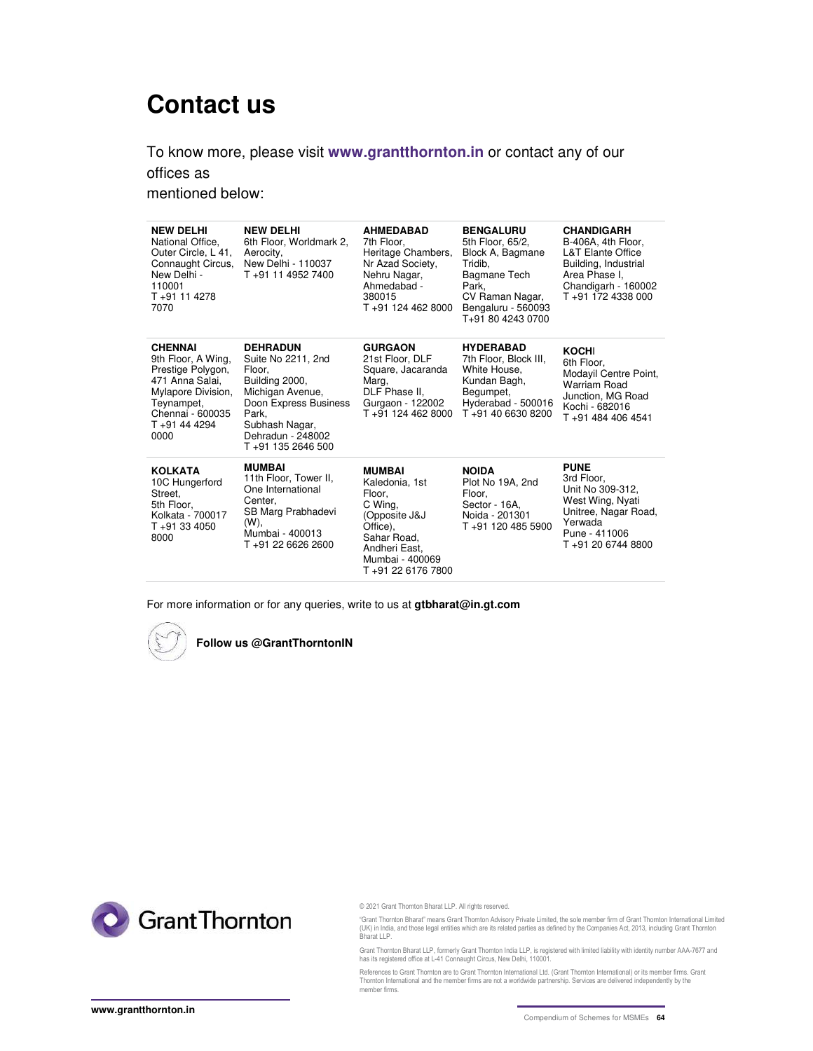# Contact us

To know more, please visit **www.grantthornton.in** or contact any of our offices as mentioned below:

| | | | | |
|---|---|---|---|---|
| **NEW DELHI** National Office, Outer Circle, L 41, Connaught Circus, New Delhi - 110001 T +91 11 4278 7070 | **NEW DELHI** 6th Floor, Worldmark 2, Aerocity, New Delhi - 110037 T +91 11 4952 7400 | **AHMEDABAD** 7th Floor, Heritage Chambers, Nr Azad Society, Nehru Nagar, Ahmedabad - 380015 T +91 124 462 8000 | **BENGALURU** 5th Floor, 65/2, Block A, Bagmane Tridib, Bagmane Tech Park, CV Raman Nagar, Bengaluru - 560093 T+91 80 4243 0700 | **CHANDIGARH** B-406A, 4th Floor, L&T Elante Office Building, Industrial Area Phase I, Chandigarh - 160002 T +91 172 4338 000 |
| **CHENNAI** 9th Floor, A Wing, Prestige Polygon, 471 Anna Salai, Mylapore Division, Teynampet, Chennai - 600035 T +91 44 4294 0000 | **DEHRADUN** Suite No 2211, 2nd Floor, Building 2000, Michigan Avenue, Doon Express Business Park, Subhash Nagar, Dehradun - 248002 T +91 135 2646 500 | **GURGAON** 21st Floor, DLF Square, Jacaranda Marg, DLF Phase II, Gurgaon - 122002 T +91 124 462 8000 | **HYDERABAD** 7th Floor, Block III, White House, Kundan Bagh, Begumpet, Hyderabad - 500016 T +91 40 6630 8200 | **KOCHI** 6th Floor, Modayil Centre Point, Warriam Road Junction, MG Road Kochi - 682016 T +91 484 406 4541 |
| **KOLKATA** 10C Hungerford Street, 5th Floor, Kolkata - 700017 T +91 33 4050 8000 | **MUMBAI** 11th Floor, Tower II, One International Center, SB Marg Prabhadevi (W), Mumbai - 400013 T +91 22 6626 2600 | **MUMBAI** Kaledonia, 1st Floor, C Wing, (Opposite J&J Office), Sahar Road, Andheri East, Mumbai - 400069 T +91 22 6176 7800 | **NOIDA** Plot No 19A, 2nd Floor, Sector - 16A, Noida - 201301 T +91 120 485 5900 | **PUNE** 3rd Floor, Unit No 309-312, West Wing, Nyati Unitree, Nagar Road, Yerwada Pune - 411006 T +91 20 6744 8800 |

For more information or for any queries, write to us at **gtbharat@in.gt.com**

**Follow us @GrantThorntonIN**

© 2021 Grant Thornton Bharat LLP. All rights reserved.

"Grant Thornton Bharat" means Grant Thornton Advisory Private Limited, the sole member firm of Grant Thornton International Limited (UK) in India, and those legal entities which are its related parties as defined by the Companies Act, 2013, including Grant Thornton Bharat LLP.

Grant Thornton Bharat LLP, formerly Grant Thornton India LLP, is registered with limited liability with identity number AAA-7677 and has its registered office at L-41 Connaught Circus, New Delhi, 110001.

References to Grant Thornton are to Grant Thornton International Ltd. (Grant Thornton International) or its member firms. Grant Thornton International and the member firms are not a worldwide partnership. Services are delivered independently by the member firms.

www.grantthornton.in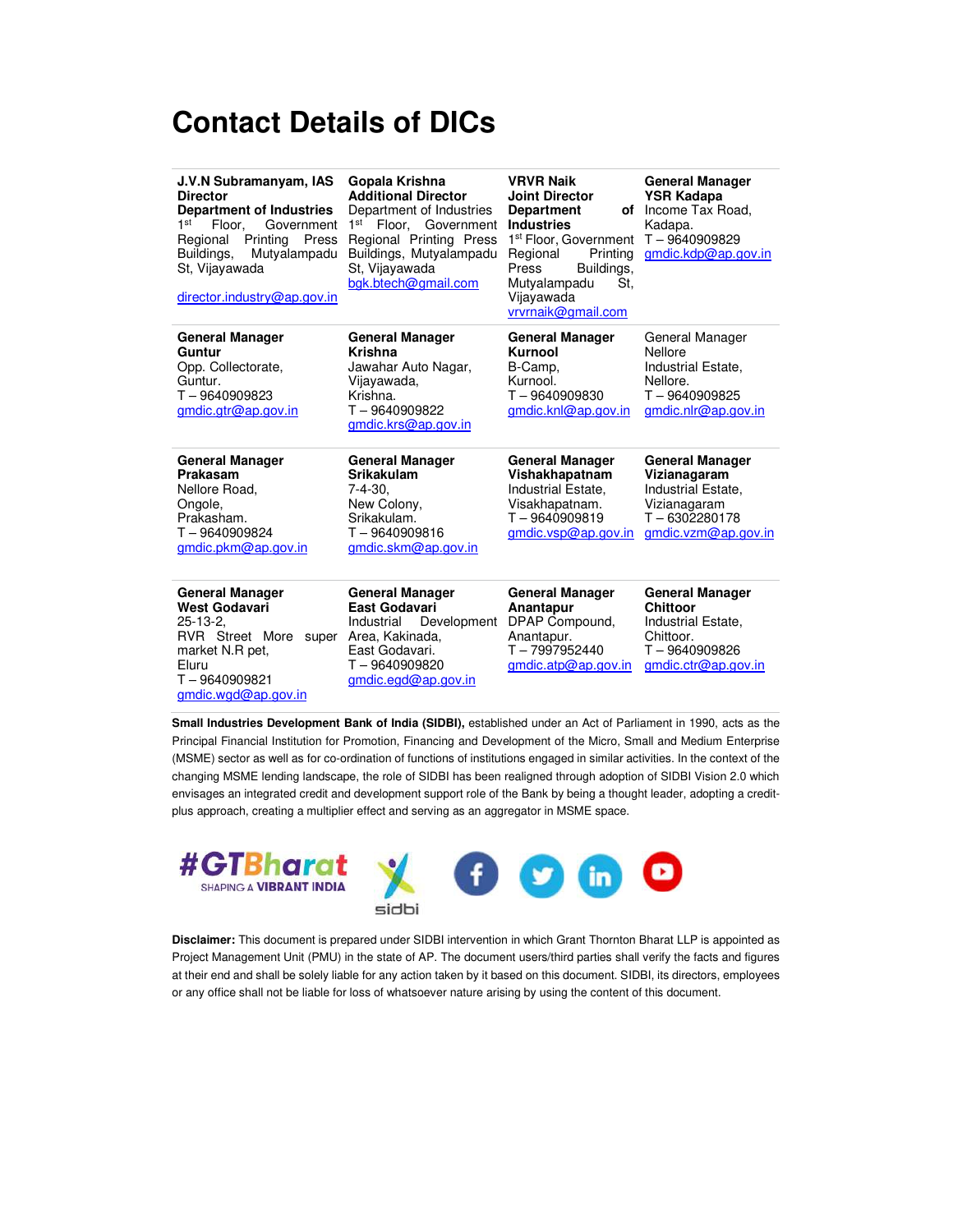# Contact Details of DICs

| | | | |
|---|---|---|---|
| **J.V.N Subramanyam, IAS**<br>**Director**<br>**Department of Industries**<br>1st Floor, Government Regional Printing Press Buildings, Mutyalampadu St, Vijayawada<br><br>director.industry@ap.gov.in | **Gopala Krishna**<br>**Additional Director**<br>Department of Industries<br>1st Floor, Government Regional Printing Press Buildings, Mutyalampadu St, Vijayawada<br>bgk.btech@gmail.com | **VRVR Naik**<br>**Joint Director**<br>**Department of Industries**<br>1st Floor, Government Regional Printing Press Buildings, Mutyalampadu St, Vijayawada<br>vrvrnaik@gmail.com | **General Manager**<br>**YSR Kadapa**<br>Income Tax Road,<br>Kadapa.<br>T – 9640909829<br>gmdic.kdp@ap.gov.in |
| **General Manager**<br>**Guntur**<br>Opp. Collectorate,<br>Guntur.<br>T – 9640909823<br>gmdic.gtr@ap.gov.in | **General Manager**<br>**Krishna**<br>Jawahar Auto Nagar,<br>Vijayawada,<br>Krishna.<br>T – 9640909822<br>gmdic.krs@ap.gov.in | **General Manager**<br>**Kurnool**<br>B-Camp,<br>Kurnool.<br>T – 9640909830<br>gmdic.knl@ap.gov.in | General Manager<br>Nellore<br>Industrial Estate,<br>Nellore.<br>T – 9640909825<br>gmdic.nlr@ap.gov.in |
| **General Manager**<br>**Prakasam**<br>Nellore Road,<br>Ongole,<br>Prakasham.<br>T – 9640909824<br>gmdic.pkm@ap.gov.in | **General Manager**<br>**Srikakulam**<br>7-4-30,<br>New Colony,<br>Srikakulam.<br>T – 9640909816<br>gmdic.skm@ap.gov.in | **General Manager**<br>**Vishakhapatnam**<br>Industrial Estate,<br>Visakhapatnam.<br>T – 9640909819<br>gmdic.vsp@ap.gov.in | **General Manager**<br>**Vizianagaram**<br>Industrial Estate,<br>Vizianagaram<br>T – 6302280178<br>gmdic.vzm@ap.gov.in |
| **General Manager**<br>**West Godavari**<br>25-13-2,<br>RVR Street More super market N.R pet,<br>Eluru<br>T – 9640909821<br>gmdic.wgd@ap.gov.in | **General Manager**<br>**East Godavari**<br>Industrial Development Area, Kakinada,<br>East Godavari.<br>T – 9640909820<br>gmdic.egd@ap.gov.in | **General Manager**<br>**Anantapur**<br>DPAP Compound,<br>Anantapur.<br>T – 7997952440<br>gmdic.atp@ap.gov.in | **General Manager**<br>**Chittoor**<br>Industrial Estate,<br>Chittoor.<br>T – 9640909826<br>gmdic.ctr@ap.gov.in |

**Small Industries Development Bank of India (SIDBI),** established under an Act of Parliament in 1990, acts as the Principal Financial Institution for Promotion, Financing and Development of the Micro, Small and Medium Enterprise (MSME) sector as well as for co-ordination of functions of institutions engaged in similar activities. In the context of the changing MSME lending landscape, the role of SIDBI has been realigned through adoption of SIDBI Vision 2.0 which envisages an integrated credit and development support role of the Bank by being a thought leader, adopting a credit-plus approach, creating a multiplier effect and serving as an aggregator in MSME space.

#GTBharat
SHAPING A VIBRANT INDIA

sidbi

**Disclaimer:** This document is prepared under SIDBI intervention in which Grant Thornton Bharat LLP is appointed as Project Management Unit (PMU) in the state of AP. The document users/third parties shall verify the facts and figures at their end and shall be solely liable for any action taken by it based on this document. SIDBI, its directors, employees or any office shall not be liable for loss of whatsoever nature arising by using the content of this document.